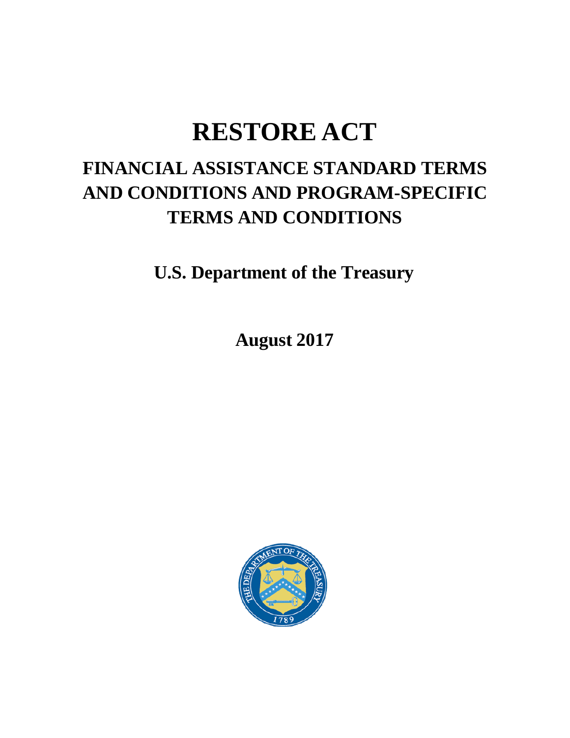# RESTORE ACT

## FINANCIAL ASSISTANCE STANDARD TERMS AND CONDITIONS AND PROGRAM-SPECIFIC TERMS AND CONDITIONS

**U.S. Department of the Treasury**

**August 2017**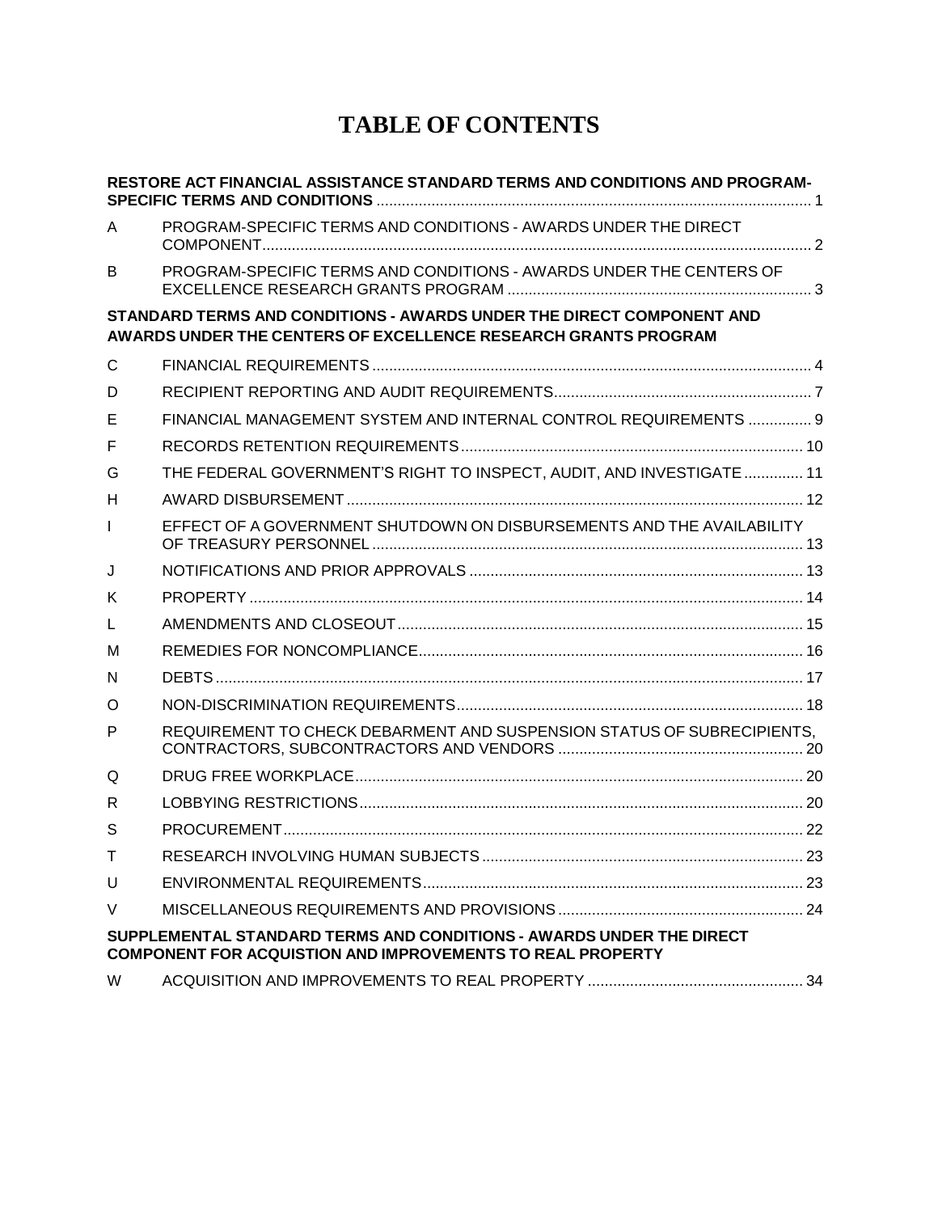# TABLE OF CONTENTS

**RESTORE ACT FINANCIAL ASSISTANCE STANDARD TERMS AND CONDITIONS AND PROGRAM-SPECIFIC TERMS AND CONDITIONS** ........................................................................................................ 1

A PROGRAM-SPECIFIC TERMS AND CONDITIONS - AWARDS UNDER THE DIRECT COMPONENT................................................................................................................. 2

B PROGRAM-SPECIFIC TERMS AND CONDITIONS - AWARDS UNDER THE CENTERS OF EXCELLENCE RESEARCH GRANTS PROGRAM ........................................................................ 3

**STANDARD TERMS AND CONDITIONS - AWARDS UNDER THE DIRECT COMPONENT AND AWARDS UNDER THE CENTERS OF EXCELLENCE RESEARCH GRANTS PROGRAM**

C FINANCIAL REQUIREMENTS ....................................................................................................... 4

D RECIPIENT REPORTING AND AUDIT REQUIREMENTS............................................................. 7

E FINANCIAL MANAGEMENT SYSTEM AND INTERNAL CONTROL REQUIREMENTS ............... 9

F RECORDS RETENTION REQUIREMENTS................................................................................ 10

G THE FEDERAL GOVERNMENT'S RIGHT TO INSPECT, AUDIT, AND INVESTIGATE .............. 11

H AWARD DISBURSEMENT ........................................................................................................... 12

I EFFECT OF A GOVERNMENT SHUTDOWN ON DISBURSEMENTS AND THE AVAILABILITY OF TREASURY PERSONNEL ..................................................................................................... 13

J NOTIFICATIONS AND PRIOR APPROVALS .............................................................................. 13

K PROPERTY .................................................................................................................................. 14

L AMENDMENTS AND CLOSEOUT ............................................................................................... 15

M REMEDIES FOR NONCOMPLIANCE.......................................................................................... 16

N DEBTS .......................................................................................................................................... 17

O NON-DISCRIMINATION REQUIREMENTS................................................................................. 18

P REQUIREMENT TO CHECK DEBARMENT AND SUSPENSION STATUS OF SUBRECIPIENTS, CONTRACTORS, SUBCONTRACTORS AND VENDORS ......................................................... 20

Q DRUG FREE WORKPLACE......................................................................................................... 20

R LOBBYING RESTRICTIONS........................................................................................................ 20

S PROCUREMENT.......................................................................................................................... 22

T RESEARCH INVOLVING HUMAN SUBJECTS ............................................................................ 23

U ENVIRONMENTAL REQUIREMENTS......................................................................................... 23

V MISCELLANEOUS REQUIREMENTS AND PROVISIONS .......................................................... 24

**SUPPLEMENTAL STANDARD TERMS AND CONDITIONS - AWARDS UNDER THE DIRECT COMPONENT FOR ACQUISTION AND IMPROVEMENTS TO REAL PROPERTY**

W ACQUISITION AND IMPROVEMENTS TO REAL PROPERTY ................................................... 34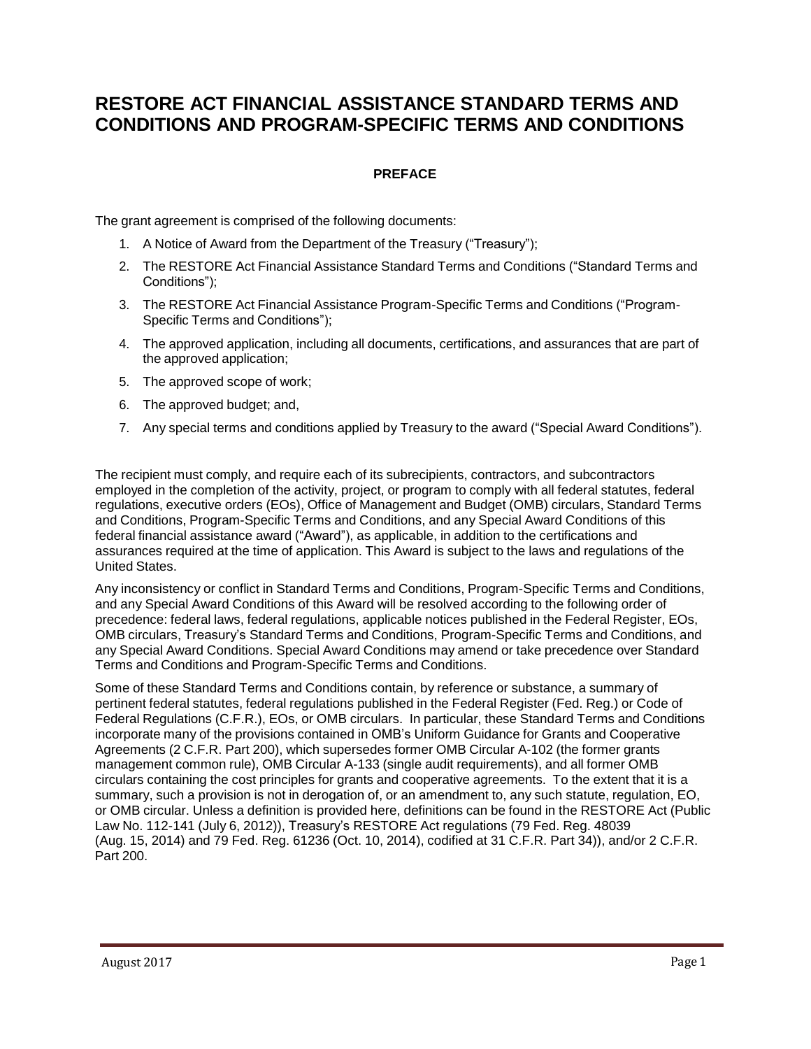# RESTORE ACT FINANCIAL ASSISTANCE STANDARD TERMS AND CONDITIONS AND PROGRAM-SPECIFIC TERMS AND CONDITIONS

## PREFACE

The grant agreement is comprised of the following documents:

1. A Notice of Award from the Department of the Treasury ("Treasury");
2. The RESTORE Act Financial Assistance Standard Terms and Conditions ("Standard Terms and Conditions");
3. The RESTORE Act Financial Assistance Program-Specific Terms and Conditions ("Program-Specific Terms and Conditions");
4. The approved application, including all documents, certifications, and assurances that are part of the approved application;
5. The approved scope of work;
6. The approved budget; and,
7. Any special terms and conditions applied by Treasury to the award ("Special Award Conditions").

The recipient must comply, and require each of its subrecipients, contractors, and subcontractors employed in the completion of the activity, project, or program to comply with all federal statutes, federal regulations, executive orders (EOs), Office of Management and Budget (OMB) circulars, Standard Terms and Conditions, Program-Specific Terms and Conditions, and any Special Award Conditions of this federal financial assistance award ("Award"), as applicable, in addition to the certifications and assurances required at the time of application. This Award is subject to the laws and regulations of the United States.

Any inconsistency or conflict in Standard Terms and Conditions, Program-Specific Terms and Conditions, and any Special Award Conditions of this Award will be resolved according to the following order of precedence: federal laws, federal regulations, applicable notices published in the Federal Register, EOs, OMB circulars, Treasury's Standard Terms and Conditions, Program-Specific Terms and Conditions, and any Special Award Conditions. Special Award Conditions may amend or take precedence over Standard Terms and Conditions and Program-Specific Terms and Conditions.

Some of these Standard Terms and Conditions contain, by reference or substance, a summary of pertinent federal statutes, federal regulations published in the Federal Register (Fed. Reg.) or Code of Federal Regulations (C.F.R.), EOs, or OMB circulars. In particular, these Standard Terms and Conditions incorporate many of the provisions contained in OMB's Uniform Guidance for Grants and Cooperative Agreements (2 C.F.R. Part 200), which supersedes former OMB Circular A-102 (the former grants management common rule), OMB Circular A-133 (single audit requirements), and all former OMB circulars containing the cost principles for grants and cooperative agreements. To the extent that it is a summary, such a provision is not in derogation of, or an amendment to, any such statute, regulation, EO, or OMB circular. Unless a definition is provided here, definitions can be found in the RESTORE Act (Public Law No. 112-141 (July 6, 2012)), Treasury's RESTORE Act regulations (79 Fed. Reg. 48039 (Aug. 15, 2014) and 79 Fed. Reg. 61236 (Oct. 10, 2014), codified at 31 C.F.R. Part 34)), and/or 2 C.F.R. Part 200.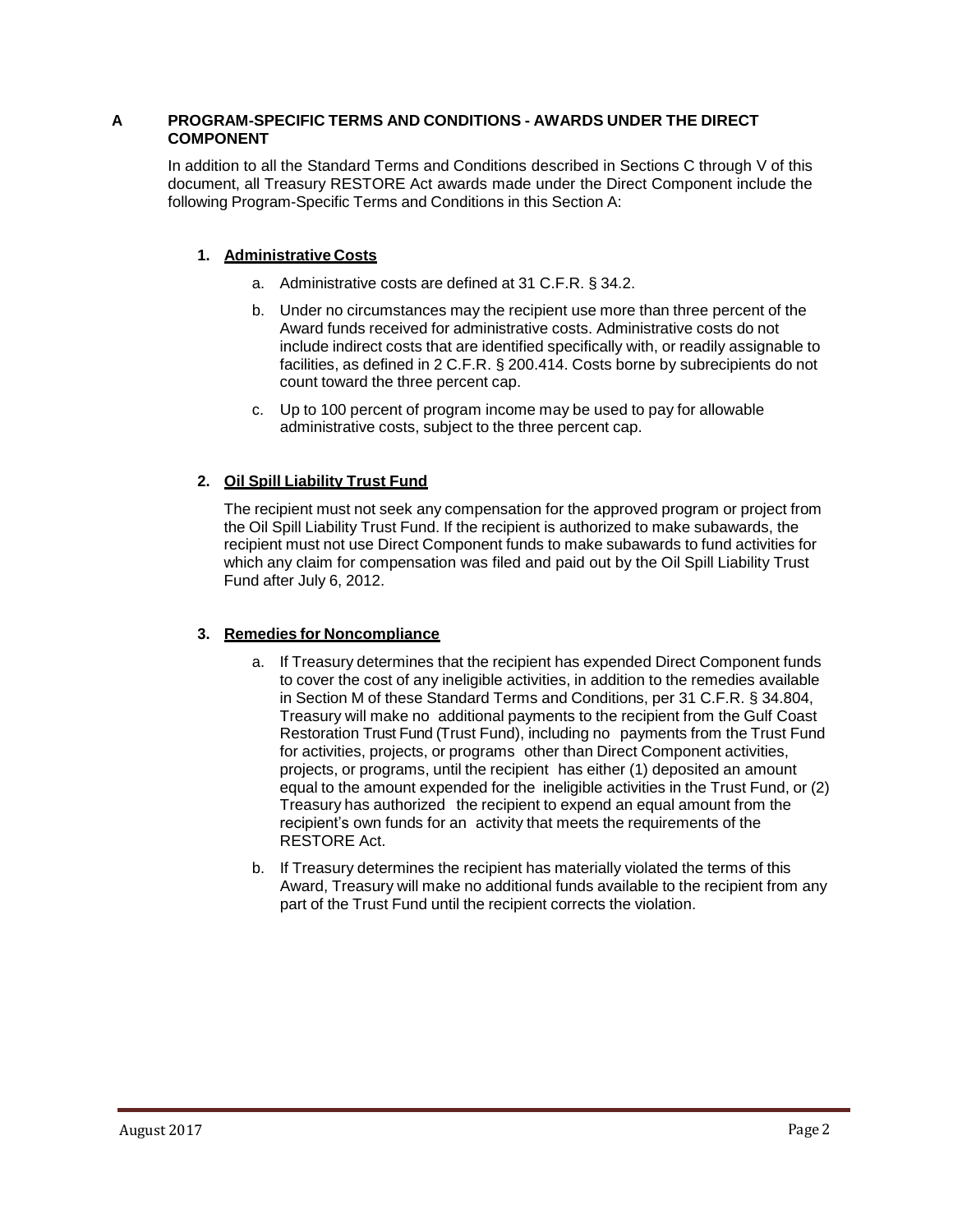## A PROGRAM-SPECIFIC TERMS AND CONDITIONS - AWARDS UNDER THE DIRECT COMPONENT

In addition to all the Standard Terms and Conditions described in Sections C through V of this document, all Treasury RESTORE Act awards made under the Direct Component include the following Program-Specific Terms and Conditions in this Section A:

### 1. Administrative Costs

a. Administrative costs are defined at 31 C.F.R. § 34.2.

b. Under no circumstances may the recipient use more than three percent of the Award funds received for administrative costs. Administrative costs do not include indirect costs that are identified specifically with, or readily assignable to facilities, as defined in 2 C.F.R. § 200.414. Costs borne by subrecipients do not count toward the three percent cap.

c. Up to 100 percent of program income may be used to pay for allowable administrative costs, subject to the three percent cap.

### 2. Oil Spill Liability Trust Fund

The recipient must not seek any compensation for the approved program or project from the Oil Spill Liability Trust Fund. If the recipient is authorized to make subawards, the recipient must not use Direct Component funds to make subawards to fund activities for which any claim for compensation was filed and paid out by the Oil Spill Liability Trust Fund after July 6, 2012.

### 3. Remedies for Noncompliance

a. If Treasury determines that the recipient has expended Direct Component funds to cover the cost of any ineligible activities, in addition to the remedies available in Section M of these Standard Terms and Conditions, per 31 C.F.R. § 34.804, Treasury will make no additional payments to the recipient from the Gulf Coast Restoration Trust Fund (Trust Fund), including no payments from the Trust Fund for activities, projects, or programs other than Direct Component activities, projects, or programs, until the recipient has either (1) deposited an amount equal to the amount expended for the ineligible activities in the Trust Fund, or (2) Treasury has authorized the recipient to expend an equal amount from the recipient's own funds for an activity that meets the requirements of the RESTORE Act.

b. If Treasury determines the recipient has materially violated the terms of this Award, Treasury will make no additional funds available to the recipient from any part of the Trust Fund until the recipient corrects the violation.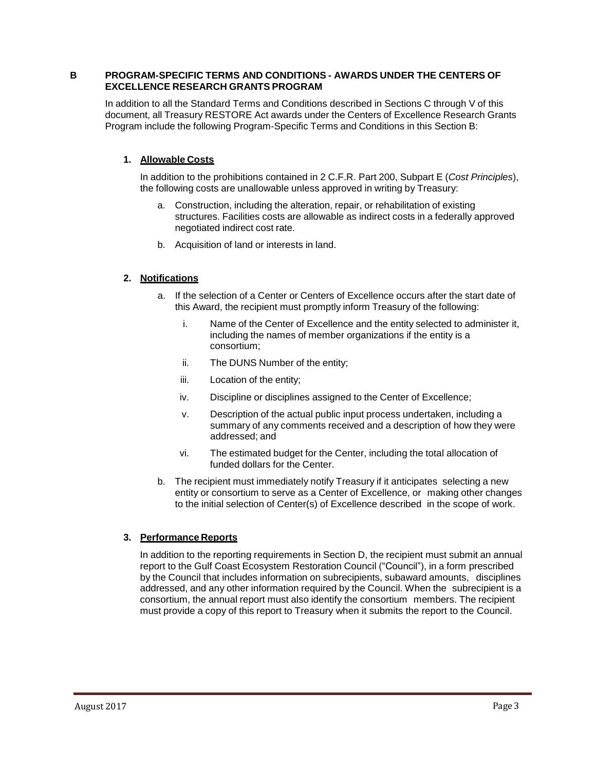## B PROGRAM-SPECIFIC TERMS AND CONDITIONS - AWARDS UNDER THE CENTERS OF EXCELLENCE RESEARCH GRANTS PROGRAM

In addition to all the Standard Terms and Conditions described in Sections C through V of this document, all Treasury RESTORE Act awards under the Centers of Excellence Research Grants Program include the following Program-Specific Terms and Conditions in this Section B:

### 1. Allowable Costs

In addition to the prohibitions contained in 2 C.F.R. Part 200, Subpart E (*Cost Principles*), the following costs are unallowable unless approved in writing by Treasury:

a. Construction, including the alteration, repair, or rehabilitation of existing structures. Facilities costs are allowable as indirect costs in a federally approved negotiated indirect cost rate.

b. Acquisition of land or interests in land.

### 2. Notifications

a. If the selection of a Center or Centers of Excellence occurs after the start date of this Award, the recipient must promptly inform Treasury of the following:

   i. Name of the Center of Excellence and the entity selected to administer it, including the names of member organizations if the entity is a consortium;

   ii. The DUNS Number of the entity;

   iii. Location of the entity;

   iv. Discipline or disciplines assigned to the Center of Excellence;

   v. Description of the actual public input process undertaken, including a summary of any comments received and a description of how they were addressed; and

   vi. The estimated budget for the Center, including the total allocation of funded dollars for the Center.

b. The recipient must immediately notify Treasury if it anticipates selecting a new entity or consortium to serve as a Center of Excellence, or making other changes to the initial selection of Center(s) of Excellence described in the scope of work.

### 3. Performance Reports

In addition to the reporting requirements in Section D, the recipient must submit an annual report to the Gulf Coast Ecosystem Restoration Council ("Council"), in a form prescribed by the Council that includes information on subrecipients, subaward amounts, disciplines addressed, and any other information required by the Council. When the subrecipient is a consortium, the annual report must also identify the consortium members. The recipient must provide a copy of this report to Treasury when it submits the report to the Council.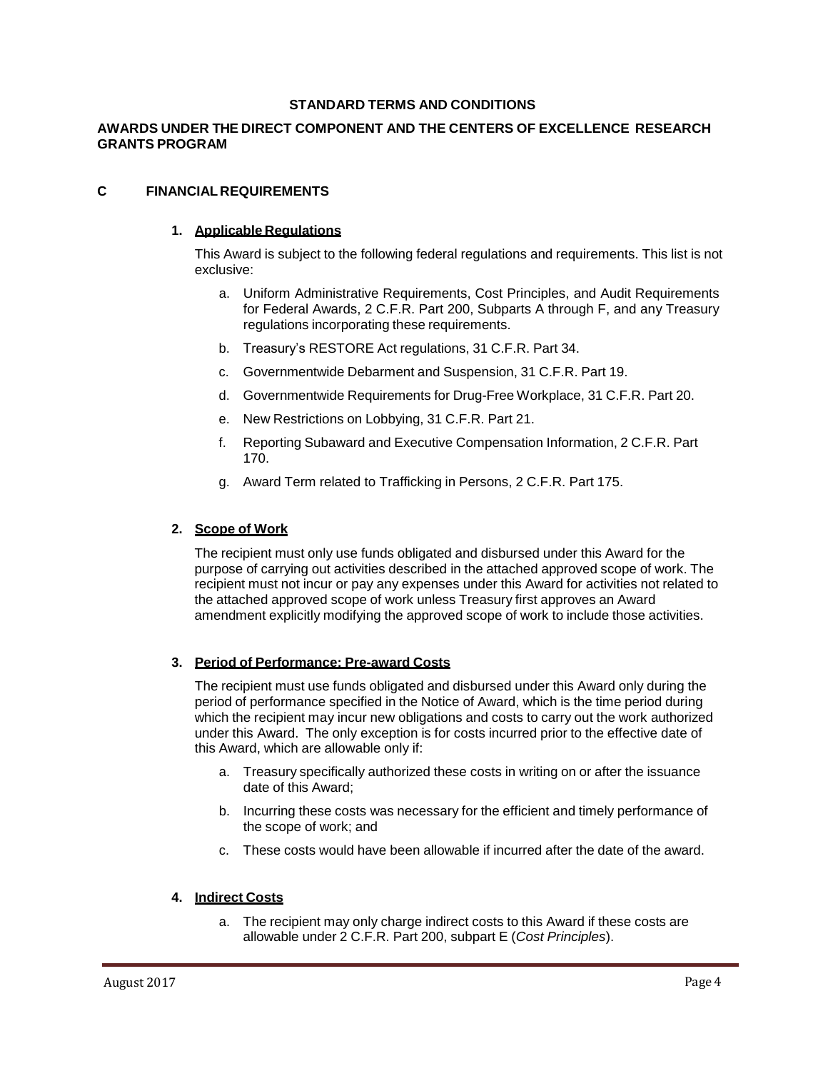**STANDARD TERMS AND CONDITIONS**

**AWARDS UNDER THE DIRECT COMPONENT AND THE CENTERS OF EXCELLENCE RESEARCH GRANTS PROGRAM**

## C FINANCIAL REQUIREMENTS

### 1. Applicable Regulations

This Award is subject to the following federal regulations and requirements. This list is not exclusive:

a. Uniform Administrative Requirements, Cost Principles, and Audit Requirements for Federal Awards, 2 C.F.R. Part 200, Subparts A through F, and any Treasury regulations incorporating these requirements.

b. Treasury's RESTORE Act regulations, 31 C.F.R. Part 34.

c. Governmentwide Debarment and Suspension, 31 C.F.R. Part 19.

d. Governmentwide Requirements for Drug-Free Workplace, 31 C.F.R. Part 20.

e. New Restrictions on Lobbying, 31 C.F.R. Part 21.

f. Reporting Subaward and Executive Compensation Information, 2 C.F.R. Part 170.

g. Award Term related to Trafficking in Persons, 2 C.F.R. Part 175.

### 2. Scope of Work

The recipient must only use funds obligated and disbursed under this Award for the purpose of carrying out activities described in the attached approved scope of work. The recipient must not incur or pay any expenses under this Award for activities not related to the attached approved scope of work unless Treasury first approves an Award amendment explicitly modifying the approved scope of work to include those activities.

### 3. Period of Performance; Pre-award Costs

The recipient must use funds obligated and disbursed under this Award only during the period of performance specified in the Notice of Award, which is the time period during which the recipient may incur new obligations and costs to carry out the work authorized under this Award. The only exception is for costs incurred prior to the effective date of this Award, which are allowable only if:

a. Treasury specifically authorized these costs in writing on or after the issuance date of this Award;

b. Incurring these costs was necessary for the efficient and timely performance of the scope of work; and

c. These costs would have been allowable if incurred after the date of the award.

### 4. Indirect Costs

a. The recipient may only charge indirect costs to this Award if these costs are allowable under 2 C.F.R. Part 200, subpart E (*Cost Principles*).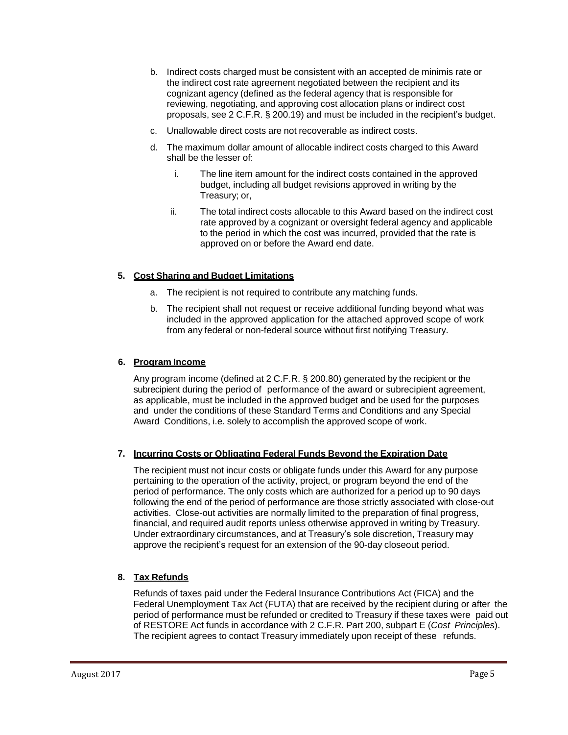b. Indirect costs charged must be consistent with an accepted de minimis rate or the indirect cost rate agreement negotiated between the recipient and its cognizant agency (defined as the federal agency that is responsible for reviewing, negotiating, and approving cost allocation plans or indirect cost proposals, see 2 C.F.R. § 200.19) and must be included in the recipient's budget.

c. Unallowable direct costs are not recoverable as indirect costs.

d. The maximum dollar amount of allocable indirect costs charged to this Award shall be the lesser of:

   i. The line item amount for the indirect costs contained in the approved budget, including all budget revisions approved in writing by the Treasury; or,

   ii. The total indirect costs allocable to this Award based on the indirect cost rate approved by a cognizant or oversight federal agency and applicable to the period in which the cost was incurred, provided that the rate is approved on or before the Award end date.

**5. <u>Cost Sharing and Budget Limitations</u>**

a. The recipient is not required to contribute any matching funds.

b. The recipient shall not request or receive additional funding beyond what was included in the approved application for the attached approved scope of work from any federal or non-federal source without first notifying Treasury.

**6. <u>Program Income</u>**

Any program income (defined at 2 C.F.R. § 200.80) generated by the recipient or the subrecipient during the period of performance of the award or subrecipient agreement, as applicable, must be included in the approved budget and be used for the purposes and under the conditions of these Standard Terms and Conditions and any Special Award Conditions, i.e. solely to accomplish the approved scope of work.

**7. <u>Incurring Costs or Obligating Federal Funds Beyond the Expiration Date</u>**

The recipient must not incur costs or obligate funds under this Award for any purpose pertaining to the operation of the activity, project, or program beyond the end of the period of performance. The only costs which are authorized for a period up to 90 days following the end of the period of performance are those strictly associated with close-out activities. Close-out activities are normally limited to the preparation of final progress, financial, and required audit reports unless otherwise approved in writing by Treasury. Under extraordinary circumstances, and at Treasury's sole discretion, Treasury may approve the recipient's request for an extension of the 90-day closeout period.

**8. <u>Tax Refunds</u>**

Refunds of taxes paid under the Federal Insurance Contributions Act (FICA) and the Federal Unemployment Tax Act (FUTA) that are received by the recipient during or after the period of performance must be refunded or credited to Treasury if these taxes were paid out of RESTORE Act funds in accordance with 2 C.F.R. Part 200, subpart E (*Cost Principles*). The recipient agrees to contact Treasury immediately upon receipt of these refunds.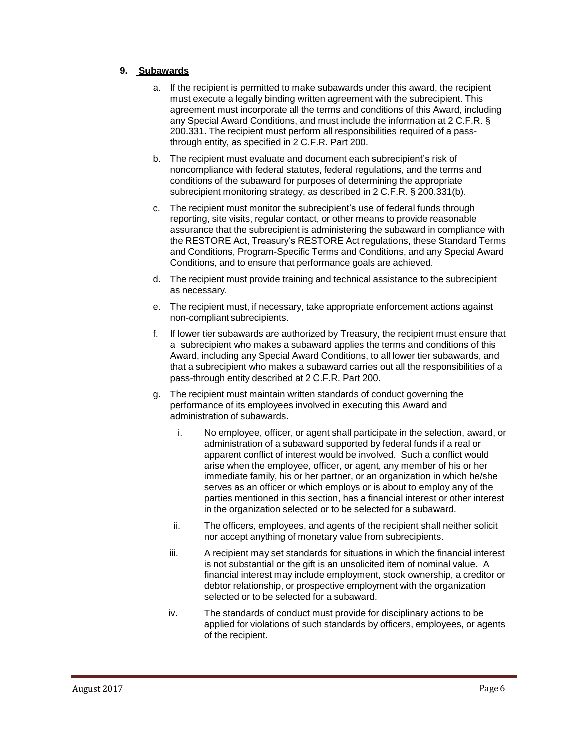**9. Subawards**

a. If the recipient is permitted to make subawards under this award, the recipient must execute a legally binding written agreement with the subrecipient. This agreement must incorporate all the terms and conditions of this Award, including any Special Award Conditions, and must include the information at 2 C.F.R. § 200.331. The recipient must perform all responsibilities required of a pass-through entity, as specified in 2 C.F.R. Part 200.

b. The recipient must evaluate and document each subrecipient's risk of noncompliance with federal statutes, federal regulations, and the terms and conditions of the subaward for purposes of determining the appropriate subrecipient monitoring strategy, as described in 2 C.F.R. § 200.331(b).

c. The recipient must monitor the subrecipient's use of federal funds through reporting, site visits, regular contact, or other means to provide reasonable assurance that the subrecipient is administering the subaward in compliance with the RESTORE Act, Treasury's RESTORE Act regulations, these Standard Terms and Conditions, Program-Specific Terms and Conditions, and any Special Award Conditions, and to ensure that performance goals are achieved.

d. The recipient must provide training and technical assistance to the subrecipient as necessary.

e. The recipient must, if necessary, take appropriate enforcement actions against non-compliant subrecipients.

f. If lower tier subawards are authorized by Treasury, the recipient must ensure that a subrecipient who makes a subaward applies the terms and conditions of this Award, including any Special Award Conditions, to all lower tier subawards, and that a subrecipient who makes a subaward carries out all the responsibilities of a pass-through entity described at 2 C.F.R. Part 200.

g. The recipient must maintain written standards of conduct governing the performance of its employees involved in executing this Award and administration of subawards.

   i. No employee, officer, or agent shall participate in the selection, award, or administration of a subaward supported by federal funds if a real or apparent conflict of interest would be involved. Such a conflict would arise when the employee, officer, or agent, any member of his or her immediate family, his or her partner, or an organization in which he/she serves as an officer or which employs or is about to employ any of the parties mentioned in this section, has a financial interest or other interest in the organization selected or to be selected for a subaward.

   ii. The officers, employees, and agents of the recipient shall neither solicit nor accept anything of monetary value from subrecipients.

   iii. A recipient may set standards for situations in which the financial interest is not substantial or the gift is an unsolicited item of nominal value. A financial interest may include employment, stock ownership, a creditor or debtor relationship, or prospective employment with the organization selected or to be selected for a subaward.

   iv. The standards of conduct must provide for disciplinary actions to be applied for violations of such standards by officers, employees, or agents of the recipient.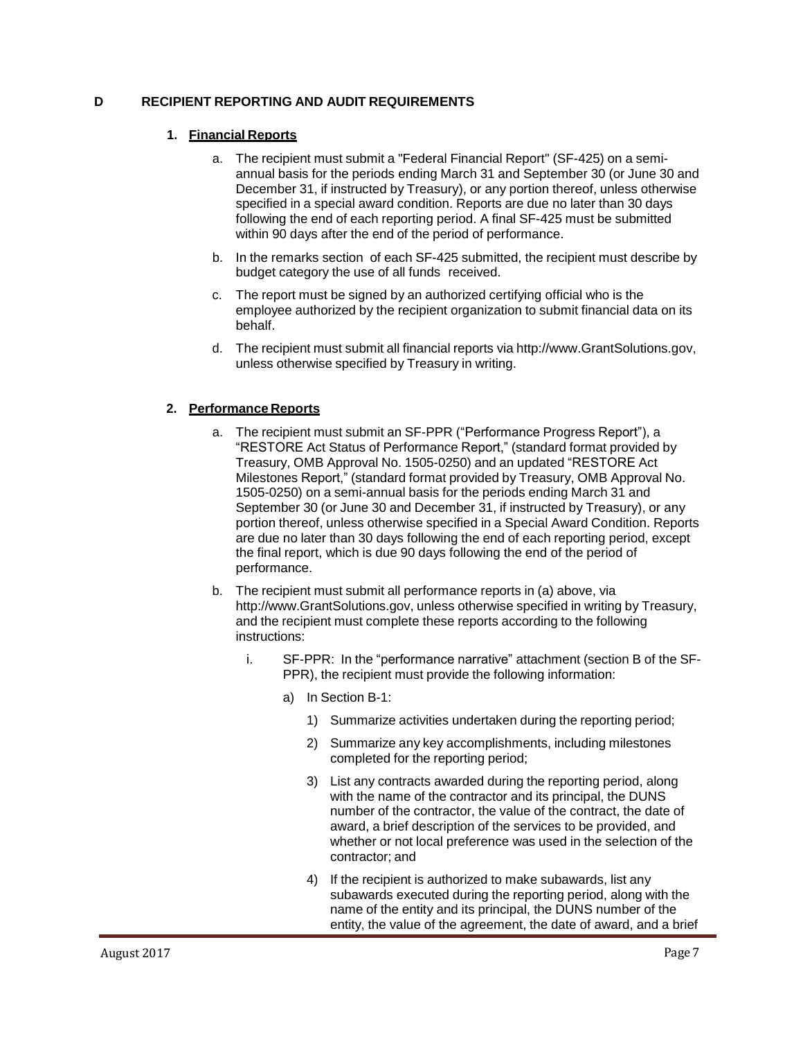## D RECIPIENT REPORTING AND AUDIT REQUIREMENTS

### 1. Financial Reports

a. The recipient must submit a "Federal Financial Report" (SF-425) on a semi-annual basis for the periods ending March 31 and September 30 (or June 30 and December 31, if instructed by Treasury), or any portion thereof, unless otherwise specified in a special award condition. Reports are due no later than 30 days following the end of each reporting period. A final SF-425 must be submitted within 90 days after the end of the period of performance.

b. In the remarks section of each SF-425 submitted, the recipient must describe by budget category the use of all funds received.

c. The report must be signed by an authorized certifying official who is the employee authorized by the recipient organization to submit financial data on its behalf.

d. The recipient must submit all financial reports via http://www.GrantSolutions.gov, unless otherwise specified by Treasury in writing.

### 2. Performance Reports

a. The recipient must submit an SF-PPR ("Performance Progress Report"), a "RESTORE Act Status of Performance Report," (standard format provided by Treasury, OMB Approval No. 1505-0250) and an updated "RESTORE Act Milestones Report," (standard format provided by Treasury, OMB Approval No. 1505-0250) on a semi-annual basis for the periods ending March 31 and September 30 (or June 30 and December 31, if instructed by Treasury), or any portion thereof, unless otherwise specified in a Special Award Condition. Reports are due no later than 30 days following the end of each reporting period, except the final report, which is due 90 days following the end of the period of performance.

b. The recipient must submit all performance reports in (a) above, via http://www.GrantSolutions.gov, unless otherwise specified in writing by Treasury, and the recipient must complete these reports according to the following instructions:

   i. SF-PPR: In the "performance narrative" attachment (section B of the SF-PPR), the recipient must provide the following information:

      a) In Section B-1:

         1) Summarize activities undertaken during the reporting period;

         2) Summarize any key accomplishments, including milestones completed for the reporting period;

         3) List any contracts awarded during the reporting period, along with the name of the contractor and its principal, the DUNS number of the contractor, the value of the contract, the date of award, a brief description of the services to be provided, and whether or not local preference was used in the selection of the contractor; and

         4) If the recipient is authorized to make subawards, list any subawards executed during the reporting period, along with the name of the entity and its principal, the DUNS number of the entity, the value of the agreement, the date of award, and a brief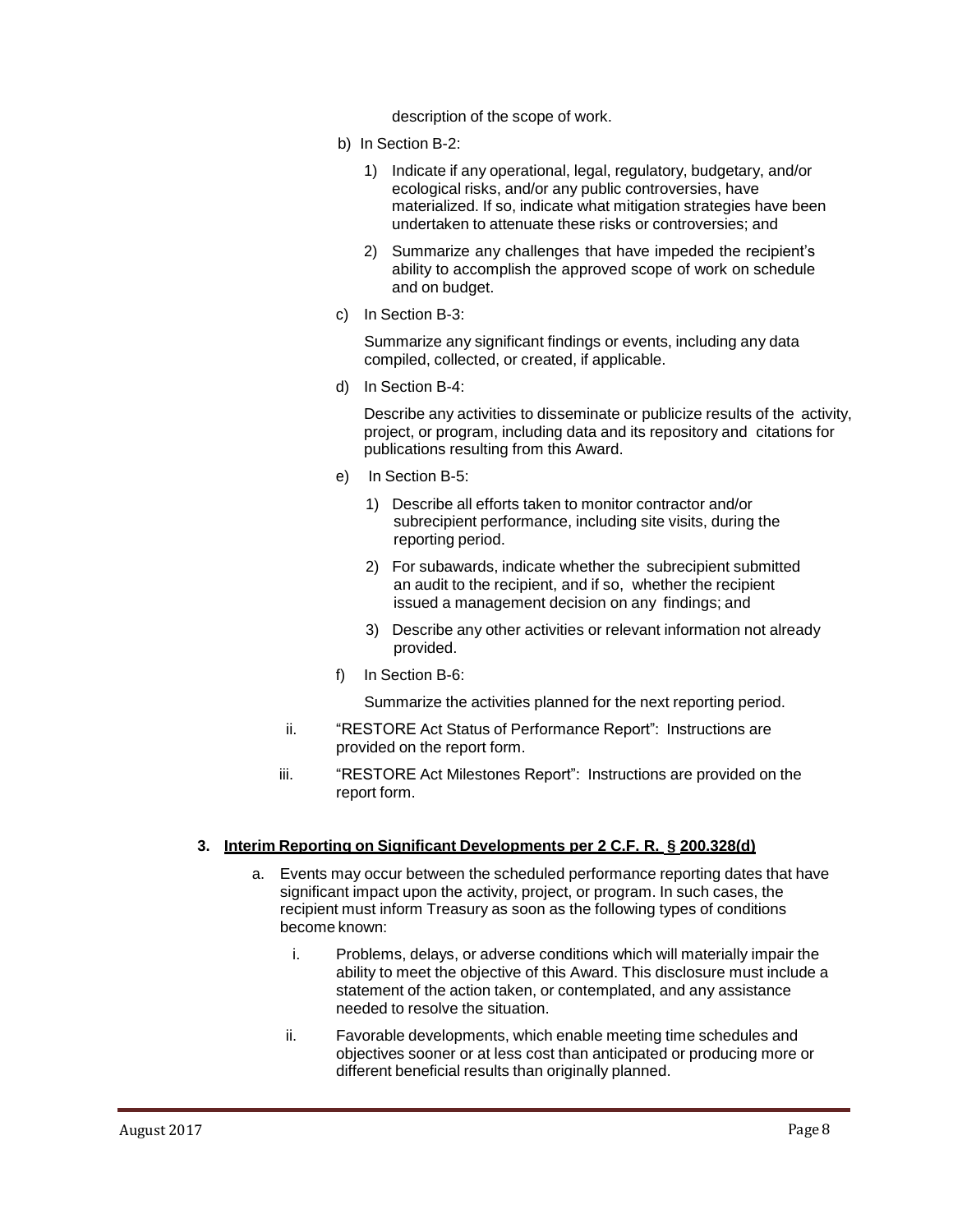description of the scope of work.

b) In Section B-2:

   1) Indicate if any operational, legal, regulatory, budgetary, and/or ecological risks, and/or any public controversies, have materialized. If so, indicate what mitigation strategies have been undertaken to attenuate these risks or controversies; and

   2) Summarize any challenges that have impeded the recipient's ability to accomplish the approved scope of work on schedule and on budget.

c) In Section B-3:

   Summarize any significant findings or events, including any data compiled, collected, or created, if applicable.

d) In Section B-4:

   Describe any activities to disseminate or publicize results of the activity, project, or program, including data and its repository and citations for publications resulting from this Award.

e) In Section B-5:

   1) Describe all efforts taken to monitor contractor and/or subrecipient performance, including site visits, during the reporting period.

   2) For subawards, indicate whether the subrecipient submitted an audit to the recipient, and if so, whether the recipient issued a management decision on any findings; and

   3) Describe any other activities or relevant information not already provided.

f) In Section B-6:

   Summarize the activities planned for the next reporting period.

ii. "RESTORE Act Status of Performance Report": Instructions are provided on the report form.

iii. "RESTORE Act Milestones Report": Instructions are provided on the report form.

**3. <u>Interim Reporting on Significant Developments per 2 C.F. R. § 200.328(d)</u>**

a. Events may occur between the scheduled performance reporting dates that have significant impact upon the activity, project, or program. In such cases, the recipient must inform Treasury as soon as the following types of conditions become known:

   i. Problems, delays, or adverse conditions which will materially impair the ability to meet the objective of this Award. This disclosure must include a statement of the action taken, or contemplated, and any assistance needed to resolve the situation.

   ii. Favorable developments, which enable meeting time schedules and objectives sooner or at less cost than anticipated or producing more or different beneficial results than originally planned.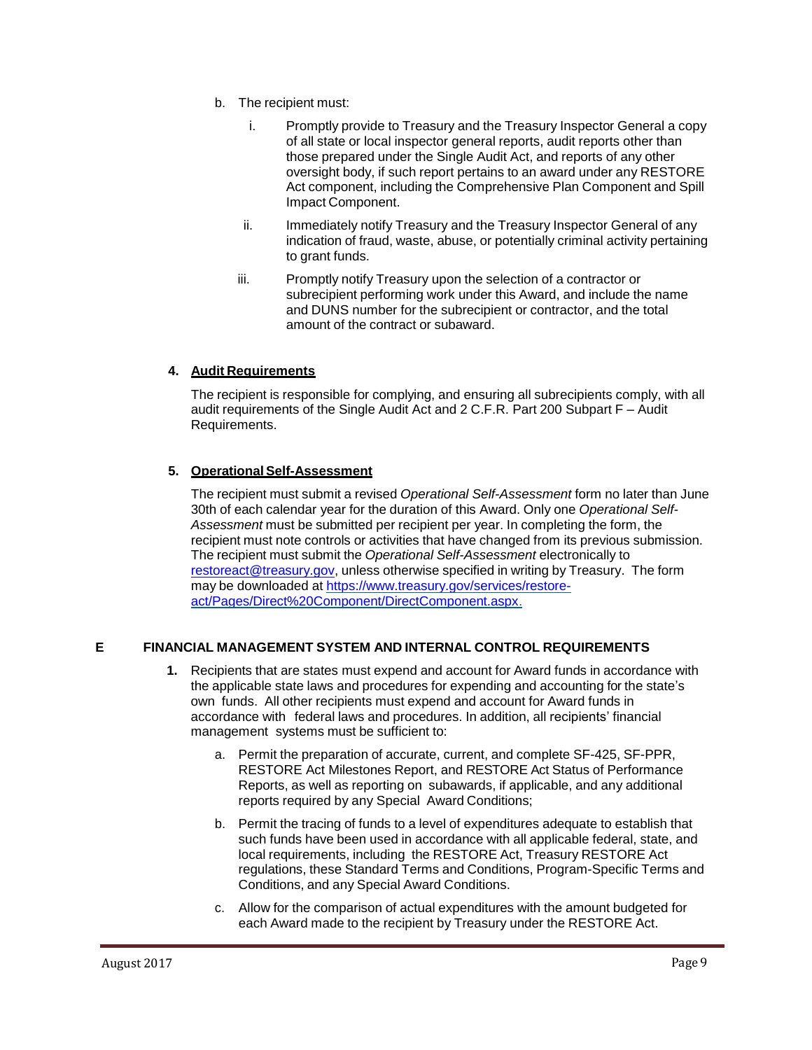b. The recipient must:

   i. Promptly provide to Treasury and the Treasury Inspector General a copy of all state or local inspector general reports, audit reports other than those prepared under the Single Audit Act, and reports of any other oversight body, if such report pertains to an award under any RESTORE Act component, including the Comprehensive Plan Component and Spill Impact Component.

   ii. Immediately notify Treasury and the Treasury Inspector General of any indication of fraud, waste, abuse, or potentially criminal activity pertaining to grant funds.

   iii. Promptly notify Treasury upon the selection of a contractor or subrecipient performing work under this Award, and include the name and DUNS number for the subrecipient or contractor, and the total amount of the contract or subaward.

**4. <u>Audit Requirements</u>**

The recipient is responsible for complying, and ensuring all subrecipients comply, with all audit requirements of the Single Audit Act and 2 C.F.R. Part 200 Subpart F – Audit Requirements.

**5. <u>Operational Self-Assessment</u>**

The recipient must submit a revised *Operational Self-Assessment* form no later than June 30th of each calendar year for the duration of this Award. Only one *Operational Self-Assessment* must be submitted per recipient per year. In completing the form, the recipient must note controls or activities that have changed from its previous submission. The recipient must submit the *Operational Self-Assessment* electronically to restoreact@treasury.gov, unless otherwise specified in writing by Treasury. The form may be downloaded at https://www.treasury.gov/services/restore-act/Pages/Direct%20Component/DirectComponent.aspx.

## E FINANCIAL MANAGEMENT SYSTEM AND INTERNAL CONTROL REQUIREMENTS

**1.** Recipients that are states must expend and account for Award funds in accordance with the applicable state laws and procedures for expending and accounting for the state's own funds. All other recipients must expend and account for Award funds in accordance with federal laws and procedures. In addition, all recipients' financial management systems must be sufficient to:

   a. Permit the preparation of accurate, current, and complete SF-425, SF-PPR, RESTORE Act Milestones Report, and RESTORE Act Status of Performance Reports, as well as reporting on subawards, if applicable, and any additional reports required by any Special Award Conditions;

   b. Permit the tracing of funds to a level of expenditures adequate to establish that such funds have been used in accordance with all applicable federal, state, and local requirements, including the RESTORE Act, Treasury RESTORE Act regulations, these Standard Terms and Conditions, Program-Specific Terms and Conditions, and any Special Award Conditions.

   c. Allow for the comparison of actual expenditures with the amount budgeted for each Award made to the recipient by Treasury under the RESTORE Act.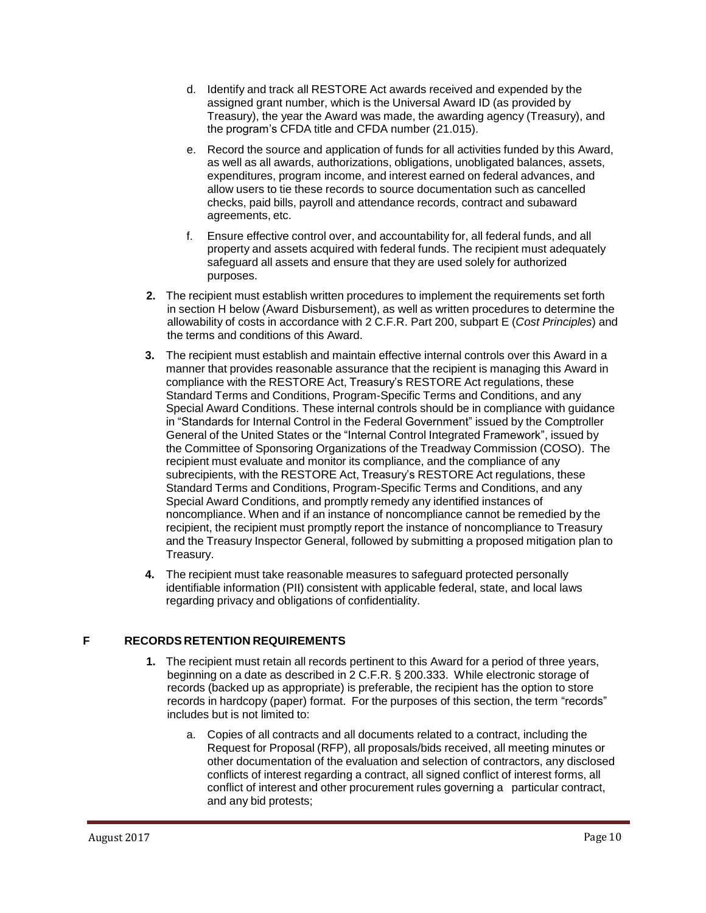d. Identify and track all RESTORE Act awards received and expended by the assigned grant number, which is the Universal Award ID (as provided by Treasury), the year the Award was made, the awarding agency (Treasury), and the program's CFDA title and CFDA number (21.015).

e. Record the source and application of funds for all activities funded by this Award, as well as all awards, authorizations, obligations, unobligated balances, assets, expenditures, program income, and interest earned on federal advances, and allow users to tie these records to source documentation such as cancelled checks, paid bills, payroll and attendance records, contract and subaward agreements, etc.

f. Ensure effective control over, and accountability for, all federal funds, and all property and assets acquired with federal funds. The recipient must adequately safeguard all assets and ensure that they are used solely for authorized purposes.

**2.** The recipient must establish written procedures to implement the requirements set forth in section H below (Award Disbursement), as well as written procedures to determine the allowability of costs in accordance with 2 C.F.R. Part 200, subpart E (*Cost Principles*) and the terms and conditions of this Award.

**3.** The recipient must establish and maintain effective internal controls over this Award in a manner that provides reasonable assurance that the recipient is managing this Award in compliance with the RESTORE Act, Treasury's RESTORE Act regulations, these Standard Terms and Conditions, Program-Specific Terms and Conditions, and any Special Award Conditions. These internal controls should be in compliance with guidance in "Standards for Internal Control in the Federal Government" issued by the Comptroller General of the United States or the "Internal Control Integrated Framework", issued by the Committee of Sponsoring Organizations of the Treadway Commission (COSO). The recipient must evaluate and monitor its compliance, and the compliance of any subrecipients, with the RESTORE Act, Treasury's RESTORE Act regulations, these Standard Terms and Conditions, Program-Specific Terms and Conditions, and any Special Award Conditions, and promptly remedy any identified instances of noncompliance. When and if an instance of noncompliance cannot be remedied by the recipient, the recipient must promptly report the instance of noncompliance to Treasury and the Treasury Inspector General, followed by submitting a proposed mitigation plan to Treasury.

**4.** The recipient must take reasonable measures to safeguard protected personally identifiable information (PII) consistent with applicable federal, state, and local laws regarding privacy and obligations of confidentiality.

## F RECORDS RETENTION REQUIREMENTS

**1.** The recipient must retain all records pertinent to this Award for a period of three years, beginning on a date as described in 2 C.F.R. § 200.333. While electronic storage of records (backed up as appropriate) is preferable, the recipient has the option to store records in hardcopy (paper) format. For the purposes of this section, the term "records" includes but is not limited to:

a. Copies of all contracts and all documents related to a contract, including the Request for Proposal (RFP), all proposals/bids received, all meeting minutes or other documentation of the evaluation and selection of contractors, any disclosed conflicts of interest regarding a contract, all signed conflict of interest forms, all conflict of interest and other procurement rules governing a particular contract, and any bid protests;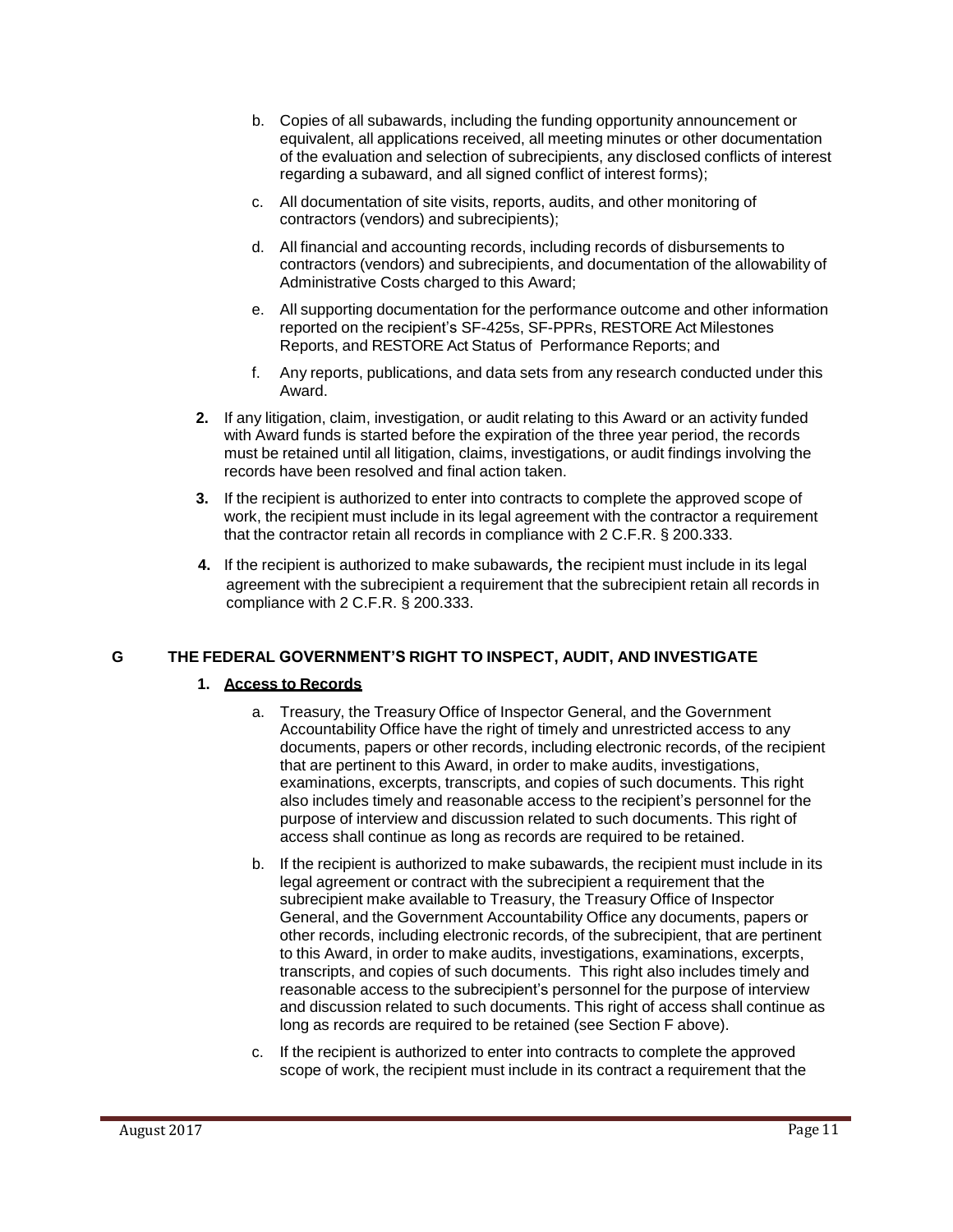b. Copies of all subawards, including the funding opportunity announcement or equivalent, all applications received, all meeting minutes or other documentation of the evaluation and selection of subrecipients, any disclosed conflicts of interest regarding a subaward, and all signed conflict of interest forms);

c. All documentation of site visits, reports, audits, and other monitoring of contractors (vendors) and subrecipients);

d. All financial and accounting records, including records of disbursements to contractors (vendors) and subrecipients, and documentation of the allowability of Administrative Costs charged to this Award;

e. All supporting documentation for the performance outcome and other information reported on the recipient's SF-425s, SF-PPRs, RESTORE Act Milestones Reports, and RESTORE Act Status of Performance Reports; and

f. Any reports, publications, and data sets from any research conducted under this Award.

**2.** If any litigation, claim, investigation, or audit relating to this Award or an activity funded with Award funds is started before the expiration of the three year period, the records must be retained until all litigation, claims, investigations, or audit findings involving the records have been resolved and final action taken.

**3.** If the recipient is authorized to enter into contracts to complete the approved scope of work, the recipient must include in its legal agreement with the contractor a requirement that the contractor retain all records in compliance with 2 C.F.R. § 200.333.

**4.** If the recipient is authorized to make subawards, the recipient must include in its legal agreement with the subrecipient a requirement that the subrecipient retain all records in compliance with 2 C.F.R. § 200.333.

## G THE FEDERAL GOVERNMENT'S RIGHT TO INSPECT, AUDIT, AND INVESTIGATE

### 1. Access to Records

a. Treasury, the Treasury Office of Inspector General, and the Government Accountability Office have the right of timely and unrestricted access to any documents, papers or other records, including electronic records, of the recipient that are pertinent to this Award, in order to make audits, investigations, examinations, excerpts, transcripts, and copies of such documents. This right also includes timely and reasonable access to the recipient's personnel for the purpose of interview and discussion related to such documents. This right of access shall continue as long as records are required to be retained.

b. If the recipient is authorized to make subawards, the recipient must include in its legal agreement or contract with the subrecipient a requirement that the subrecipient make available to Treasury, the Treasury Office of Inspector General, and the Government Accountability Office any documents, papers or other records, including electronic records, of the subrecipient, that are pertinent to this Award, in order to make audits, investigations, examinations, excerpts, transcripts, and copies of such documents. This right also includes timely and reasonable access to the subrecipient's personnel for the purpose of interview and discussion related to such documents. This right of access shall continue as long as records are required to be retained (see Section F above).

c. If the recipient is authorized to enter into contracts to complete the approved scope of work, the recipient must include in its contract a requirement that the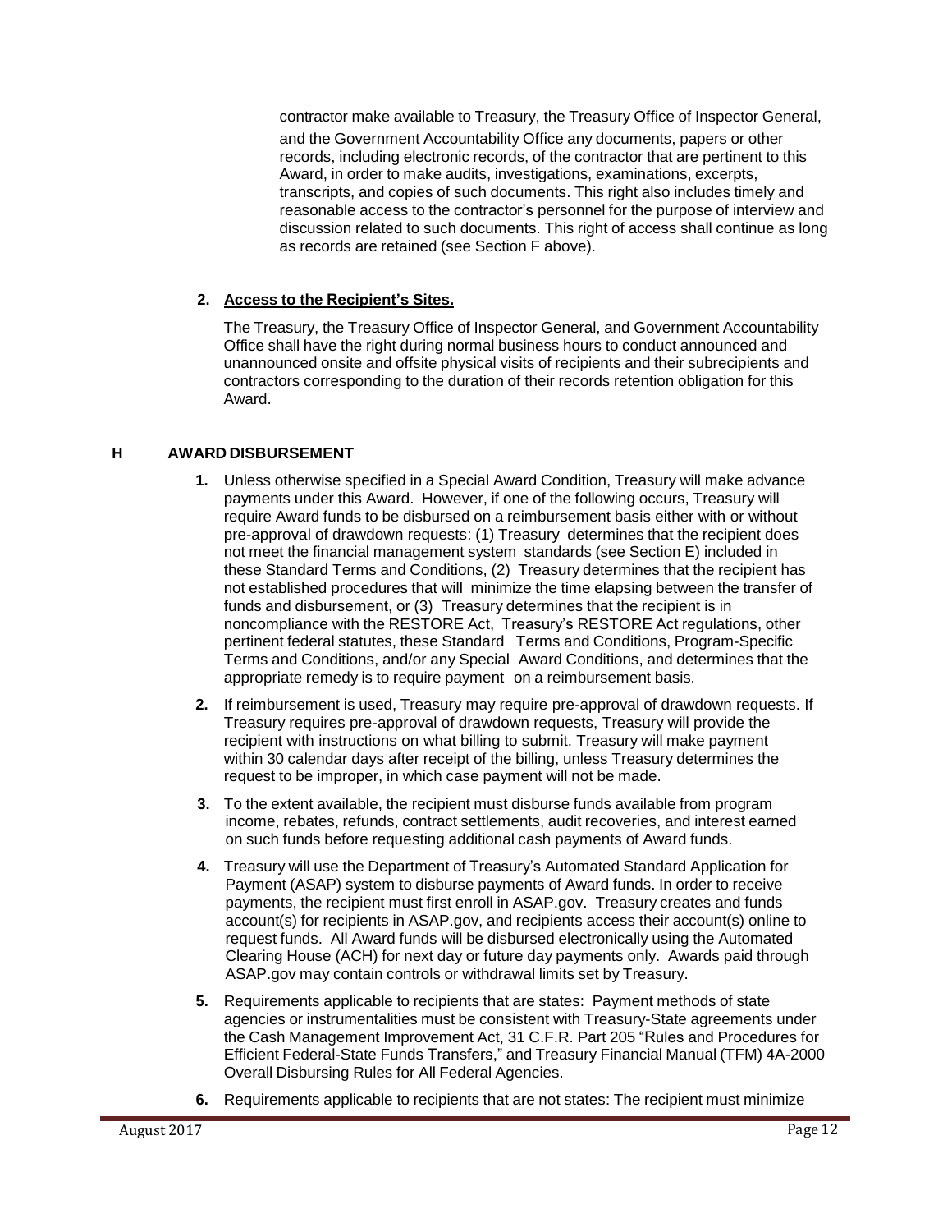contractor make available to Treasury, the Treasury Office of Inspector General, and the Government Accountability Office any documents, papers or other records, including electronic records, of the contractor that are pertinent to this Award, in order to make audits, investigations, examinations, excerpts, transcripts, and copies of such documents. This right also includes timely and reasonable access to the contractor's personnel for the purpose of interview and discussion related to such documents. This right of access shall continue as long as records are retained (see Section F above).

**2. <u>Access to the Recipient's Sites.</u>**

The Treasury, the Treasury Office of Inspector General, and Government Accountability Office shall have the right during normal business hours to conduct announced and unannounced onsite and offsite physical visits of recipients and their subrecipients and contractors corresponding to the duration of their records retention obligation for this Award.

## H AWARD DISBURSEMENT

1. Unless otherwise specified in a Special Award Condition, Treasury will make advance payments under this Award. However, if one of the following occurs, Treasury will require Award funds to be disbursed on a reimbursement basis either with or without pre-approval of drawdown requests: (1) Treasury determines that the recipient does not meet the financial management system standards (see Section E) included in these Standard Terms and Conditions, (2) Treasury determines that the recipient has not established procedures that will minimize the time elapsing between the transfer of funds and disbursement, or (3) Treasury determines that the recipient is in noncompliance with the RESTORE Act, Treasury's RESTORE Act regulations, other pertinent federal statutes, these Standard Terms and Conditions, Program-Specific Terms and Conditions, and/or any Special Award Conditions, and determines that the appropriate remedy is to require payment on a reimbursement basis.
2. If reimbursement is used, Treasury may require pre-approval of drawdown requests. If Treasury requires pre-approval of drawdown requests, Treasury will provide the recipient with instructions on what billing to submit. Treasury will make payment within 30 calendar days after receipt of the billing, unless Treasury determines the request to be improper, in which case payment will not be made.
3. To the extent available, the recipient must disburse funds available from program income, rebates, refunds, contract settlements, audit recoveries, and interest earned on such funds before requesting additional cash payments of Award funds.
4. Treasury will use the Department of Treasury's Automated Standard Application for Payment (ASAP) system to disburse payments of Award funds. In order to receive payments, the recipient must first enroll in ASAP.gov. Treasury creates and funds account(s) for recipients in ASAP.gov, and recipients access their account(s) online to request funds. All Award funds will be disbursed electronically using the Automated Clearing House (ACH) for next day or future day payments only. Awards paid through ASAP.gov may contain controls or withdrawal limits set by Treasury.
5. Requirements applicable to recipients that are states: Payment methods of state agencies or instrumentalities must be consistent with Treasury-State agreements under the Cash Management Improvement Act, 31 C.F.R. Part 205 "Rules and Procedures for Efficient Federal-State Funds Transfers," and Treasury Financial Manual (TFM) 4A-2000 Overall Disbursing Rules for All Federal Agencies.
6. Requirements applicable to recipients that are not states: The recipient must minimize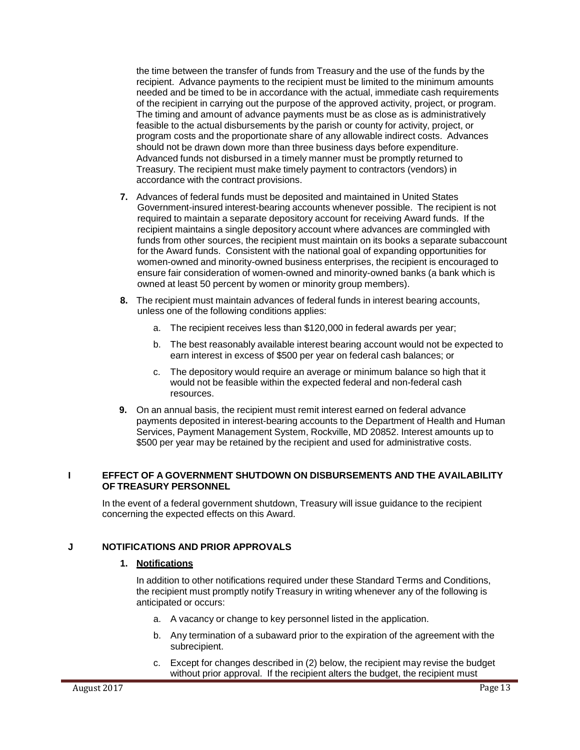the time between the transfer of funds from Treasury and the use of the funds by the recipient. Advance payments to the recipient must be limited to the minimum amounts needed and be timed to be in accordance with the actual, immediate cash requirements of the recipient in carrying out the purpose of the approved activity, project, or program. The timing and amount of advance payments must be as close as is administratively feasible to the actual disbursements by the parish or county for activity, project, or program costs and the proportionate share of any allowable indirect costs. Advances should not be drawn down more than three business days before expenditure. Advanced funds not disbursed in a timely manner must be promptly returned to Treasury. The recipient must make timely payment to contractors (vendors) in accordance with the contract provisions.

7. Advances of federal funds must be deposited and maintained in United States Government-insured interest-bearing accounts whenever possible. The recipient is not required to maintain a separate depository account for receiving Award funds. If the recipient maintains a single depository account where advances are commingled with funds from other sources, the recipient must maintain on its books a separate subaccount for the Award funds. Consistent with the national goal of expanding opportunities for women-owned and minority-owned business enterprises, the recipient is encouraged to ensure fair consideration of women-owned and minority-owned banks (a bank which is owned at least 50 percent by women or minority group members).

8. The recipient must maintain advances of federal funds in interest bearing accounts, unless one of the following conditions applies:

   a. The recipient receives less than $120,000 in federal awards per year;

   b. The best reasonably available interest bearing account would not be expected to earn interest in excess of $500 per year on federal cash balances; or

   c. The depository would require an average or minimum balance so high that it would not be feasible within the expected federal and non-federal cash resources.

9. On an annual basis, the recipient must remit interest earned on federal advance payments deposited in interest-bearing accounts to the Department of Health and Human Services, Payment Management System, Rockville, MD 20852. Interest amounts up to $500 per year may be retained by the recipient and used for administrative costs.

## I EFFECT OF A GOVERNMENT SHUTDOWN ON DISBURSEMENTS AND THE AVAILABILITY OF TREASURY PERSONNEL

In the event of a federal government shutdown, Treasury will issue guidance to the recipient concerning the expected effects on this Award.

## J NOTIFICATIONS AND PRIOR APPROVALS

### 1. Notifications

In addition to other notifications required under these Standard Terms and Conditions, the recipient must promptly notify Treasury in writing whenever any of the following is anticipated or occurs:

a. A vacancy or change to key personnel listed in the application.

b. Any termination of a subaward prior to the expiration of the agreement with the subrecipient.

c. Except for changes described in (2) below, the recipient may revise the budget without prior approval. If the recipient alters the budget, the recipient must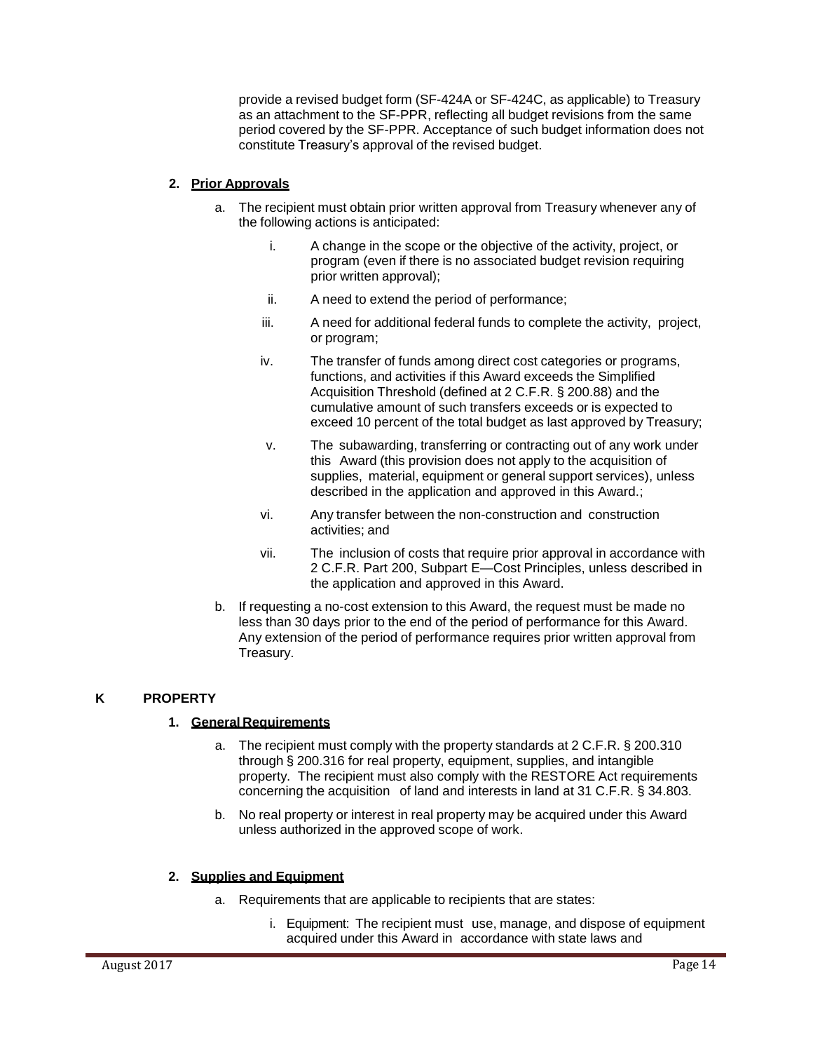provide a revised budget form (SF-424A or SF-424C, as applicable) to Treasury as an attachment to the SF-PPR, reflecting all budget revisions from the same period covered by the SF-PPR. Acceptance of such budget information does not constitute Treasury's approval of the revised budget.

**2. Prior Approvals**

a. The recipient must obtain prior written approval from Treasury whenever any of the following actions is anticipated:

   i. A change in the scope or the objective of the activity, project, or program (even if there is no associated budget revision requiring prior written approval);

   ii. A need to extend the period of performance;

   iii. A need for additional federal funds to complete the activity, project, or program;

   iv. The transfer of funds among direct cost categories or programs, functions, and activities if this Award exceeds the Simplified Acquisition Threshold (defined at 2 C.F.R. § 200.88) and the cumulative amount of such transfers exceeds or is expected to exceed 10 percent of the total budget as last approved by Treasury;

   v. The subawarding, transferring or contracting out of any work under this Award (this provision does not apply to the acquisition of supplies, material, equipment or general support services), unless described in the application and approved in this Award.;

   vi. Any transfer between the non-construction and construction activities; and

   vii. The inclusion of costs that require prior approval in accordance with 2 C.F.R. Part 200, Subpart E—Cost Principles, unless described in the application and approved in this Award.

b. If requesting a no-cost extension to this Award, the request must be made no less than 30 days prior to the end of the period of performance for this Award. Any extension of the period of performance requires prior written approval from Treasury.

## K PROPERTY

**1. General Requirements**

a. The recipient must comply with the property standards at 2 C.F.R. § 200.310 through § 200.316 for real property, equipment, supplies, and intangible property. The recipient must also comply with the RESTORE Act requirements concerning the acquisition of land and interests in land at 31 C.F.R. § 34.803.

b. No real property or interest in real property may be acquired under this Award unless authorized in the approved scope of work.

**2. Supplies and Equipment**

a. Requirements that are applicable to recipients that are states:

   i. Equipment: The recipient must use, manage, and dispose of equipment acquired under this Award in accordance with state laws and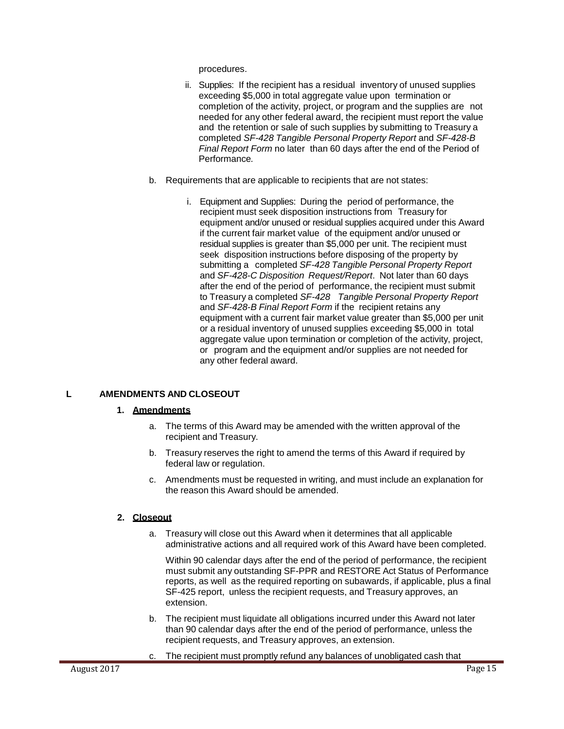procedures.

ii. Supplies: If the recipient has a residual inventory of unused supplies exceeding $5,000 in total aggregate value upon termination or completion of the activity, project, or program and the supplies are not needed for any other federal award, the recipient must report the value and the retention or sale of such supplies by submitting to Treasury a completed *SF-428 Tangible Personal Property Report* and *SF-428-B Final Report Form* no later than 60 days after the end of the Period of Performance.

b. Requirements that are applicable to recipients that are not states:

   i. Equipment and Supplies: During the period of performance, the recipient must seek disposition instructions from Treasury for equipment and/or unused or residual supplies acquired under this Award if the current fair market value of the equipment and/or unused or residual supplies is greater than $5,000 per unit. The recipient must seek disposition instructions before disposing of the property by submitting a completed *SF-428 Tangible Personal Property Report* and *SF-428-C Disposition Request/Report*. Not later than 60 days after the end of the period of performance, the recipient must submit to Treasury a completed *SF-428 Tangible Personal Property Report* and *SF-428-B Final Report Form* if the recipient retains any equipment with a current fair market value greater than $5,000 per unit or a residual inventory of unused supplies exceeding $5,000 in total aggregate value upon termination or completion of the activity, project, or program and the equipment and/or supplies are not needed for any other federal award.

## L AMENDMENTS AND CLOSEOUT

### 1. Amendments

a. The terms of this Award may be amended with the written approval of the recipient and Treasury.

b. Treasury reserves the right to amend the terms of this Award if required by federal law or regulation.

c. Amendments must be requested in writing, and must include an explanation for the reason this Award should be amended.

### 2. Closeout

a. Treasury will close out this Award when it determines that all applicable administrative actions and all required work of this Award have been completed.

   Within 90 calendar days after the end of the period of performance, the recipient must submit any outstanding SF-PPR and RESTORE Act Status of Performance reports, as well as the required reporting on subawards, if applicable, plus a final SF-425 report, unless the recipient requests, and Treasury approves, an extension.

b. The recipient must liquidate all obligations incurred under this Award not later than 90 calendar days after the end of the period of performance, unless the recipient requests, and Treasury approves, an extension.

c. The recipient must promptly refund any balances of unobligated cash that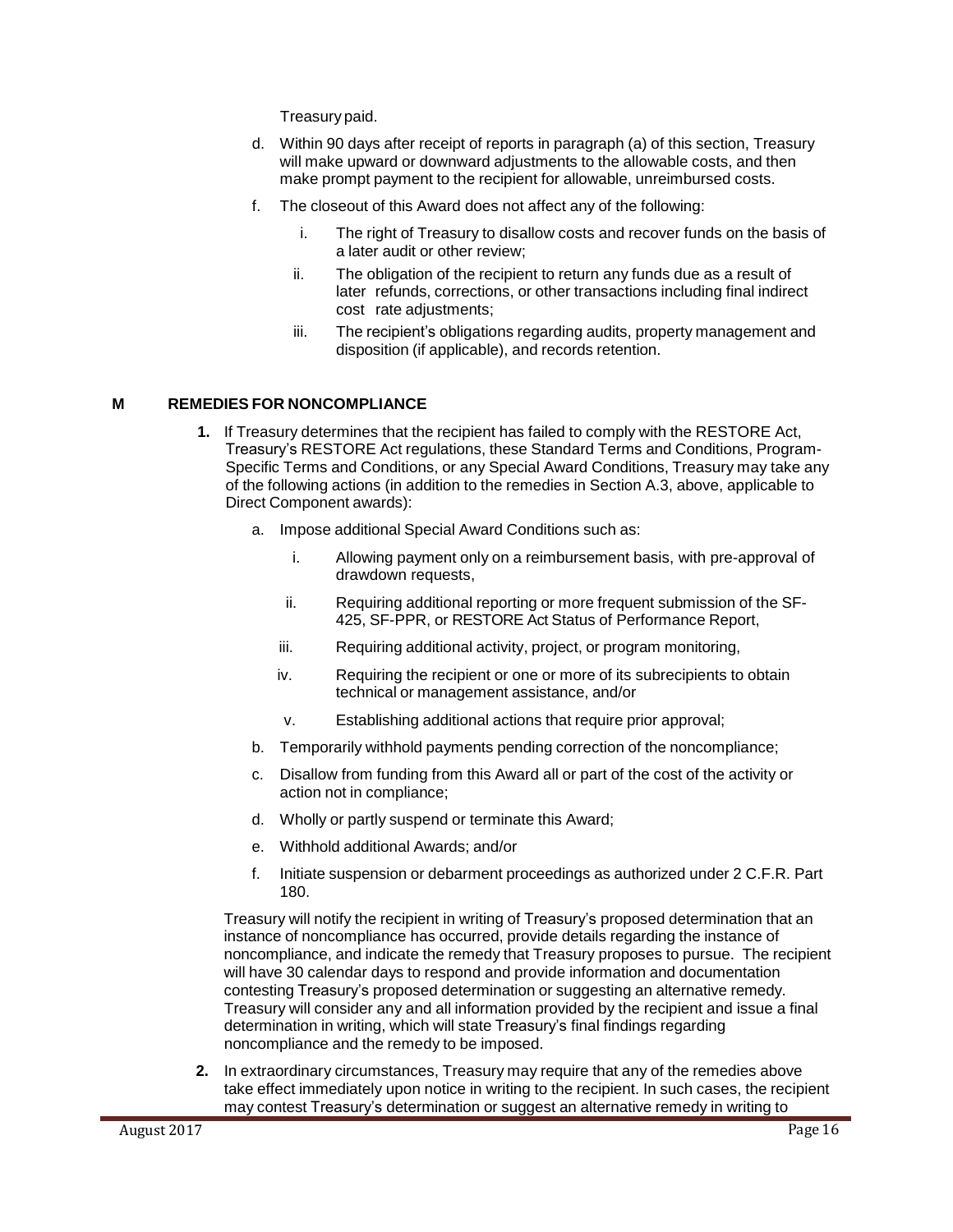Treasury paid.

d. Within 90 days after receipt of reports in paragraph (a) of this section, Treasury will make upward or downward adjustments to the allowable costs, and then make prompt payment to the recipient for allowable, unreimbursed costs.

f. The closeout of this Award does not affect any of the following:

   i. The right of Treasury to disallow costs and recover funds on the basis of a later audit or other review;

   ii. The obligation of the recipient to return any funds due as a result of later refunds, corrections, or other transactions including final indirect cost rate adjustments;

   iii. The recipient's obligations regarding audits, property management and disposition (if applicable), and records retention.

## M REMEDIES FOR NONCOMPLIANCE

**1.** If Treasury determines that the recipient has failed to comply with the RESTORE Act, Treasury's RESTORE Act regulations, these Standard Terms and Conditions, Program-Specific Terms and Conditions, or any Special Award Conditions, Treasury may take any of the following actions (in addition to the remedies in Section A.3, above, applicable to Direct Component awards):

a. Impose additional Special Award Conditions such as:

   i. Allowing payment only on a reimbursement basis, with pre-approval of drawdown requests,

   ii. Requiring additional reporting or more frequent submission of the SF-425, SF-PPR, or RESTORE Act Status of Performance Report,

   iii. Requiring additional activity, project, or program monitoring,

   iv. Requiring the recipient or one or more of its subrecipients to obtain technical or management assistance, and/or

   v. Establishing additional actions that require prior approval;

b. Temporarily withhold payments pending correction of the noncompliance;

c. Disallow from funding from this Award all or part of the cost of the activity or action not in compliance;

d. Wholly or partly suspend or terminate this Award;

e. Withhold additional Awards; and/or

f. Initiate suspension or debarment proceedings as authorized under 2 C.F.R. Part 180.

Treasury will notify the recipient in writing of Treasury's proposed determination that an instance of noncompliance has occurred, provide details regarding the instance of noncompliance, and indicate the remedy that Treasury proposes to pursue. The recipient will have 30 calendar days to respond and provide information and documentation contesting Treasury's proposed determination or suggesting an alternative remedy. Treasury will consider any and all information provided by the recipient and issue a final determination in writing, which will state Treasury's final findings regarding noncompliance and the remedy to be imposed.

**2.** In extraordinary circumstances, Treasury may require that any of the remedies above take effect immediately upon notice in writing to the recipient. In such cases, the recipient may contest Treasury's determination or suggest an alternative remedy in writing to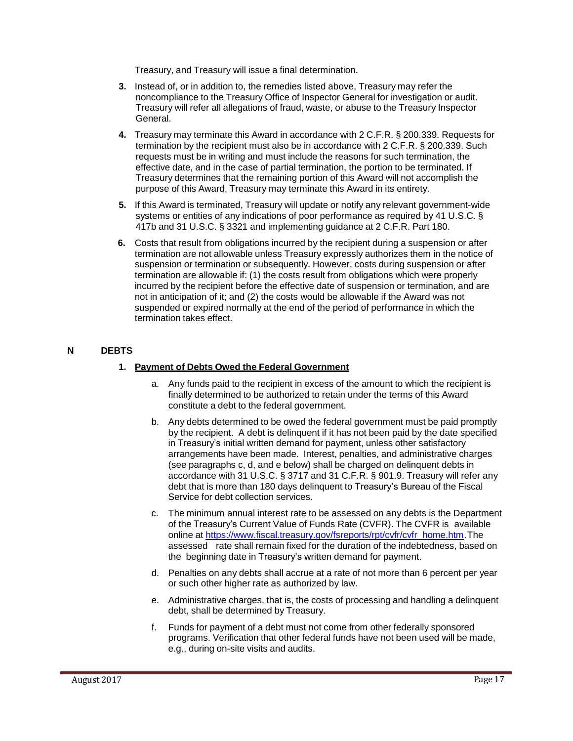Treasury, and Treasury will issue a final determination.

3. Instead of, or in addition to, the remedies listed above, Treasury may refer the noncompliance to the Treasury Office of Inspector General for investigation or audit. Treasury will refer all allegations of fraud, waste, or abuse to the Treasury Inspector General.

4. Treasury may terminate this Award in accordance with 2 C.F.R. § 200.339. Requests for termination by the recipient must also be in accordance with 2 C.F.R. § 200.339. Such requests must be in writing and must include the reasons for such termination, the effective date, and in the case of partial termination, the portion to be terminated. If Treasury determines that the remaining portion of this Award will not accomplish the purpose of this Award, Treasury may terminate this Award in its entirety.

5. If this Award is terminated, Treasury will update or notify any relevant government-wide systems or entities of any indications of poor performance as required by 41 U.S.C. § 417b and 31 U.S.C. § 3321 and implementing guidance at 2 C.F.R. Part 180.

6. Costs that result from obligations incurred by the recipient during a suspension or after termination are not allowable unless Treasury expressly authorizes them in the notice of suspension or termination or subsequently. However, costs during suspension or after termination are allowable if: (1) the costs result from obligations which were properly incurred by the recipient before the effective date of suspension or termination, and are not in anticipation of it; and (2) the costs would be allowable if the Award was not suspended or expired normally at the end of the period of performance in which the termination takes effect.

## N DEBTS

### 1. Payment of Debts Owed the Federal Government

a. Any funds paid to the recipient in excess of the amount to which the recipient is finally determined to be authorized to retain under the terms of this Award constitute a debt to the federal government.

b. Any debts determined to be owed the federal government must be paid promptly by the recipient. A debt is delinquent if it has not been paid by the date specified in Treasury's initial written demand for payment, unless other satisfactory arrangements have been made. Interest, penalties, and administrative charges (see paragraphs c, d, and e below) shall be charged on delinquent debts in accordance with 31 U.S.C. § 3717 and 31 C.F.R. § 901.9. Treasury will refer any debt that is more than 180 days delinquent to Treasury's Bureau of the Fiscal Service for debt collection services.

c. The minimum annual interest rate to be assessed on any debts is the Department of the Treasury's Current Value of Funds Rate (CVFR). The CVFR is available online at https://www.fiscal.treasury.gov/fsreports/rpt/cvfr/cvfr_home.htm. The assessed rate shall remain fixed for the duration of the indebtedness, based on the beginning date in Treasury's written demand for payment.

d. Penalties on any debts shall accrue at a rate of not more than 6 percent per year or such other higher rate as authorized by law.

e. Administrative charges, that is, the costs of processing and handling a delinquent debt, shall be determined by Treasury.

f. Funds for payment of a debt must not come from other federally sponsored programs. Verification that other federal funds have not been used will be made, e.g., during on-site visits and audits.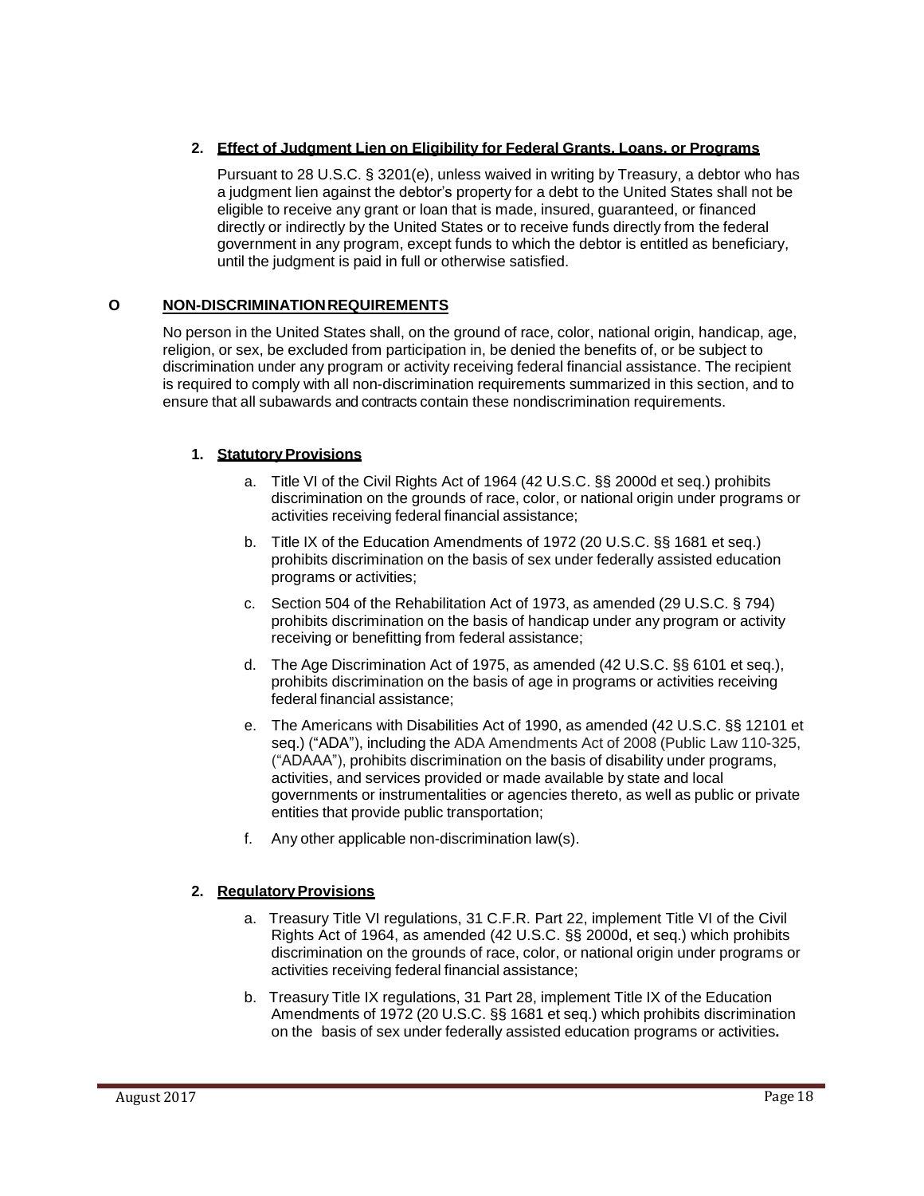### 2. Effect of Judgment Lien on Eligibility for Federal Grants, Loans, or Programs

Pursuant to 28 U.S.C. § 3201(e), unless waived in writing by Treasury, a debtor who has a judgment lien against the debtor's property for a debt to the United States shall not be eligible to receive any grant or loan that is made, insured, guaranteed, or financed directly or indirectly by the United States or to receive funds directly from the federal government in any program, except funds to which the debtor is entitled as beneficiary, until the judgment is paid in full or otherwise satisfied.

## O NON-DISCRIMINATION REQUIREMENTS

No person in the United States shall, on the ground of race, color, national origin, handicap, age, religion, or sex, be excluded from participation in, be denied the benefits of, or be subject to discrimination under any program or activity receiving federal financial assistance. The recipient is required to comply with all non-discrimination requirements summarized in this section, and to ensure that all subawards and contracts contain these nondiscrimination requirements.

### 1. Statutory Provisions

a. Title VI of the Civil Rights Act of 1964 (42 U.S.C. §§ 2000d et seq.) prohibits discrimination on the grounds of race, color, or national origin under programs or activities receiving federal financial assistance;

b. Title IX of the Education Amendments of 1972 (20 U.S.C. §§ 1681 et seq.) prohibits discrimination on the basis of sex under federally assisted education programs or activities;

c. Section 504 of the Rehabilitation Act of 1973, as amended (29 U.S.C. § 794) prohibits discrimination on the basis of handicap under any program or activity receiving or benefitting from federal assistance;

d. The Age Discrimination Act of 1975, as amended (42 U.S.C. §§ 6101 et seq.), prohibits discrimination on the basis of age in programs or activities receiving federal financial assistance;

e. The Americans with Disabilities Act of 1990, as amended (42 U.S.C. §§ 12101 et seq.) ("ADA"), including the ADA Amendments Act of 2008 (Public Law 110-325, ("ADAAA"), prohibits discrimination on the basis of disability under programs, activities, and services provided or made available by state and local governments or instrumentalities or agencies thereto, as well as public or private entities that provide public transportation;

f. Any other applicable non-discrimination law(s).

### 2. Regulatory Provisions

a. Treasury Title VI regulations, 31 C.F.R. Part 22, implement Title VI of the Civil Rights Act of 1964, as amended (42 U.S.C. §§ 2000d, et seq.) which prohibits discrimination on the grounds of race, color, or national origin under programs or activities receiving federal financial assistance;

b. Treasury Title IX regulations, 31 Part 28, implement Title IX of the Education Amendments of 1972 (20 U.S.C. §§ 1681 et seq.) which prohibits discrimination on the basis of sex under federally assisted education programs or activities**.**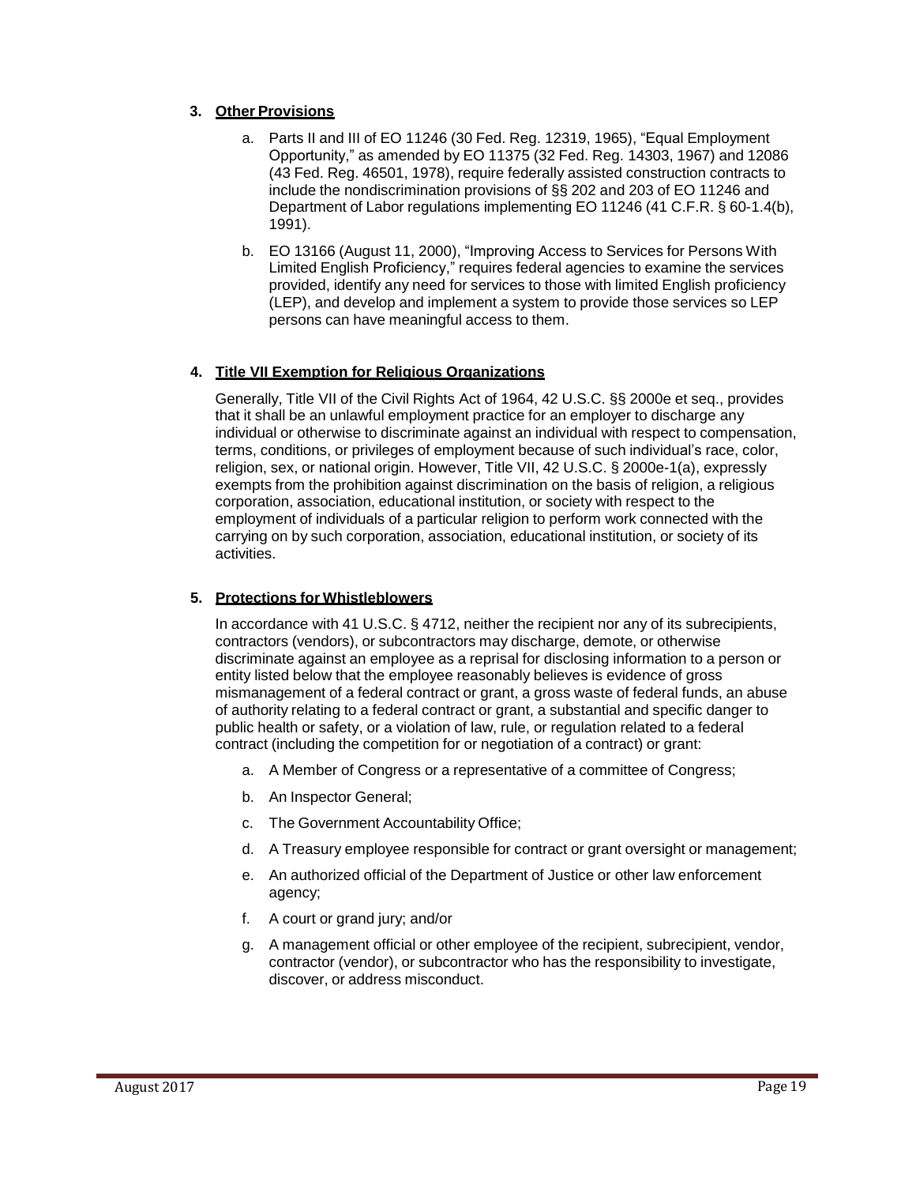### 3. Other Provisions

a. Parts II and III of EO 11246 (30 Fed. Reg. 12319, 1965), “Equal Employment Opportunity,” as amended by EO 11375 (32 Fed. Reg. 14303, 1967) and 12086 (43 Fed. Reg. 46501, 1978), require federally assisted construction contracts to include the nondiscrimination provisions of §§ 202 and 203 of EO 11246 and Department of Labor regulations implementing EO 11246 (41 C.F.R. § 60-1.4(b), 1991).

b. EO 13166 (August 11, 2000), “Improving Access to Services for Persons With Limited English Proficiency,” requires federal agencies to examine the services provided, identify any need for services to those with limited English proficiency (LEP), and develop and implement a system to provide those services so LEP persons can have meaningful access to them.

### 4. Title VII Exemption for Religious Organizations

Generally, Title VII of the Civil Rights Act of 1964, 42 U.S.C. §§ 2000e et seq., provides that it shall be an unlawful employment practice for an employer to discharge any individual or otherwise to discriminate against an individual with respect to compensation, terms, conditions, or privileges of employment because of such individual’s race, color, religion, sex, or national origin. However, Title VII, 42 U.S.C. § 2000e-1(a), expressly exempts from the prohibition against discrimination on the basis of religion, a religious corporation, association, educational institution, or society with respect to the employment of individuals of a particular religion to perform work connected with the carrying on by such corporation, association, educational institution, or society of its activities.

### 5. Protections for Whistleblowers

In accordance with 41 U.S.C. § 4712, neither the recipient nor any of its subrecipients, contractors (vendors), or subcontractors may discharge, demote, or otherwise discriminate against an employee as a reprisal for disclosing information to a person or entity listed below that the employee reasonably believes is evidence of gross mismanagement of a federal contract or grant, a gross waste of federal funds, an abuse of authority relating to a federal contract or grant, a substantial and specific danger to public health or safety, or a violation of law, rule, or regulation related to a federal contract (including the competition for or negotiation of a contract) or grant:

a. A Member of Congress or a representative of a committee of Congress;

b. An Inspector General;

c. The Government Accountability Office;

d. A Treasury employee responsible for contract or grant oversight or management;

e. An authorized official of the Department of Justice or other law enforcement agency;

f. A court or grand jury; and/or

g. A management official or other employee of the recipient, subrecipient, vendor, contractor (vendor), or subcontractor who has the responsibility to investigate, discover, or address misconduct.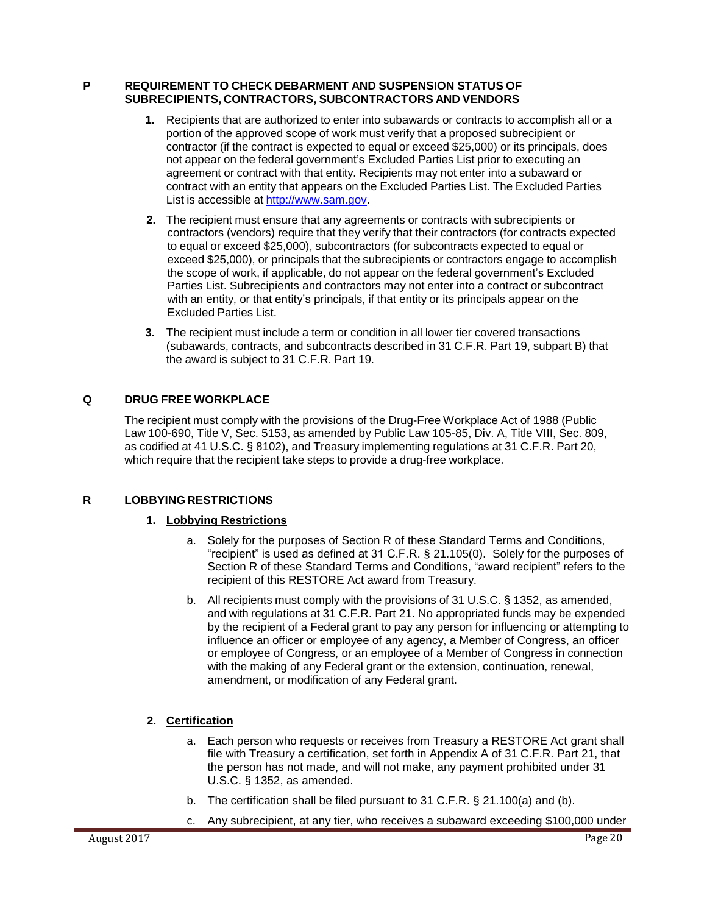## P REQUIREMENT TO CHECK DEBARMENT AND SUSPENSION STATUS OF SUBRECIPIENTS, CONTRACTORS, SUBCONTRACTORS AND VENDORS

1. Recipients that are authorized to enter into subawards or contracts to accomplish all or a portion of the approved scope of work must verify that a proposed subrecipient or contractor (if the contract is expected to equal or exceed $25,000) or its principals, does not appear on the federal government's Excluded Parties List prior to executing an agreement or contract with that entity. Recipients may not enter into a subaward or contract with an entity that appears on the Excluded Parties List. The Excluded Parties List is accessible at [http://www.sam.gov](http://www.sam.gov).

2. The recipient must ensure that any agreements or contracts with subrecipients or contractors (vendors) require that they verify that their contractors (for contracts expected to equal or exceed $25,000), subcontractors (for subcontracts expected to equal or exceed $25,000), or principals that the subrecipients or contractors engage to accomplish the scope of work, if applicable, do not appear on the federal government's Excluded Parties List. Subrecipients and contractors may not enter into a contract or subcontract with an entity, or that entity's principals, if that entity or its principals appear on the Excluded Parties List.

3. The recipient must include a term or condition in all lower tier covered transactions (subawards, contracts, and subcontracts described in 31 C.F.R. Part 19, subpart B) that the award is subject to 31 C.F.R. Part 19.

## Q DRUG FREE WORKPLACE

The recipient must comply with the provisions of the Drug-Free Workplace Act of 1988 (Public Law 100-690, Title V, Sec. 5153, as amended by Public Law 105-85, Div. A, Title VIII, Sec. 809, as codified at 41 U.S.C. § 8102), and Treasury implementing regulations at 31 C.F.R. Part 20, which require that the recipient take steps to provide a drug-free workplace.

## R LOBBYING RESTRICTIONS

### 1. Lobbying Restrictions

a. Solely for the purposes of Section R of these Standard Terms and Conditions, "recipient" is used as defined at 31 C.F.R. § 21.105(0). Solely for the purposes of Section R of these Standard Terms and Conditions, "award recipient" refers to the recipient of this RESTORE Act award from Treasury.

b. All recipients must comply with the provisions of 31 U.S.C. § 1352, as amended, and with regulations at 31 C.F.R. Part 21. No appropriated funds may be expended by the recipient of a Federal grant to pay any person for influencing or attempting to influence an officer or employee of any agency, a Member of Congress, an officer or employee of Congress, or an employee of a Member of Congress in connection with the making of any Federal grant or the extension, continuation, renewal, amendment, or modification of any Federal grant.

### 2. Certification

a. Each person who requests or receives from Treasury a RESTORE Act grant shall file with Treasury a certification, set forth in Appendix A of 31 C.F.R. Part 21, that the person has not made, and will not make, any payment prohibited under 31 U.S.C. § 1352, as amended.

b. The certification shall be filed pursuant to 31 C.F.R. § 21.100(a) and (b).

c. Any subrecipient, at any tier, who receives a subaward exceeding $100,000 under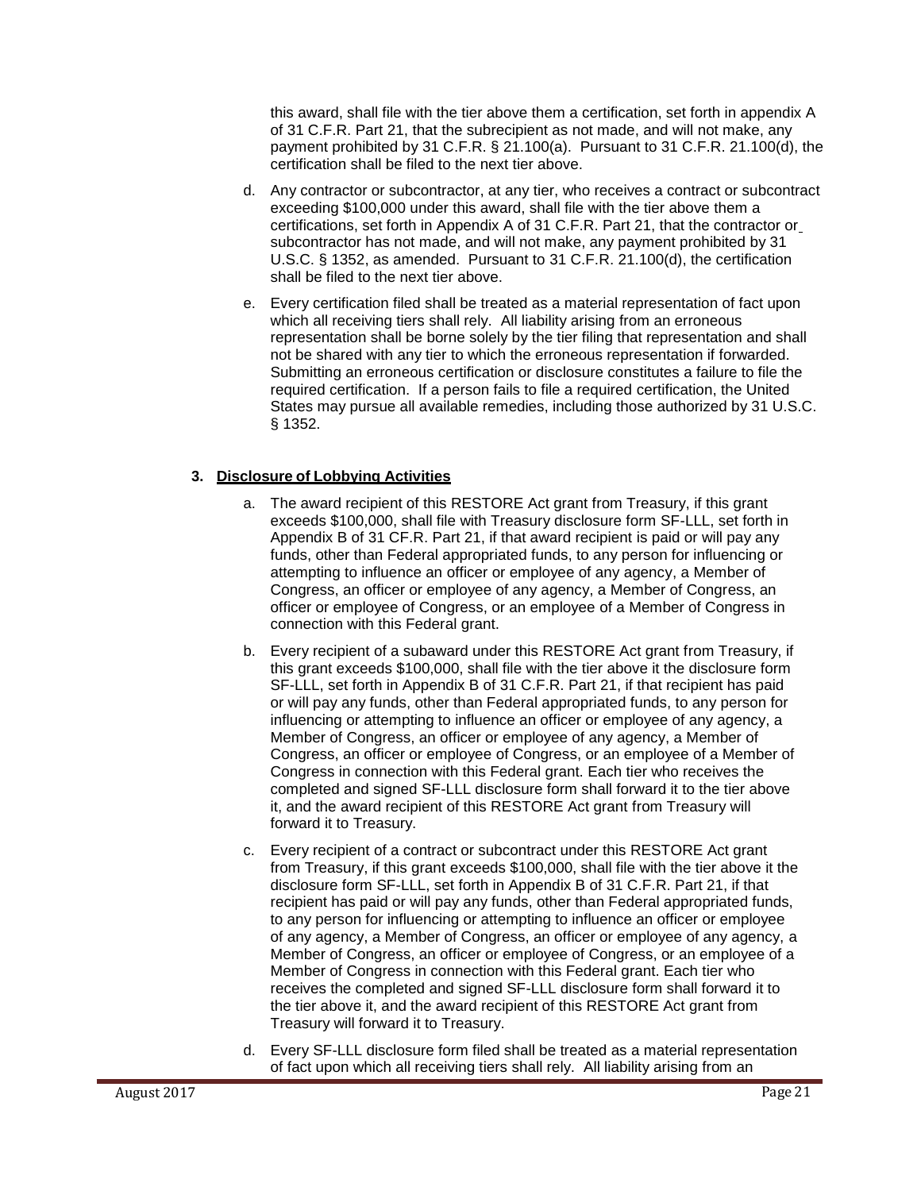this award, shall file with the tier above them a certification, set forth in appendix A of 31 C.F.R. Part 21, that the subrecipient as not made, and will not make, any payment prohibited by 31 C.F.R. § 21.100(a). Pursuant to 31 C.F.R. 21.100(d), the certification shall be filed to the next tier above.

d. Any contractor or subcontractor, at any tier, who receives a contract or subcontract exceeding $100,000 under this award, shall file with the tier above them a certifications, set forth in Appendix A of 31 C.F.R. Part 21, that the contractor or subcontractor has not made, and will not make, any payment prohibited by 31 U.S.C. § 1352, as amended. Pursuant to 31 C.F.R. 21.100(d), the certification shall be filed to the next tier above.

e. Every certification filed shall be treated as a material representation of fact upon which all receiving tiers shall rely. All liability arising from an erroneous representation shall be borne solely by the tier filing that representation and shall not be shared with any tier to which the erroneous representation if forwarded. Submitting an erroneous certification or disclosure constitutes a failure to file the required certification. If a person fails to file a required certification, the United States may pursue all available remedies, including those authorized by 31 U.S.C. § 1352.

**3. Disclosure of Lobbying Activities**

a. The award recipient of this RESTORE Act grant from Treasury, if this grant exceeds $100,000, shall file with Treasury disclosure form SF-LLL, set forth in Appendix B of 31 CF.R. Part 21, if that award recipient is paid or will pay any funds, other than Federal appropriated funds, to any person for influencing or attempting to influence an officer or employee of any agency, a Member of Congress, an officer or employee of any agency, a Member of Congress, an officer or employee of Congress, or an employee of a Member of Congress in connection with this Federal grant.

b. Every recipient of a subaward under this RESTORE Act grant from Treasury, if this grant exceeds $100,000, shall file with the tier above it the disclosure form SF-LLL, set forth in Appendix B of 31 C.F.R. Part 21, if that recipient has paid or will pay any funds, other than Federal appropriated funds, to any person for influencing or attempting to influence an officer or employee of any agency, a Member of Congress, an officer or employee of any agency, a Member of Congress, an officer or employee of Congress, or an employee of a Member of Congress in connection with this Federal grant. Each tier who receives the completed and signed SF-LLL disclosure form shall forward it to the tier above it, and the award recipient of this RESTORE Act grant from Treasury will forward it to Treasury.

c. Every recipient of a contract or subcontract under this RESTORE Act grant from Treasury, if this grant exceeds $100,000, shall file with the tier above it the disclosure form SF-LLL, set forth in Appendix B of 31 C.F.R. Part 21, if that recipient has paid or will pay any funds, other than Federal appropriated funds, to any person for influencing or attempting to influence an officer or employee of any agency, a Member of Congress, an officer or employee of any agency, a Member of Congress, an officer or employee of Congress, or an employee of a Member of Congress in connection with this Federal grant. Each tier who receives the completed and signed SF-LLL disclosure form shall forward it to the tier above it, and the award recipient of this RESTORE Act grant from Treasury will forward it to Treasury.

d. Every SF-LLL disclosure form filed shall be treated as a material representation of fact upon which all receiving tiers shall rely. All liability arising from an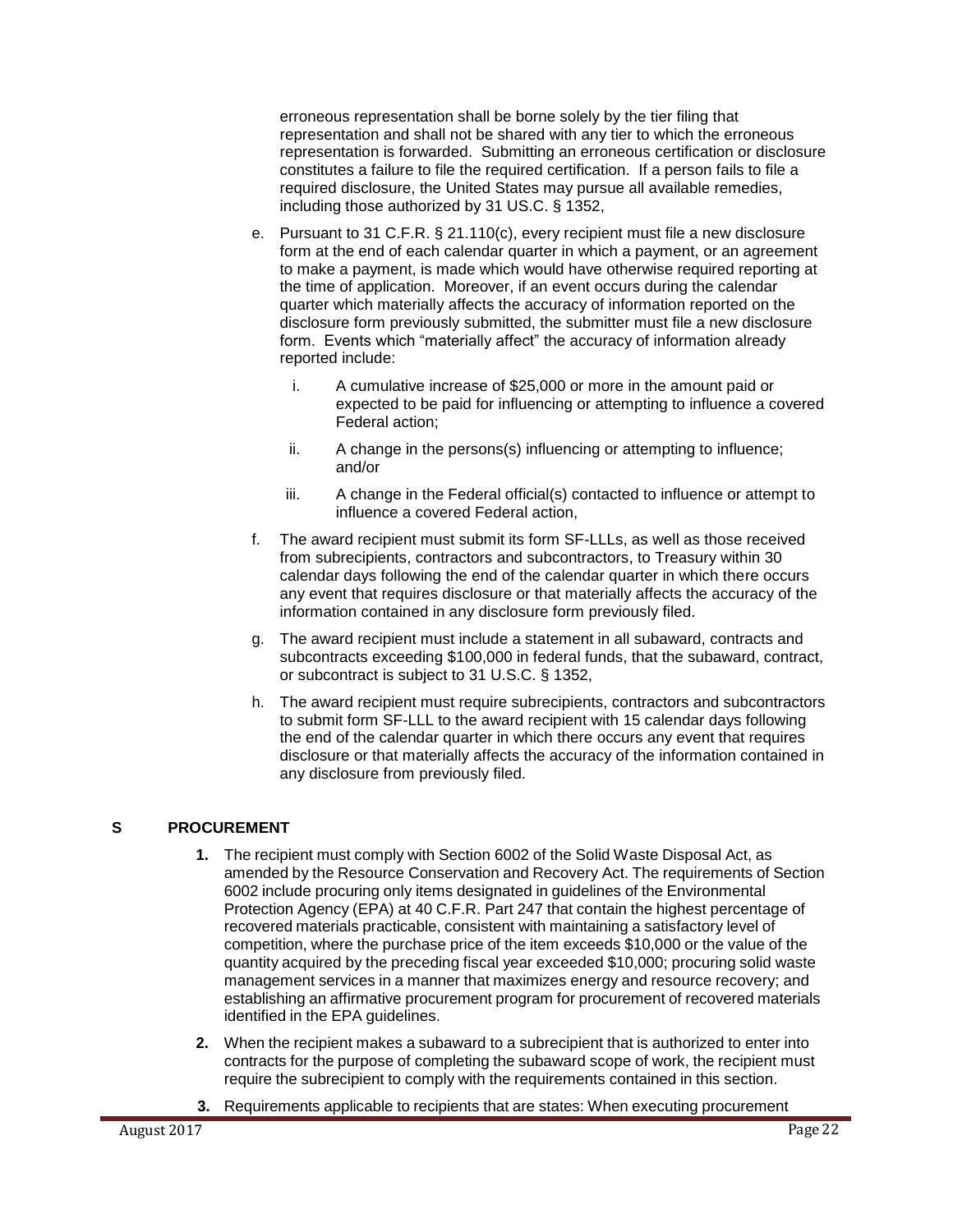erroneous representation shall be borne solely by the tier filing that representation and shall not be shared with any tier to which the erroneous representation is forwarded. Submitting an erroneous certification or disclosure constitutes a failure to file the required certification. If a person fails to file a required disclosure, the United States may pursue all available remedies, including those authorized by 31 US.C. § 1352,

e. Pursuant to 31 C.F.R. § 21.110(c), every recipient must file a new disclosure form at the end of each calendar quarter in which a payment, or an agreement to make a payment, is made which would have otherwise required reporting at the time of application. Moreover, if an event occurs during the calendar quarter which materially affects the accuracy of information reported on the disclosure form previously submitted, the submitter must file a new disclosure form. Events which "materially affect" the accuracy of information already reported include:

   i. A cumulative increase of $25,000 or more in the amount paid or expected to be paid for influencing or attempting to influence a covered Federal action;

   ii. A change in the persons(s) influencing or attempting to influence; and/or

   iii. A change in the Federal official(s) contacted to influence or attempt to influence a covered Federal action,

f. The award recipient must submit its form SF-LLLs, as well as those received from subrecipients, contractors and subcontractors, to Treasury within 30 calendar days following the end of the calendar quarter in which there occurs any event that requires disclosure or that materially affects the accuracy of the information contained in any disclosure form previously filed.

g. The award recipient must include a statement in all subaward, contracts and subcontracts exceeding $100,000 in federal funds, that the subaward, contract, or subcontract is subject to 31 U.S.C. § 1352,

h. The award recipient must require subrecipients, contractors and subcontractors to submit form SF-LLL to the award recipient with 15 calendar days following the end of the calendar quarter in which there occurs any event that requires disclosure or that materially affects the accuracy of the information contained in any disclosure from previously filed.

## S PROCUREMENT

**1.** The recipient must comply with Section 6002 of the Solid Waste Disposal Act, as amended by the Resource Conservation and Recovery Act. The requirements of Section 6002 include procuring only items designated in guidelines of the Environmental Protection Agency (EPA) at 40 C.F.R. Part 247 that contain the highest percentage of recovered materials practicable, consistent with maintaining a satisfactory level of competition, where the purchase price of the item exceeds $10,000 or the value of the quantity acquired by the preceding fiscal year exceeded $10,000; procuring solid waste management services in a manner that maximizes energy and resource recovery; and establishing an affirmative procurement program for procurement of recovered materials identified in the EPA guidelines.

**2.** When the recipient makes a subaward to a subrecipient that is authorized to enter into contracts for the purpose of completing the subaward scope of work, the recipient must require the subrecipient to comply with the requirements contained in this section.

**3.** Requirements applicable to recipients that are states: When executing procurement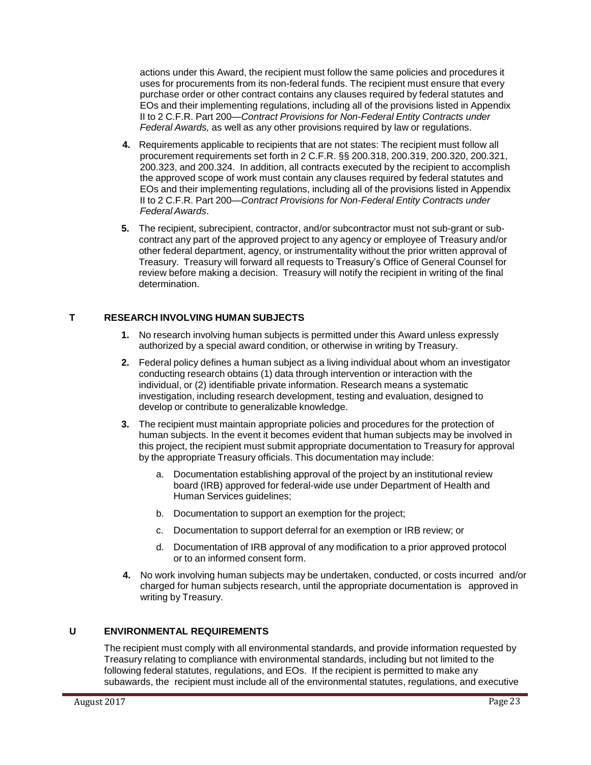actions under this Award, the recipient must follow the same policies and procedures it uses for procurements from its non-federal funds. The recipient must ensure that every purchase order or other contract contains any clauses required by federal statutes and EOs and their implementing regulations, including all of the provisions listed in Appendix II to 2 C.F.R. Part 200—*Contract Provisions for Non-Federal Entity Contracts under Federal Awards,* as well as any other provisions required by law or regulations.

**4.** Requirements applicable to recipients that are not states: The recipient must follow all procurement requirements set forth in 2 C.F.R. §§ 200.318, 200.319, 200.320, 200.321, 200.323, and 200.324. In addition, all contracts executed by the recipient to accomplish the approved scope of work must contain any clauses required by federal statutes and EOs and their implementing regulations, including all of the provisions listed in Appendix II to 2 C.F.R. Part 200—*Contract Provisions for Non-Federal Entity Contracts under Federal Awards*.

**5.** The recipient, subrecipient, contractor, and/or subcontractor must not sub-grant or sub-contract any part of the approved project to any agency or employee of Treasury and/or other federal department, agency, or instrumentality without the prior written approval of Treasury. Treasury will forward all requests to Treasury's Office of General Counsel for review before making a decision. Treasury will notify the recipient in writing of the final determination.

## T RESEARCH INVOLVING HUMAN SUBJECTS

**1.** No research involving human subjects is permitted under this Award unless expressly authorized by a special award condition, or otherwise in writing by Treasury.

**2.** Federal policy defines a human subject as a living individual about whom an investigator conducting research obtains (1) data through intervention or interaction with the individual, or (2) identifiable private information. Research means a systematic investigation, including research development, testing and evaluation, designed to develop or contribute to generalizable knowledge.

**3.** The recipient must maintain appropriate policies and procedures for the protection of human subjects. In the event it becomes evident that human subjects may be involved in this project, the recipient must submit appropriate documentation to Treasury for approval by the appropriate Treasury officials. This documentation may include:

a. Documentation establishing approval of the project by an institutional review board (IRB) approved for federal-wide use under Department of Health and Human Services guidelines;

b. Documentation to support an exemption for the project;

c. Documentation to support deferral for an exemption or IRB review; or

d. Documentation of IRB approval of any modification to a prior approved protocol or to an informed consent form.

**4.** No work involving human subjects may be undertaken, conducted, or costs incurred and/or charged for human subjects research, until the appropriate documentation is approved in writing by Treasury.

## U ENVIRONMENTAL REQUIREMENTS

The recipient must comply with all environmental standards, and provide information requested by Treasury relating to compliance with environmental standards, including but not limited to the following federal statutes, regulations, and EOs. If the recipient is permitted to make any subawards, the recipient must include all of the environmental statutes, regulations, and executive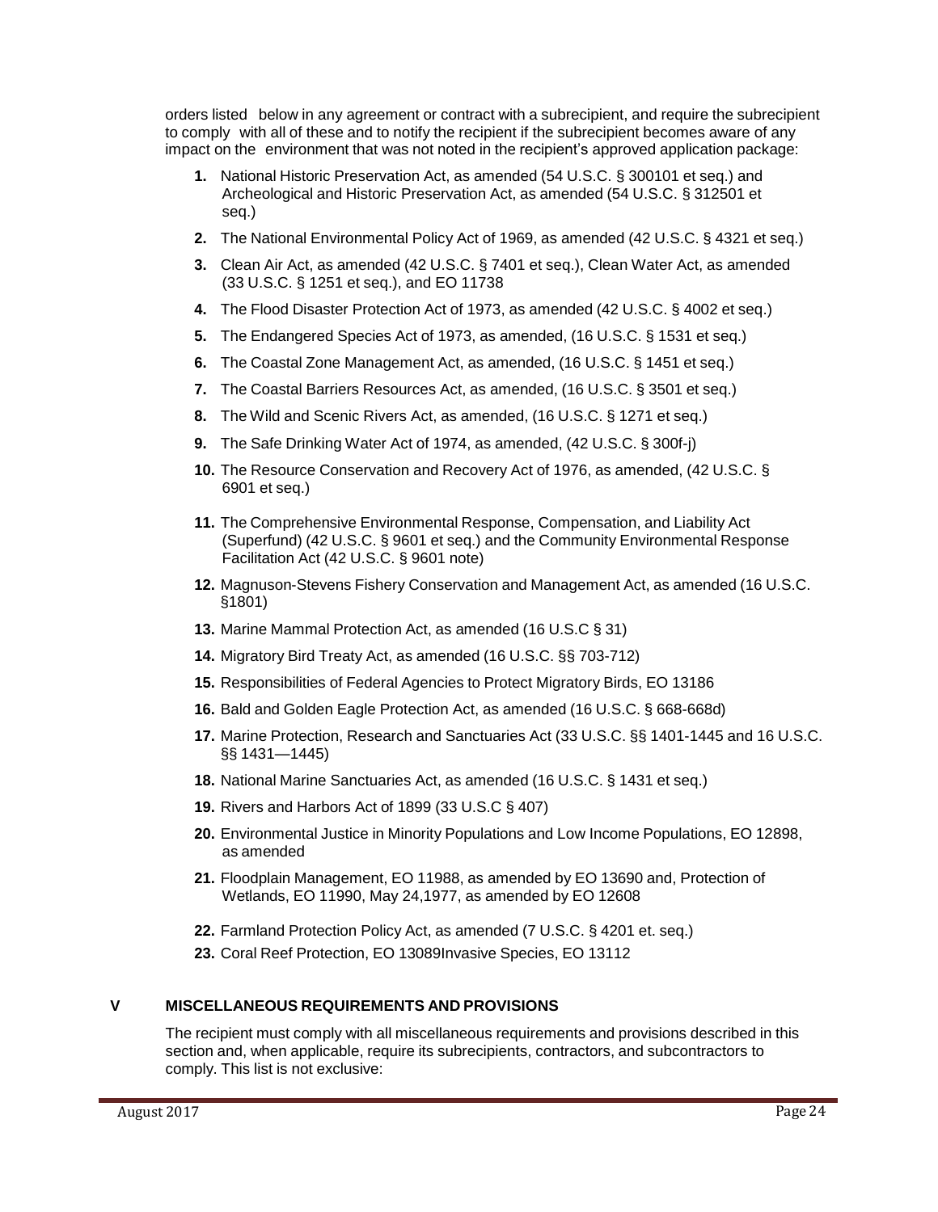orders listed below in any agreement or contract with a subrecipient, and require the subrecipient to comply with all of these and to notify the recipient if the subrecipient becomes aware of any impact on the environment that was not noted in the recipient's approved application package:

1. National Historic Preservation Act, as amended (54 U.S.C. § 300101 et seq.) and Archeological and Historic Preservation Act, as amended (54 U.S.C. § 312501 et seq.)
2. The National Environmental Policy Act of 1969, as amended (42 U.S.C. § 4321 et seq.)
3. Clean Air Act, as amended (42 U.S.C. § 7401 et seq.), Clean Water Act, as amended (33 U.S.C. § 1251 et seq.), and EO 11738
4. The Flood Disaster Protection Act of 1973, as amended (42 U.S.C. § 4002 et seq.)
5. The Endangered Species Act of 1973, as amended, (16 U.S.C. § 1531 et seq.)
6. The Coastal Zone Management Act, as amended, (16 U.S.C. § 1451 et seq.)
7. The Coastal Barriers Resources Act, as amended, (16 U.S.C. § 3501 et seq.)
8. The Wild and Scenic Rivers Act, as amended, (16 U.S.C. § 1271 et seq.)
9. The Safe Drinking Water Act of 1974, as amended, (42 U.S.C. § 300f-j)
10. The Resource Conservation and Recovery Act of 1976, as amended, (42 U.S.C. § 6901 et seq.)
11. The Comprehensive Environmental Response, Compensation, and Liability Act (Superfund) (42 U.S.C. § 9601 et seq.) and the Community Environmental Response Facilitation Act (42 U.S.C. § 9601 note)
12. Magnuson-Stevens Fishery Conservation and Management Act, as amended (16 U.S.C. §1801)
13. Marine Mammal Protection Act, as amended (16 U.S.C § 31)
14. Migratory Bird Treaty Act, as amended (16 U.S.C. §§ 703-712)
15. Responsibilities of Federal Agencies to Protect Migratory Birds, EO 13186
16. Bald and Golden Eagle Protection Act, as amended (16 U.S.C. § 668-668d)
17. Marine Protection, Research and Sanctuaries Act (33 U.S.C. §§ 1401-1445 and 16 U.S.C. §§ 1431—1445)
18. National Marine Sanctuaries Act, as amended (16 U.S.C. § 1431 et seq.)
19. Rivers and Harbors Act of 1899 (33 U.S.C § 407)
20. Environmental Justice in Minority Populations and Low Income Populations, EO 12898, as amended
21. Floodplain Management, EO 11988, as amended by EO 13690 and, Protection of Wetlands, EO 11990, May 24,1977, as amended by EO 12608
22. Farmland Protection Policy Act, as amended (7 U.S.C. § 4201 et. seq.)
23. Coral Reef Protection, EO 13089Invasive Species, EO 13112

## V MISCELLANEOUS REQUIREMENTS AND PROVISIONS

The recipient must comply with all miscellaneous requirements and provisions described in this section and, when applicable, require its subrecipients, contractors, and subcontractors to comply. This list is not exclusive: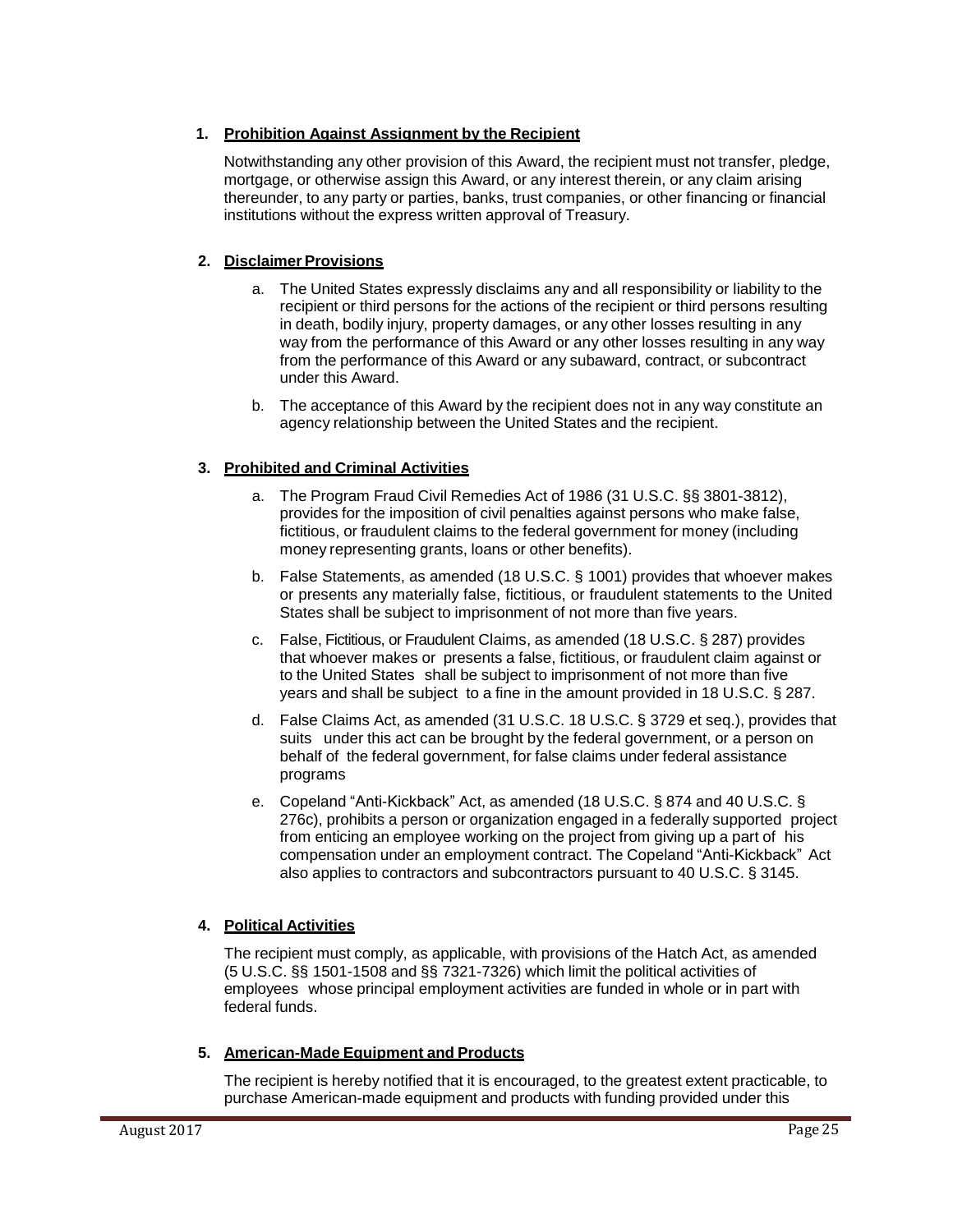1. **Prohibition Against Assignment by the Recipient**

   Notwithstanding any other provision of this Award, the recipient must not transfer, pledge, mortgage, or otherwise assign this Award, or any interest therein, or any claim arising thereunder, to any party or parties, banks, trust companies, or other financing or financial institutions without the express written approval of Treasury.

2. **Disclaimer Provisions**

   a. The United States expressly disclaims any and all responsibility or liability to the recipient or third persons for the actions of the recipient or third persons resulting in death, bodily injury, property damages, or any other losses resulting in any way from the performance of this Award or any other losses resulting in any way from the performance of this Award or any subaward, contract, or subcontract under this Award.

   b. The acceptance of this Award by the recipient does not in any way constitute an agency relationship between the United States and the recipient.

3. **Prohibited and Criminal Activities**

   a. The Program Fraud Civil Remedies Act of 1986 (31 U.S.C. §§ 3801-3812), provides for the imposition of civil penalties against persons who make false, fictitious, or fraudulent claims to the federal government for money (including money representing grants, loans or other benefits).

   b. False Statements, as amended (18 U.S.C. § 1001) provides that whoever makes or presents any materially false, fictitious, or fraudulent statements to the United States shall be subject to imprisonment of not more than five years.

   c. False, Fictitious, or Fraudulent Claims, as amended (18 U.S.C. § 287) provides that whoever makes or presents a false, fictitious, or fraudulent claim against or to the United States shall be subject to imprisonment of not more than five years and shall be subject to a fine in the amount provided in 18 U.S.C. § 287.

   d. False Claims Act, as amended (31 U.S.C. 18 U.S.C. § 3729 et seq.), provides that suits under this act can be brought by the federal government, or a person on behalf of the federal government, for false claims under federal assistance programs

   e. Copeland "Anti-Kickback" Act, as amended (18 U.S.C. § 874 and 40 U.S.C. § 276c), prohibits a person or organization engaged in a federally supported project from enticing an employee working on the project from giving up a part of his compensation under an employment contract. The Copeland "Anti-Kickback" Act also applies to contractors and subcontractors pursuant to 40 U.S.C. § 3145.

4. **Political Activities**

   The recipient must comply, as applicable, with provisions of the Hatch Act, as amended (5 U.S.C. §§ 1501-1508 and §§ 7321-7326) which limit the political activities of employees whose principal employment activities are funded in whole or in part with federal funds.

5. **American-Made Equipment and Products**

   The recipient is hereby notified that it is encouraged, to the greatest extent practicable, to purchase American-made equipment and products with funding provided under this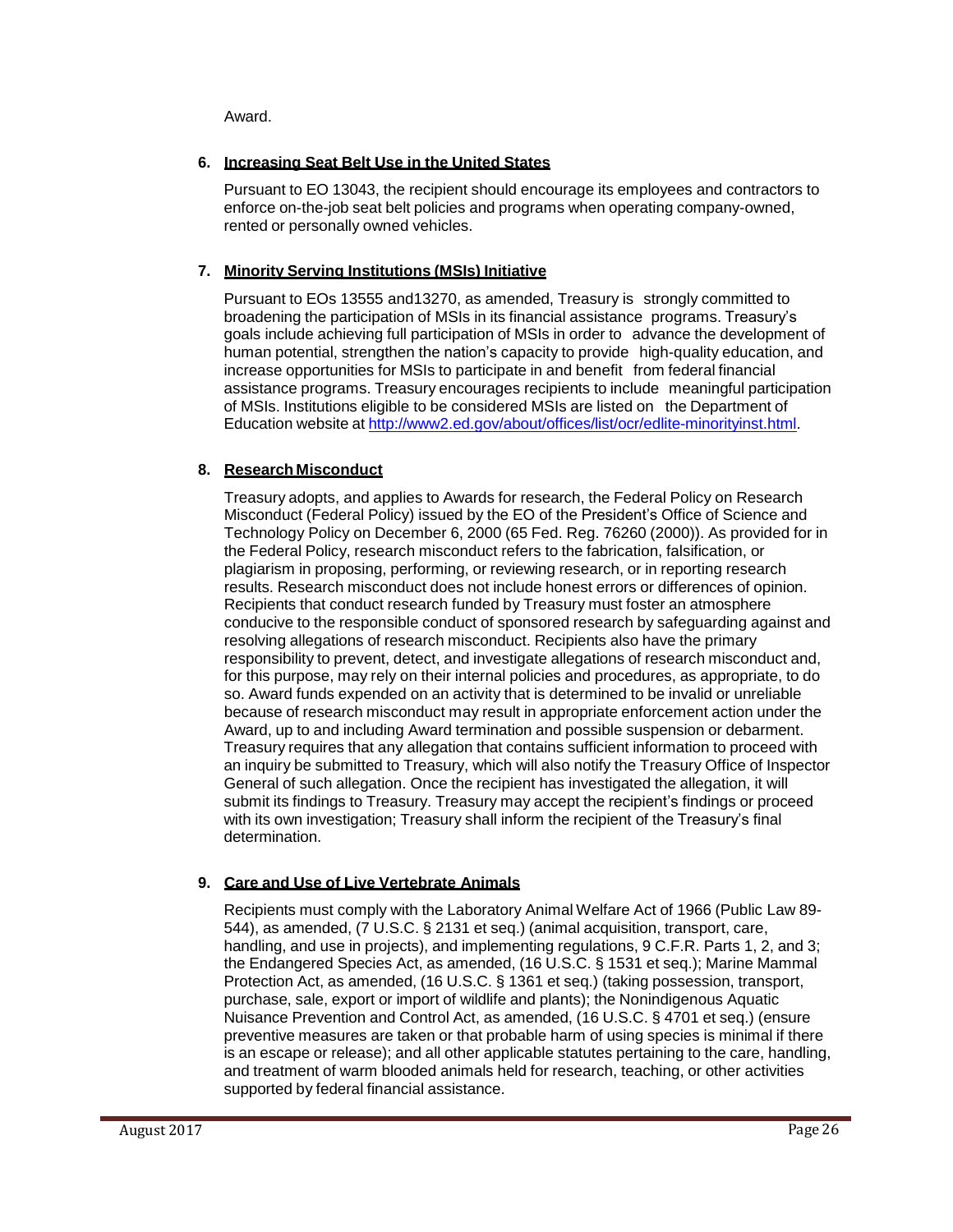Award.

6. **Increasing Seat Belt Use in the United States**

   Pursuant to EO 13043, the recipient should encourage its employees and contractors to enforce on-the-job seat belt policies and programs when operating company-owned, rented or personally owned vehicles.

7. **Minority Serving Institutions (MSIs) Initiative**

   Pursuant to EOs 13555 and13270, as amended, Treasury is strongly committed to broadening the participation of MSIs in its financial assistance programs. Treasury's goals include achieving full participation of MSIs in order to advance the development of human potential, strengthen the nation's capacity to provide high-quality education, and increase opportunities for MSIs to participate in and benefit from federal financial assistance programs. Treasury encourages recipients to include meaningful participation of MSIs. Institutions eligible to be considered MSIs are listed on the Department of Education website at [http://www2.ed.gov/about/offices/list/ocr/edlite-minorityinst.html](http://www2.ed.gov/about/offices/list/ocr/edlite-minorityinst.html).

8. **Research Misconduct**

   Treasury adopts, and applies to Awards for research, the Federal Policy on Research Misconduct (Federal Policy) issued by the EO of the President's Office of Science and Technology Policy on December 6, 2000 (65 Fed. Reg. 76260 (2000)). As provided for in the Federal Policy, research misconduct refers to the fabrication, falsification, or plagiarism in proposing, performing, or reviewing research, or in reporting research results. Research misconduct does not include honest errors or differences of opinion. Recipients that conduct research funded by Treasury must foster an atmosphere conducive to the responsible conduct of sponsored research by safeguarding against and resolving allegations of research misconduct. Recipients also have the primary responsibility to prevent, detect, and investigate allegations of research misconduct and, for this purpose, may rely on their internal policies and procedures, as appropriate, to do so. Award funds expended on an activity that is determined to be invalid or unreliable because of research misconduct may result in appropriate enforcement action under the Award, up to and including Award termination and possible suspension or debarment. Treasury requires that any allegation that contains sufficient information to proceed with an inquiry be submitted to Treasury, which will also notify the Treasury Office of Inspector General of such allegation. Once the recipient has investigated the allegation, it will submit its findings to Treasury. Treasury may accept the recipient's findings or proceed with its own investigation; Treasury shall inform the recipient of the Treasury's final determination.

9. **Care and Use of Live Vertebrate Animals**

   Recipients must comply with the Laboratory Animal Welfare Act of 1966 (Public Law 89-544), as amended, (7 U.S.C. § 2131 et seq.) (animal acquisition, transport, care, handling, and use in projects), and implementing regulations, 9 C.F.R. Parts 1, 2, and 3; the Endangered Species Act, as amended, (16 U.S.C. § 1531 et seq.); Marine Mammal Protection Act, as amended, (16 U.S.C. § 1361 et seq.) (taking possession, transport, purchase, sale, export or import of wildlife and plants); the Nonindigenous Aquatic Nuisance Prevention and Control Act, as amended, (16 U.S.C. § 4701 et seq.) (ensure preventive measures are taken or that probable harm of using species is minimal if there is an escape or release); and all other applicable statutes pertaining to the care, handling, and treatment of warm blooded animals held for research, teaching, or other activities supported by federal financial assistance.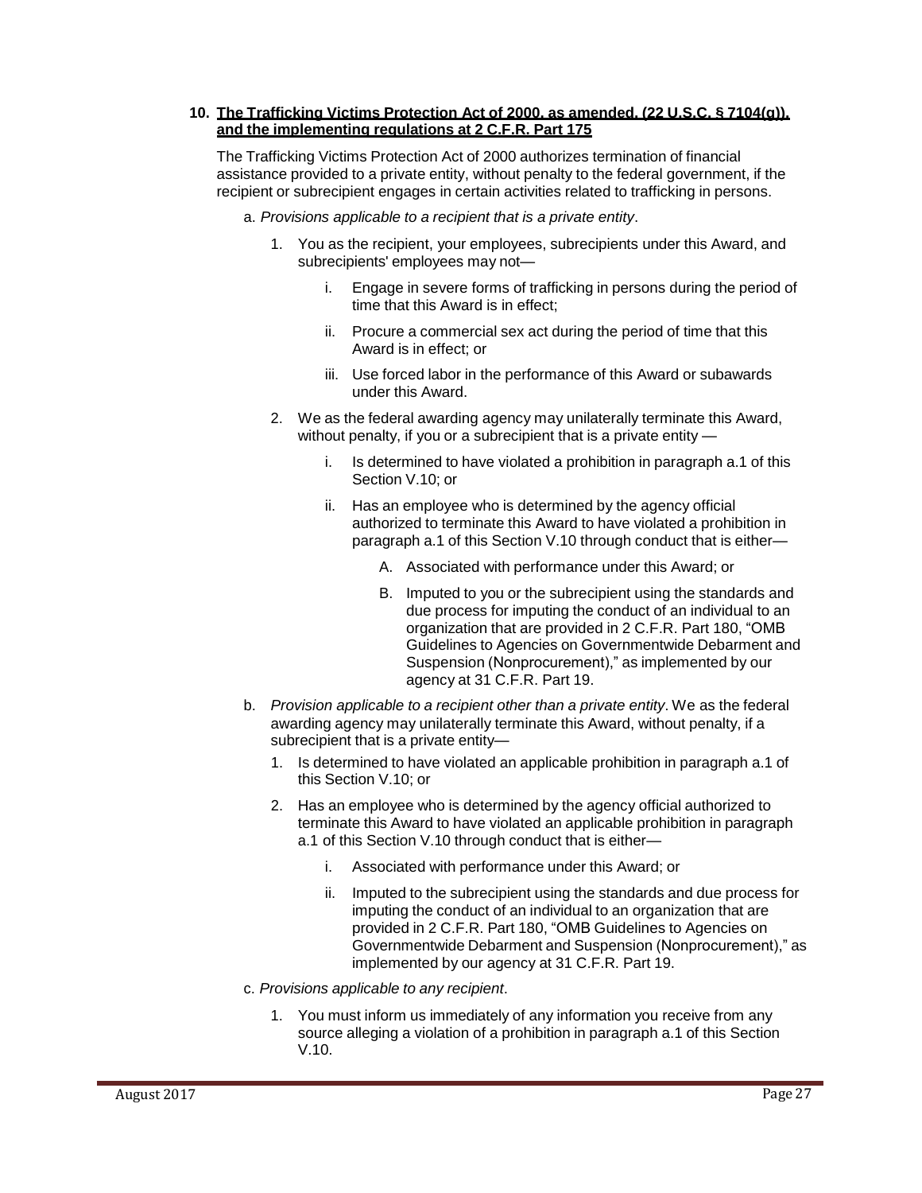**10. The Trafficking Victims Protection Act of 2000, as amended, (22 U.S.C. § 7104(g)), and the implementing regulations at 2 C.F.R. Part 175**

The Trafficking Victims Protection Act of 2000 authorizes termination of financial assistance provided to a private entity, without penalty to the federal government, if the recipient or subrecipient engages in certain activities related to trafficking in persons.

a. *Provisions applicable to a recipient that is a private entity*.

1. You as the recipient, your employees, subrecipients under this Award, and subrecipients' employees may not—

    i. Engage in severe forms of trafficking in persons during the period of time that this Award is in effect;

    ii. Procure a commercial sex act during the period of time that this Award is in effect; or

    iii. Use forced labor in the performance of this Award or subawards under this Award.

2. We as the federal awarding agency may unilaterally terminate this Award, without penalty, if you or a subrecipient that is a private entity —

    i. Is determined to have violated a prohibition in paragraph a.1 of this Section V.10; or

    ii. Has an employee who is determined by the agency official authorized to terminate this Award to have violated a prohibition in paragraph a.1 of this Section V.10 through conduct that is either—

        A. Associated with performance under this Award; or

        B. Imputed to you or the subrecipient using the standards and due process for imputing the conduct of an individual to an organization that are provided in 2 C.F.R. Part 180, "OMB Guidelines to Agencies on Governmentwide Debarment and Suspension (Nonprocurement)," as implemented by our agency at 31 C.F.R. Part 19.

b. *Provision applicable to a recipient other than a private entity*. We as the federal awarding agency may unilaterally terminate this Award, without penalty, if a subrecipient that is a private entity—

1. Is determined to have violated an applicable prohibition in paragraph a.1 of this Section V.10; or

2. Has an employee who is determined by the agency official authorized to terminate this Award to have violated an applicable prohibition in paragraph a.1 of this Section V.10 through conduct that is either—

    i. Associated with performance under this Award; or

    ii. Imputed to the subrecipient using the standards and due process for imputing the conduct of an individual to an organization that are provided in 2 C.F.R. Part 180, "OMB Guidelines to Agencies on Governmentwide Debarment and Suspension (Nonprocurement)," as implemented by our agency at 31 C.F.R. Part 19.

c. *Provisions applicable to any recipient*.

1. You must inform us immediately of any information you receive from any source alleging a violation of a prohibition in paragraph a.1 of this Section V.10.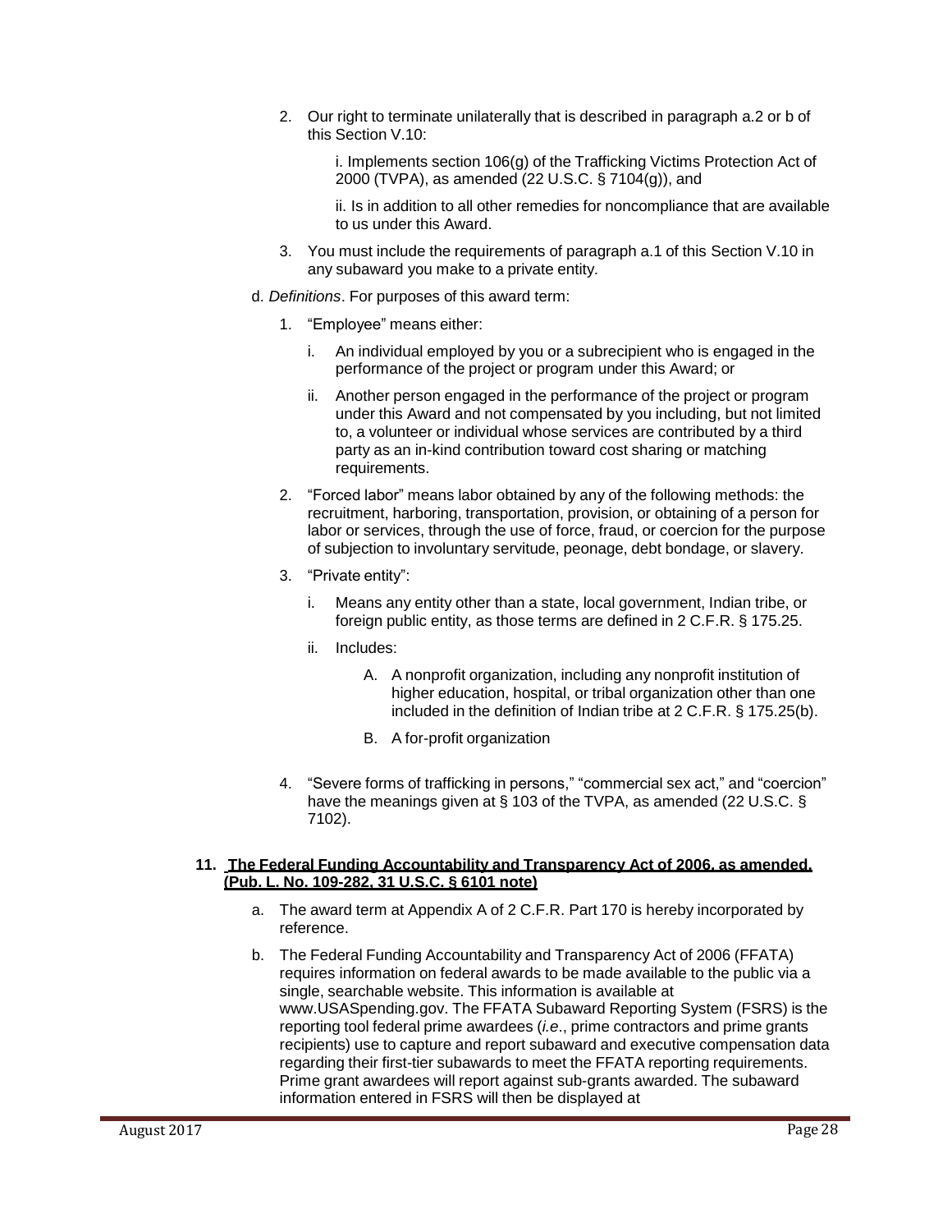2. Our right to terminate unilaterally that is described in paragraph a.2 or b of this Section V.10:

   i. Implements section 106(g) of the Trafficking Victims Protection Act of 2000 (TVPA), as amended (22 U.S.C. § 7104(g)), and

   ii. Is in addition to all other remedies for noncompliance that are available to us under this Award.

3. You must include the requirements of paragraph a.1 of this Section V.10 in any subaward you make to a private entity.

d. *Definitions*. For purposes of this award term:

1. "Employee" means either:

   i. An individual employed by you or a subrecipient who is engaged in the performance of the project or program under this Award; or

   ii. Another person engaged in the performance of the project or program under this Award and not compensated by you including, but not limited to, a volunteer or individual whose services are contributed by a third party as an in-kind contribution toward cost sharing or matching requirements.

2. "Forced labor" means labor obtained by any of the following methods: the recruitment, harboring, transportation, provision, or obtaining of a person for labor or services, through the use of force, fraud, or coercion for the purpose of subjection to involuntary servitude, peonage, debt bondage, or slavery.

3. "Private entity":

   i. Means any entity other than a state, local government, Indian tribe, or foreign public entity, as those terms are defined in 2 C.F.R. § 175.25.

   ii. Includes:

      A. A nonprofit organization, including any nonprofit institution of higher education, hospital, or tribal organization other than one included in the definition of Indian tribe at 2 C.F.R. § 175.25(b).

      B. A for-profit organization

4. "Severe forms of trafficking in persons," "commercial sex act," and "coercion" have the meanings given at § 103 of the TVPA, as amended (22 U.S.C. § 7102).

**11. The Federal Funding Accountability and Transparency Act of 2006, as amended, (Pub. L. No. 109-282, 31 U.S.C. § 6101 note)**

a. The award term at Appendix A of 2 C.F.R. Part 170 is hereby incorporated by reference.

b. The Federal Funding Accountability and Transparency Act of 2006 (FFATA) requires information on federal awards to be made available to the public via a single, searchable website. This information is available at www.USASpending.gov. The FFATA Subaward Reporting System (FSRS) is the reporting tool federal prime awardees (*i.e*., prime contractors and prime grants recipients) use to capture and report subaward and executive compensation data regarding their first-tier subawards to meet the FFATA reporting requirements. Prime grant awardees will report against sub-grants awarded. The subaward information entered in FSRS will then be displayed at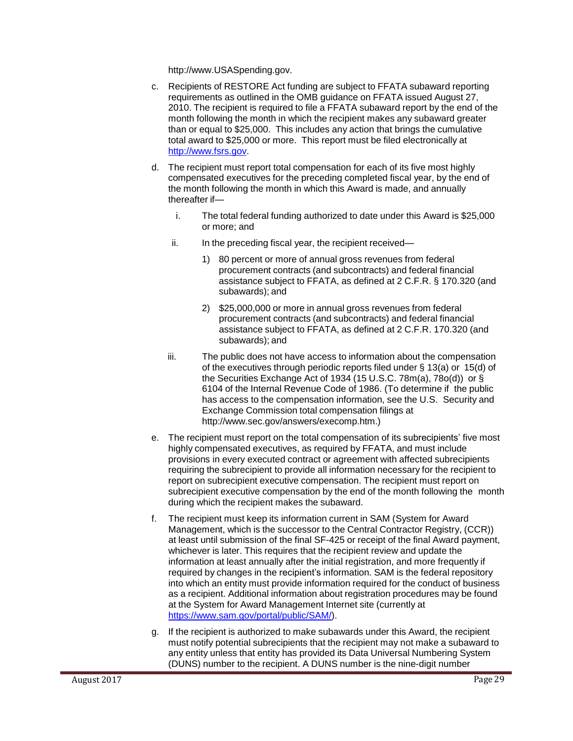http://www.USASpending.gov.

c. Recipients of RESTORE Act funding are subject to FFATA subaward reporting requirements as outlined in the OMB guidance on FFATA issued August 27, 2010. The recipient is required to file a FFATA subaward report by the end of the month following the month in which the recipient makes any subaward greater than or equal to $25,000. This includes any action that brings the cumulative total award to $25,000 or more. This report must be filed electronically at http://www.fsrs.gov.

d. The recipient must report total compensation for each of its five most highly compensated executives for the preceding completed fiscal year, by the end of the month following the month in which this Award is made, and annually thereafter if—

   i. The total federal funding authorized to date under this Award is $25,000 or more; and

   ii. In the preceding fiscal year, the recipient received—

      1) 80 percent or more of annual gross revenues from federal procurement contracts (and subcontracts) and federal financial assistance subject to FFATA, as defined at 2 C.F.R. § 170.320 (and subawards); and

      2) $25,000,000 or more in annual gross revenues from federal procurement contracts (and subcontracts) and federal financial assistance subject to FFATA, as defined at 2 C.F.R. 170.320 (and subawards); and

   iii. The public does not have access to information about the compensation of the executives through periodic reports filed under § 13(a) or 15(d) of the Securities Exchange Act of 1934 (15 U.S.C. 78m(a), 78o(d)) or § 6104 of the Internal Revenue Code of 1986. (To determine if the public has access to the compensation information, see the U.S. Security and Exchange Commission total compensation filings at http://www.sec.gov/answers/execomp.htm.)

e. The recipient must report on the total compensation of its subrecipients' five most highly compensated executives, as required by FFATA, and must include provisions in every executed contract or agreement with affected subrecipients requiring the subrecipient to provide all information necessary for the recipient to report on subrecipient executive compensation. The recipient must report on subrecipient executive compensation by the end of the month following the month during which the recipient makes the subaward.

f. The recipient must keep its information current in SAM (System for Award Management, which is the successor to the Central Contractor Registry, (CCR)) at least until submission of the final SF-425 or receipt of the final Award payment, whichever is later. This requires that the recipient review and update the information at least annually after the initial registration, and more frequently if required by changes in the recipient's information. SAM is the federal repository into which an entity must provide information required for the conduct of business as a recipient. Additional information about registration procedures may be found at the System for Award Management Internet site (currently at https://www.sam.gov/portal/public/SAM/).

g. If the recipient is authorized to make subawards under this Award, the recipient must notify potential subrecipients that the recipient may not make a subaward to any entity unless that entity has provided its Data Universal Numbering System (DUNS) number to the recipient. A DUNS number is the nine-digit number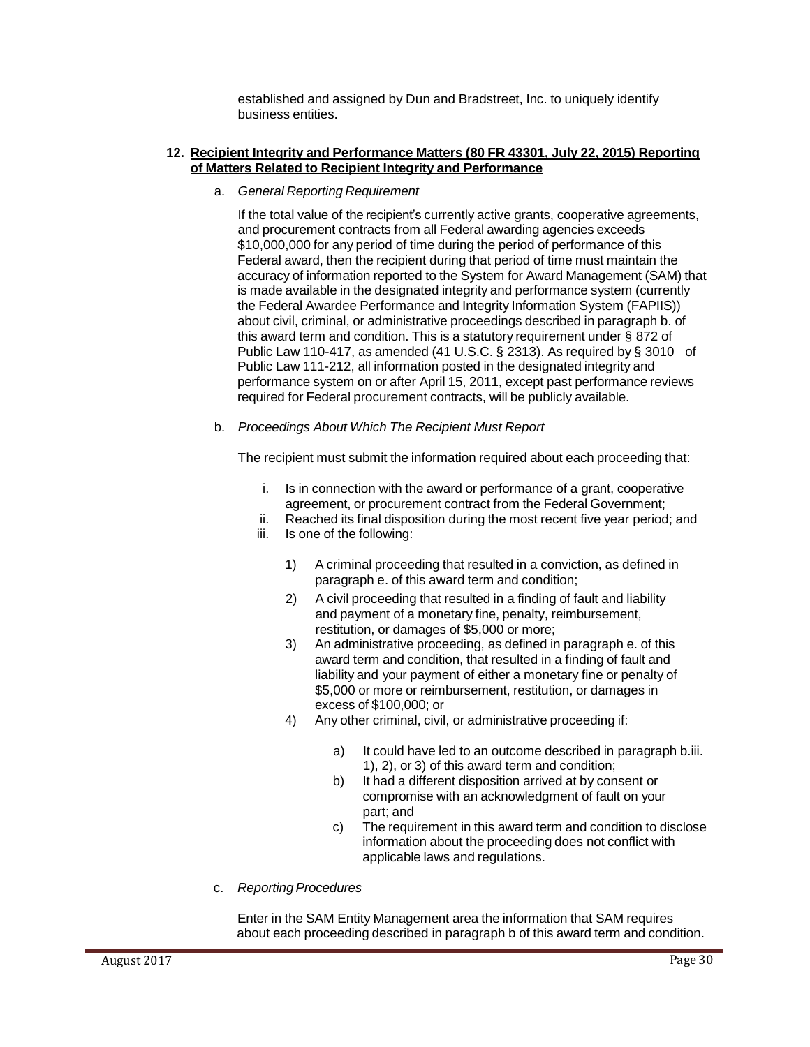established and assigned by Dun and Bradstreet, Inc. to uniquely identify business entities.

**12. Recipient Integrity and Performance Matters (80 FR 43301, July 22, 2015) Reporting of Matters Related to Recipient Integrity and Performance**

a. *General Reporting Requirement*

If the total value of the recipient's currently active grants, cooperative agreements, and procurement contracts from all Federal awarding agencies exceeds $10,000,000 for any period of time during the period of performance of this Federal award, then the recipient during that period of time must maintain the accuracy of information reported to the System for Award Management (SAM) that is made available in the designated integrity and performance system (currently the Federal Awardee Performance and Integrity Information System (FAPIIS)) about civil, criminal, or administrative proceedings described in paragraph b. of this award term and condition. This is a statutory requirement under § 872 of Public Law 110-417, as amended (41 U.S.C. § 2313). As required by § 3010 of Public Law 111-212, all information posted in the designated integrity and performance system on or after April 15, 2011, except past performance reviews required for Federal procurement contracts, will be publicly available.

b. *Proceedings About Which The Recipient Must Report*

The recipient must submit the information required about each proceeding that:

i. Is in connection with the award or performance of a grant, cooperative agreement, or procurement contract from the Federal Government;
ii. Reached its final disposition during the most recent five year period; and
iii. Is one of the following:

1) A criminal proceeding that resulted in a conviction, as defined in paragraph e. of this award term and condition;
2) A civil proceeding that resulted in a finding of fault and liability and payment of a monetary fine, penalty, reimbursement, restitution, or damages of $5,000 or more;
3) An administrative proceeding, as defined in paragraph e. of this award term and condition, that resulted in a finding of fault and liability and your payment of either a monetary fine or penalty of $5,000 or more or reimbursement, restitution, or damages in excess of $100,000; or
4) Any other criminal, civil, or administrative proceeding if:

a) It could have led to an outcome described in paragraph b.iii. 1), 2), or 3) of this award term and condition;
b) It had a different disposition arrived at by consent or compromise with an acknowledgment of fault on your part; and
c) The requirement in this award term and condition to disclose information about the proceeding does not conflict with applicable laws and regulations.

c. *Reporting Procedures*

Enter in the SAM Entity Management area the information that SAM requires about each proceeding described in paragraph b of this award term and condition.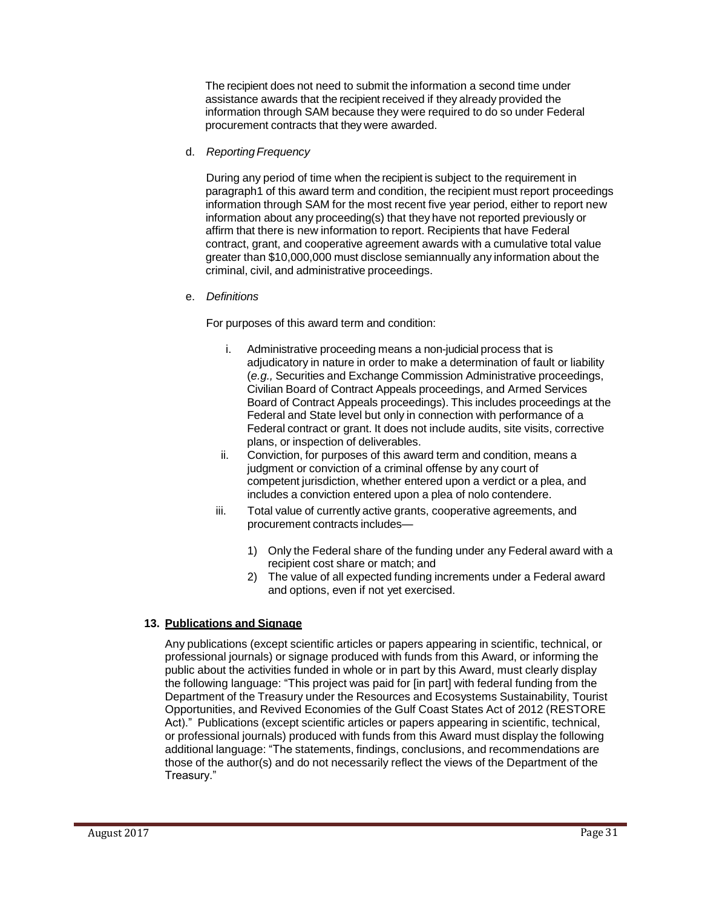The recipient does not need to submit the information a second time under assistance awards that the recipient received if they already provided the information through SAM because they were required to do so under Federal procurement contracts that they were awarded.

d. *Reporting Frequency*

During any period of time when the recipient is subject to the requirement in paragraph1 of this award term and condition, the recipient must report proceedings information through SAM for the most recent five year period, either to report new information about any proceeding(s) that they have not reported previously or affirm that there is new information to report. Recipients that have Federal contract, grant, and cooperative agreement awards with a cumulative total value greater than $10,000,000 must disclose semiannually any information about the criminal, civil, and administrative proceedings.

e. *Definitions*

For purposes of this award term and condition:

i. Administrative proceeding means a non-judicial process that is adjudicatory in nature in order to make a determination of fault or liability (*e.g.,* Securities and Exchange Commission Administrative proceedings, Civilian Board of Contract Appeals proceedings, and Armed Services Board of Contract Appeals proceedings). This includes proceedings at the Federal and State level but only in connection with performance of a Federal contract or grant. It does not include audits, site visits, corrective plans, or inspection of deliverables.

ii. Conviction, for purposes of this award term and condition, means a judgment or conviction of a criminal offense by any court of competent jurisdiction, whether entered upon a verdict or a plea, and includes a conviction entered upon a plea of nolo contendere.

iii. Total value of currently active grants, cooperative agreements, and procurement contracts includes—

1) Only the Federal share of the funding under any Federal award with a recipient cost share or match; and
2) The value of all expected funding increments under a Federal award and options, even if not yet exercised.

**13. Publications and Signage**

Any publications (except scientific articles or papers appearing in scientific, technical, or professional journals) or signage produced with funds from this Award, or informing the public about the activities funded in whole or in part by this Award, must clearly display the following language: "This project was paid for [in part] with federal funding from the Department of the Treasury under the Resources and Ecosystems Sustainability, Tourist Opportunities, and Revived Economies of the Gulf Coast States Act of 2012 (RESTORE Act)." Publications (except scientific articles or papers appearing in scientific, technical, or professional journals) produced with funds from this Award must display the following additional language: "The statements, findings, conclusions, and recommendations are those of the author(s) and do not necessarily reflect the views of the Department of the Treasury."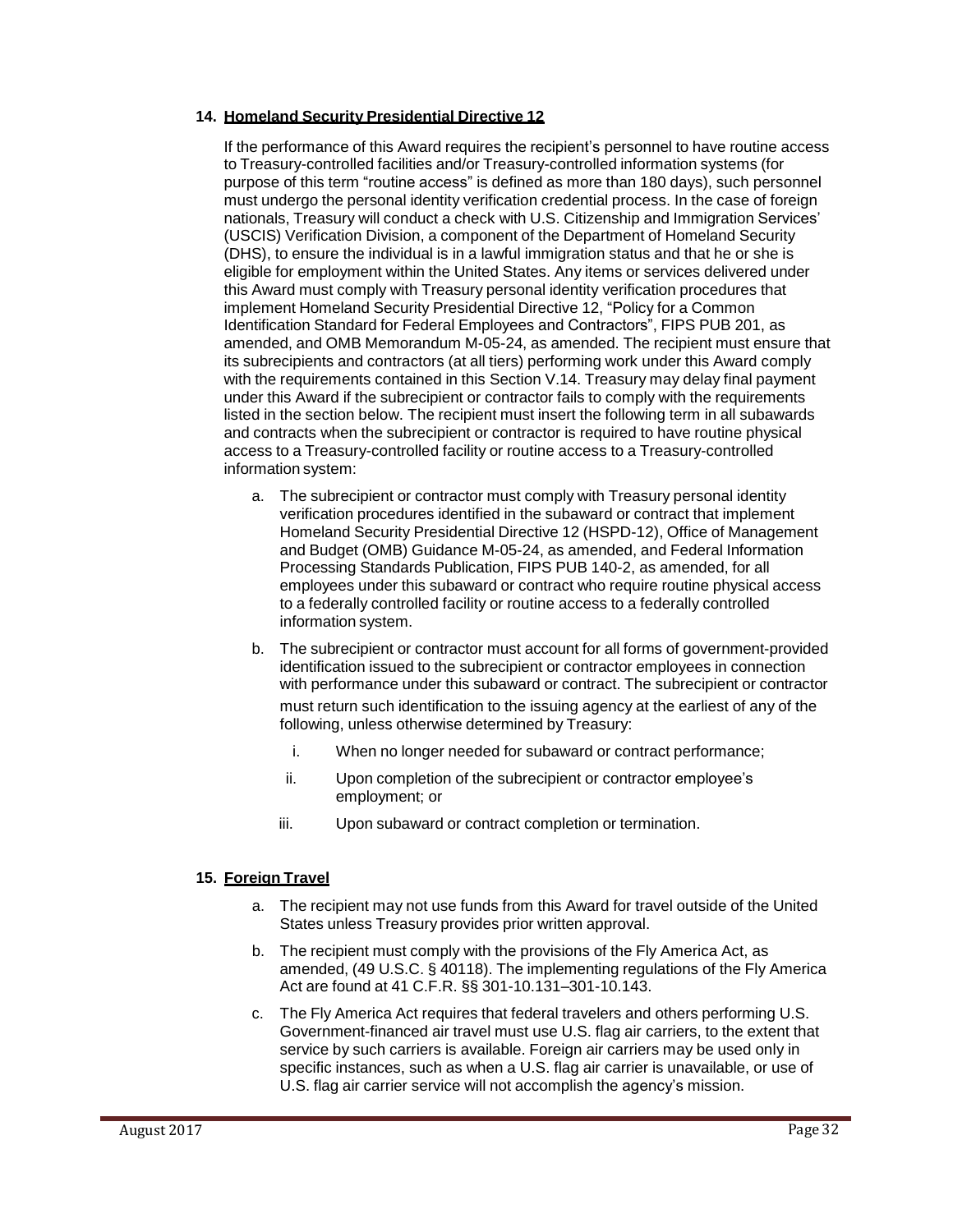### 14. Homeland Security Presidential Directive 12

If the performance of this Award requires the recipient's personnel to have routine access to Treasury-controlled facilities and/or Treasury-controlled information systems (for purpose of this term "routine access" is defined as more than 180 days), such personnel must undergo the personal identity verification credential process. In the case of foreign nationals, Treasury will conduct a check with U.S. Citizenship and Immigration Services' (USCIS) Verification Division, a component of the Department of Homeland Security (DHS), to ensure the individual is in a lawful immigration status and that he or she is eligible for employment within the United States. Any items or services delivered under this Award must comply with Treasury personal identity verification procedures that implement Homeland Security Presidential Directive 12, "Policy for a Common Identification Standard for Federal Employees and Contractors", FIPS PUB 201, as amended, and OMB Memorandum M-05-24, as amended. The recipient must ensure that its subrecipients and contractors (at all tiers) performing work under this Award comply with the requirements contained in this Section V.14. Treasury may delay final payment under this Award if the subrecipient or contractor fails to comply with the requirements listed in the section below. The recipient must insert the following term in all subawards and contracts when the subrecipient or contractor is required to have routine physical access to a Treasury-controlled facility or routine access to a Treasury-controlled information system:

a. The subrecipient or contractor must comply with Treasury personal identity verification procedures identified in the subaward or contract that implement Homeland Security Presidential Directive 12 (HSPD-12), Office of Management and Budget (OMB) Guidance M-05-24, as amended, and Federal Information Processing Standards Publication, FIPS PUB 140-2, as amended, for all employees under this subaward or contract who require routine physical access to a federally controlled facility or routine access to a federally controlled information system.

b. The subrecipient or contractor must account for all forms of government-provided identification issued to the subrecipient or contractor employees in connection with performance under this subaward or contract. The subrecipient or contractor must return such identification to the issuing agency at the earliest of any of the following, unless otherwise determined by Treasury:

   i. When no longer needed for subaward or contract performance;

   ii. Upon completion of the subrecipient or contractor employee's employment; or

   iii. Upon subaward or contract completion or termination.

### 15. Foreign Travel

a. The recipient may not use funds from this Award for travel outside of the United States unless Treasury provides prior written approval.

b. The recipient must comply with the provisions of the Fly America Act, as amended, (49 U.S.C. § 40118). The implementing regulations of the Fly America Act are found at 41 C.F.R. §§ 301-10.131–301-10.143.

c. The Fly America Act requires that federal travelers and others performing U.S. Government-financed air travel must use U.S. flag air carriers, to the extent that service by such carriers is available. Foreign air carriers may be used only in specific instances, such as when a U.S. flag air carrier is unavailable, or use of U.S. flag air carrier service will not accomplish the agency's mission.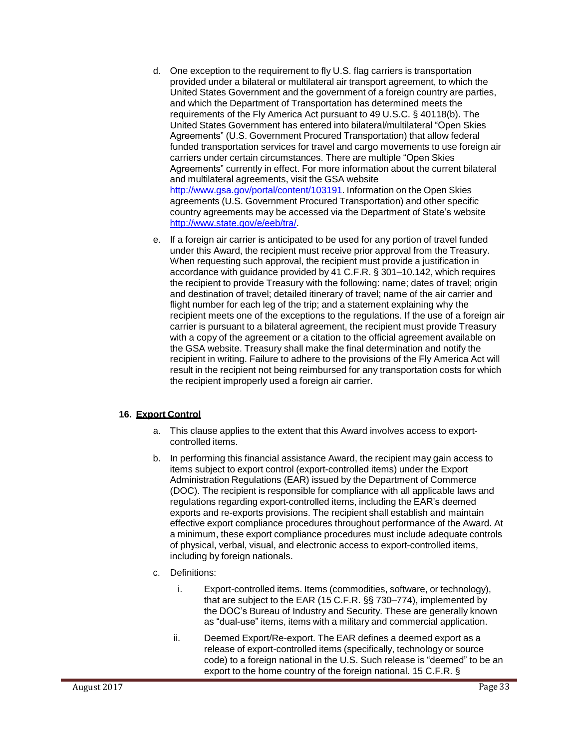d. One exception to the requirement to fly U.S. flag carriers is transportation provided under a bilateral or multilateral air transport agreement, to which the United States Government and the government of a foreign country are parties, and which the Department of Transportation has determined meets the requirements of the Fly America Act pursuant to 49 U.S.C. § 40118(b). The United States Government has entered into bilateral/multilateral "Open Skies Agreements" (U.S. Government Procured Transportation) that allow federal funded transportation services for travel and cargo movements to use foreign air carriers under certain circumstances. There are multiple "Open Skies Agreements" currently in effect. For more information about the current bilateral and multilateral agreements, visit the GSA website [http://www.gsa.gov/portal/content/103191](http://www.gsa.gov/portal/content/103191). Information on the Open Skies agreements (U.S. Government Procured Transportation) and other specific country agreements may be accessed via the Department of State's website [http://www.state.gov/e/eeb/tra/](http://www.state.gov/e/eeb/tra/).

e. If a foreign air carrier is anticipated to be used for any portion of travel funded under this Award, the recipient must receive prior approval from the Treasury. When requesting such approval, the recipient must provide a justification in accordance with guidance provided by 41 C.F.R. § 301–10.142, which requires the recipient to provide Treasury with the following: name; dates of travel; origin and destination of travel; detailed itinerary of travel; name of the air carrier and flight number for each leg of the trip; and a statement explaining why the recipient meets one of the exceptions to the regulations. If the use of a foreign air carrier is pursuant to a bilateral agreement, the recipient must provide Treasury with a copy of the agreement or a citation to the official agreement available on the GSA website. Treasury shall make the final determination and notify the recipient in writing. Failure to adhere to the provisions of the Fly America Act will result in the recipient not being reimbursed for any transportation costs for which the recipient improperly used a foreign air carrier.

## 16. Export Control

a. This clause applies to the extent that this Award involves access to export-controlled items.

b. In performing this financial assistance Award, the recipient may gain access to items subject to export control (export-controlled items) under the Export Administration Regulations (EAR) issued by the Department of Commerce (DOC). The recipient is responsible for compliance with all applicable laws and regulations regarding export-controlled items, including the EAR's deemed exports and re-exports provisions. The recipient shall establish and maintain effective export compliance procedures throughout performance of the Award. At a minimum, these export compliance procedures must include adequate controls of physical, verbal, visual, and electronic access to export-controlled items, including by foreign nationals.

c. Definitions:

   i. Export-controlled items. Items (commodities, software, or technology), that are subject to the EAR (15 C.F.R. §§ 730–774), implemented by the DOC's Bureau of Industry and Security. These are generally known as "dual-use" items, items with a military and commercial application.

   ii. Deemed Export/Re-export. The EAR defines a deemed export as a release of export-controlled items (specifically, technology or source code) to a foreign national in the U.S. Such release is "deemed" to be an export to the home country of the foreign national. 15 C.F.R. §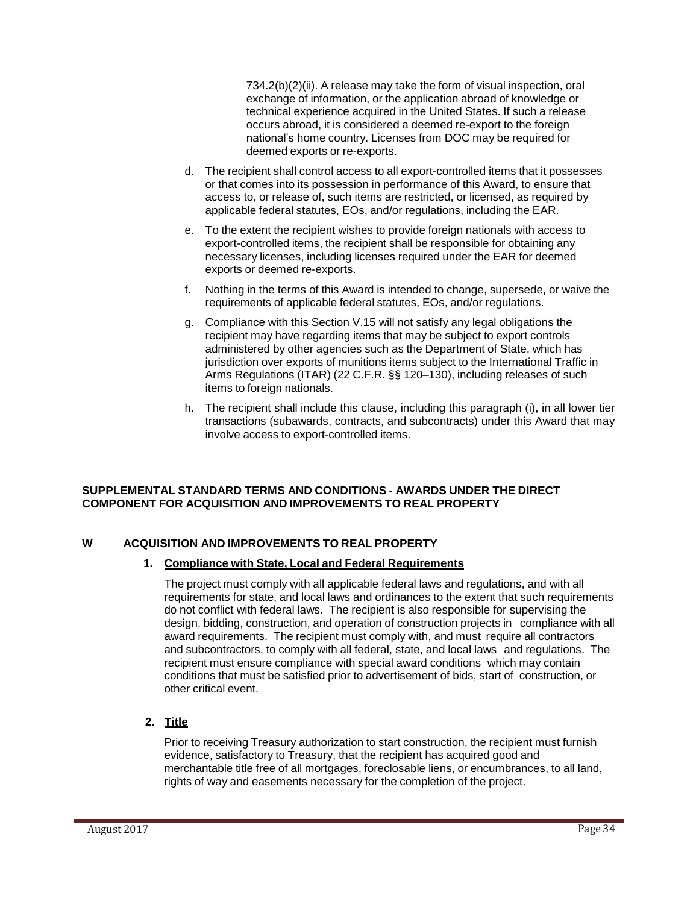734.2(b)(2)(ii). A release may take the form of visual inspection, oral exchange of information, or the application abroad of knowledge or technical experience acquired in the United States. If such a release occurs abroad, it is considered a deemed re-export to the foreign national's home country. Licenses from DOC may be required for deemed exports or re-exports.

d. The recipient shall control access to all export-controlled items that it possesses or that comes into its possession in performance of this Award, to ensure that access to, or release of, such items are restricted, or licensed, as required by applicable federal statutes, EOs, and/or regulations, including the EAR.

e. To the extent the recipient wishes to provide foreign nationals with access to export-controlled items, the recipient shall be responsible for obtaining any necessary licenses, including licenses required under the EAR for deemed exports or deemed re-exports.

f. Nothing in the terms of this Award is intended to change, supersede, or waive the requirements of applicable federal statutes, EOs, and/or regulations.

g. Compliance with this Section V.15 will not satisfy any legal obligations the recipient may have regarding items that may be subject to export controls administered by other agencies such as the Department of State, which has jurisdiction over exports of munitions items subject to the International Traffic in Arms Regulations (ITAR) (22 C.F.R. §§ 120–130), including releases of such items to foreign nationals.

h. The recipient shall include this clause, including this paragraph (i), in all lower tier transactions (subawards, contracts, and subcontracts) under this Award that may involve access to export-controlled items.

## SUPPLEMENTAL STANDARD TERMS AND CONDITIONS - AWARDS UNDER THE DIRECT COMPONENT FOR ACQUISITION AND IMPROVEMENTS TO REAL PROPERTY

## W ACQUISITION AND IMPROVEMENTS TO REAL PROPERTY

### 1. Compliance with State, Local and Federal Requirements

The project must comply with all applicable federal laws and regulations, and with all requirements for state, and local laws and ordinances to the extent that such requirements do not conflict with federal laws. The recipient is also responsible for supervising the design, bidding, construction, and operation of construction projects in compliance with all award requirements. The recipient must comply with, and must require all contractors and subcontractors, to comply with all federal, state, and local laws and regulations. The recipient must ensure compliance with special award conditions which may contain conditions that must be satisfied prior to advertisement of bids, start of construction, or other critical event.

### 2. Title

Prior to receiving Treasury authorization to start construction, the recipient must furnish evidence, satisfactory to Treasury, that the recipient has acquired good and merchantable title free of all mortgages, foreclosable liens, or encumbrances, to all land, rights of way and easements necessary for the completion of the project.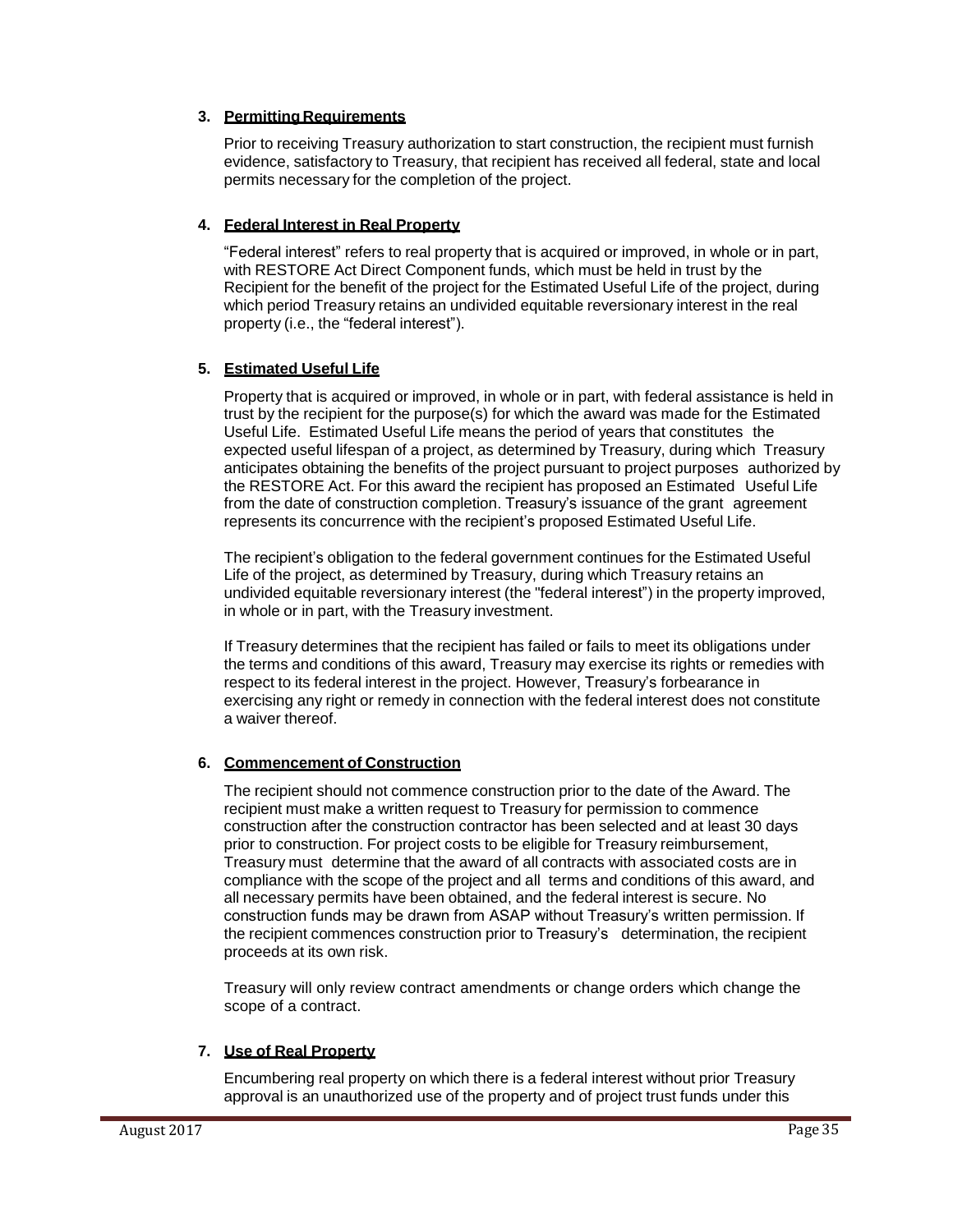3. **Permitting Requirements**

   Prior to receiving Treasury authorization to start construction, the recipient must furnish evidence, satisfactory to Treasury, that recipient has received all federal, state and local permits necessary for the completion of the project.

4. **Federal Interest in Real Property**

   "Federal interest" refers to real property that is acquired or improved, in whole or in part, with RESTORE Act Direct Component funds, which must be held in trust by the Recipient for the benefit of the project for the Estimated Useful Life of the project, during which period Treasury retains an undivided equitable reversionary interest in the real property (i.e., the "federal interest").

5. **Estimated Useful Life**

   Property that is acquired or improved, in whole or in part, with federal assistance is held in trust by the recipient for the purpose(s) for which the award was made for the Estimated Useful Life. Estimated Useful Life means the period of years that constitutes the expected useful lifespan of a project, as determined by Treasury, during which Treasury anticipates obtaining the benefits of the project pursuant to project purposes authorized by the RESTORE Act. For this award the recipient has proposed an Estimated Useful Life from the date of construction completion. Treasury's issuance of the grant agreement represents its concurrence with the recipient's proposed Estimated Useful Life.

   The recipient's obligation to the federal government continues for the Estimated Useful Life of the project, as determined by Treasury, during which Treasury retains an undivided equitable reversionary interest (the "federal interest") in the property improved, in whole or in part, with the Treasury investment.

   If Treasury determines that the recipient has failed or fails to meet its obligations under the terms and conditions of this award, Treasury may exercise its rights or remedies with respect to its federal interest in the project. However, Treasury's forbearance in exercising any right or remedy in connection with the federal interest does not constitute a waiver thereof.

6. **Commencement of Construction**

   The recipient should not commence construction prior to the date of the Award. The recipient must make a written request to Treasury for permission to commence construction after the construction contractor has been selected and at least 30 days prior to construction. For project costs to be eligible for Treasury reimbursement, Treasury must determine that the award of all contracts with associated costs are in compliance with the scope of the project and all terms and conditions of this award, and all necessary permits have been obtained, and the federal interest is secure. No construction funds may be drawn from ASAP without Treasury's written permission. If the recipient commences construction prior to Treasury's determination, the recipient proceeds at its own risk.

   Treasury will only review contract amendments or change orders which change the scope of a contract.

7. **Use of Real Property**

   Encumbering real property on which there is a federal interest without prior Treasury approval is an unauthorized use of the property and of project trust funds under this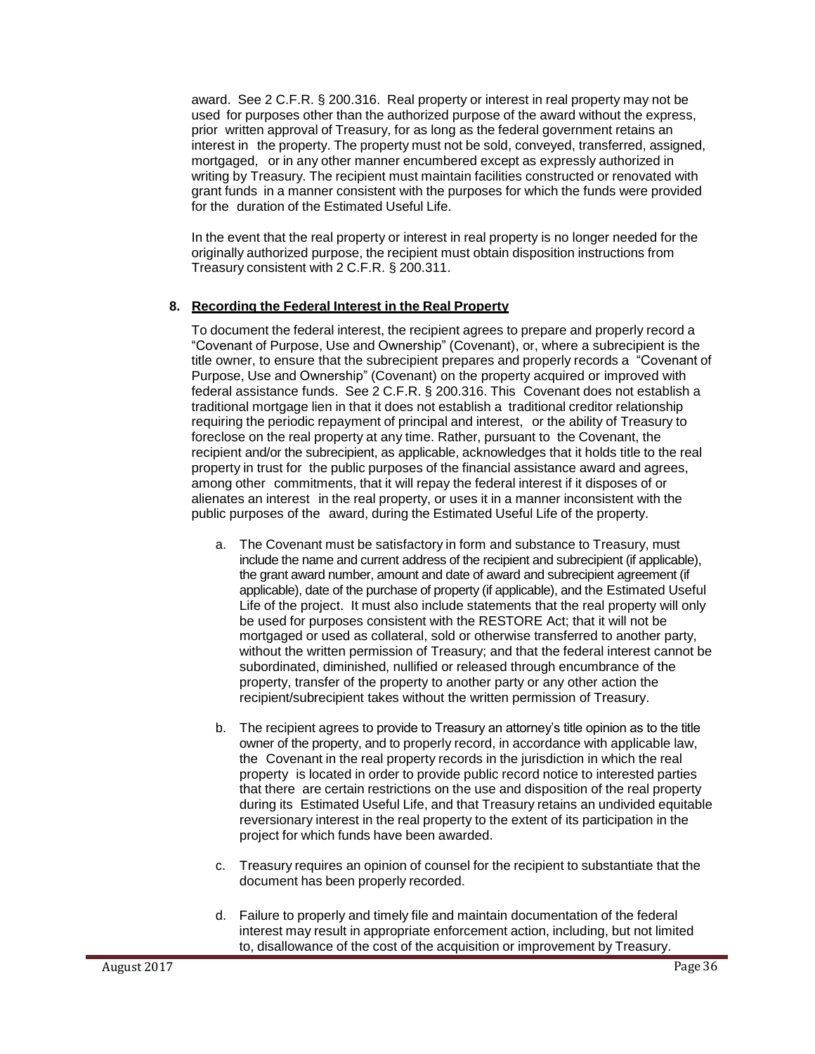award. See 2 C.F.R. § 200.316. Real property or interest in real property may not be used for purposes other than the authorized purpose of the award without the express, prior written approval of Treasury, for as long as the federal government retains an interest in the property. The property must not be sold, conveyed, transferred, assigned, mortgaged, or in any other manner encumbered except as expressly authorized in writing by Treasury. The recipient must maintain facilities constructed or renovated with grant funds in a manner consistent with the purposes for which the funds were provided for the duration of the Estimated Useful Life.

In the event that the real property or interest in real property is no longer needed for the originally authorized purpose, the recipient must obtain disposition instructions from Treasury consistent with 2 C.F.R. § 200.311.

**8. Recording the Federal Interest in the Real Property**

To document the federal interest, the recipient agrees to prepare and properly record a "Covenant of Purpose, Use and Ownership" (Covenant), or, where a subrecipient is the title owner, to ensure that the subrecipient prepares and properly records a "Covenant of Purpose, Use and Ownership" (Covenant) on the property acquired or improved with federal assistance funds. See 2 C.F.R. § 200.316. This Covenant does not establish a traditional mortgage lien in that it does not establish a traditional creditor relationship requiring the periodic repayment of principal and interest, or the ability of Treasury to foreclose on the real property at any time. Rather, pursuant to the Covenant, the recipient and/or the subrecipient, as applicable, acknowledges that it holds title to the real property in trust for the public purposes of the financial assistance award and agrees, among other commitments, that it will repay the federal interest if it disposes of or alienates an interest in the real property, or uses it in a manner inconsistent with the public purposes of the award, during the Estimated Useful Life of the property.

a. The Covenant must be satisfactory in form and substance to Treasury, must include the name and current address of the recipient and subrecipient (if applicable), the grant award number, amount and date of award and subrecipient agreement (if applicable), date of the purchase of property (if applicable), and the Estimated Useful Life of the project. It must also include statements that the real property will only be used for purposes consistent with the RESTORE Act; that it will not be mortgaged or used as collateral, sold or otherwise transferred to another party, without the written permission of Treasury; and that the federal interest cannot be subordinated, diminished, nullified or released through encumbrance of the property, transfer of the property to another party or any other action the recipient/subrecipient takes without the written permission of Treasury.

b. The recipient agrees to provide to Treasury an attorney's title opinion as to the title owner of the property, and to properly record, in accordance with applicable law, the Covenant in the real property records in the jurisdiction in which the real property is located in order to provide public record notice to interested parties that there are certain restrictions on the use and disposition of the real property during its Estimated Useful Life, and that Treasury retains an undivided equitable reversionary interest in the real property to the extent of its participation in the project for which funds have been awarded.

c. Treasury requires an opinion of counsel for the recipient to substantiate that the document has been properly recorded.

d. Failure to properly and timely file and maintain documentation of the federal interest may result in appropriate enforcement action, including, but not limited to, disallowance of the cost of the acquisition or improvement by Treasury.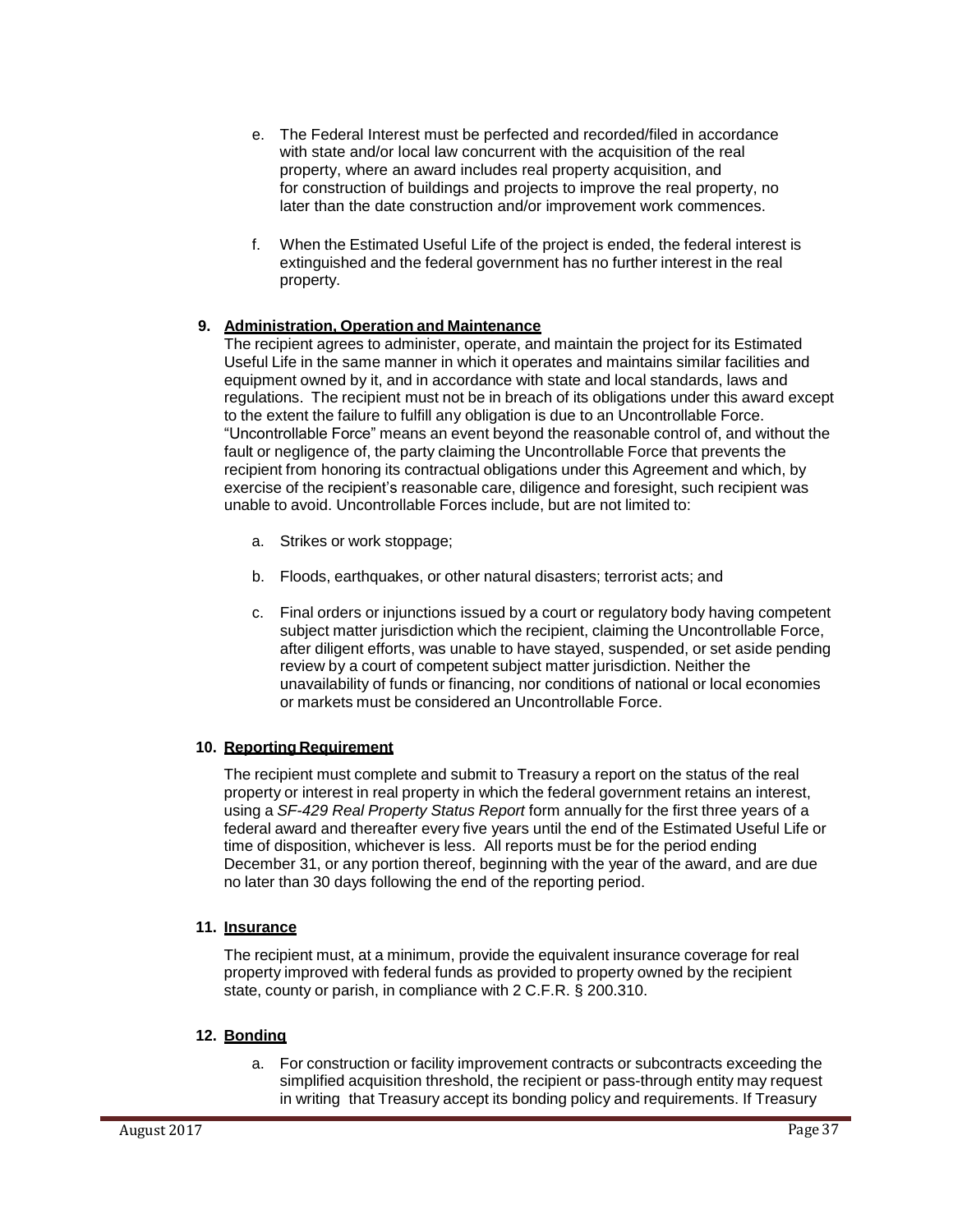e. The Federal Interest must be perfected and recorded/filed in accordance with state and/or local law concurrent with the acquisition of the real property, where an award includes real property acquisition, and for construction of buildings and projects to improve the real property, no later than the date construction and/or improvement work commences.

f. When the Estimated Useful Life of the project is ended, the federal interest is extinguished and the federal government has no further interest in the real property.

**9. <u>Administration, Operation and Maintenance</u>**

The recipient agrees to administer, operate, and maintain the project for its Estimated Useful Life in the same manner in which it operates and maintains similar facilities and equipment owned by it, and in accordance with state and local standards, laws and regulations. The recipient must not be in breach of its obligations under this award except to the extent the failure to fulfill any obligation is due to an Uncontrollable Force. "Uncontrollable Force" means an event beyond the reasonable control of, and without the fault or negligence of, the party claiming the Uncontrollable Force that prevents the recipient from honoring its contractual obligations under this Agreement and which, by exercise of the recipient's reasonable care, diligence and foresight, such recipient was unable to avoid. Uncontrollable Forces include, but are not limited to:

a. Strikes or work stoppage;

b. Floods, earthquakes, or other natural disasters; terrorist acts; and

c. Final orders or injunctions issued by a court or regulatory body having competent subject matter jurisdiction which the recipient, claiming the Uncontrollable Force, after diligent efforts, was unable to have stayed, suspended, or set aside pending review by a court of competent subject matter jurisdiction. Neither the unavailability of funds or financing, nor conditions of national or local economies or markets must be considered an Uncontrollable Force.

**10. <u>Reporting Requirement</u>**

The recipient must complete and submit to Treasury a report on the status of the real property or interest in real property in which the federal government retains an interest, using a *SF-429 Real Property Status Report* form annually for the first three years of a federal award and thereafter every five years until the end of the Estimated Useful Life or time of disposition, whichever is less. All reports must be for the period ending December 31, or any portion thereof, beginning with the year of the award, and are due no later than 30 days following the end of the reporting period.

**11. <u>Insurance</u>**

The recipient must, at a minimum, provide the equivalent insurance coverage for real property improved with federal funds as provided to property owned by the recipient state, county or parish, in compliance with 2 C.F.R. § 200.310.

**12. <u>Bonding</u>**

a. For construction or facility improvement contracts or subcontracts exceeding the simplified acquisition threshold, the recipient or pass-through entity may request in writing that Treasury accept its bonding policy and requirements. If Treasury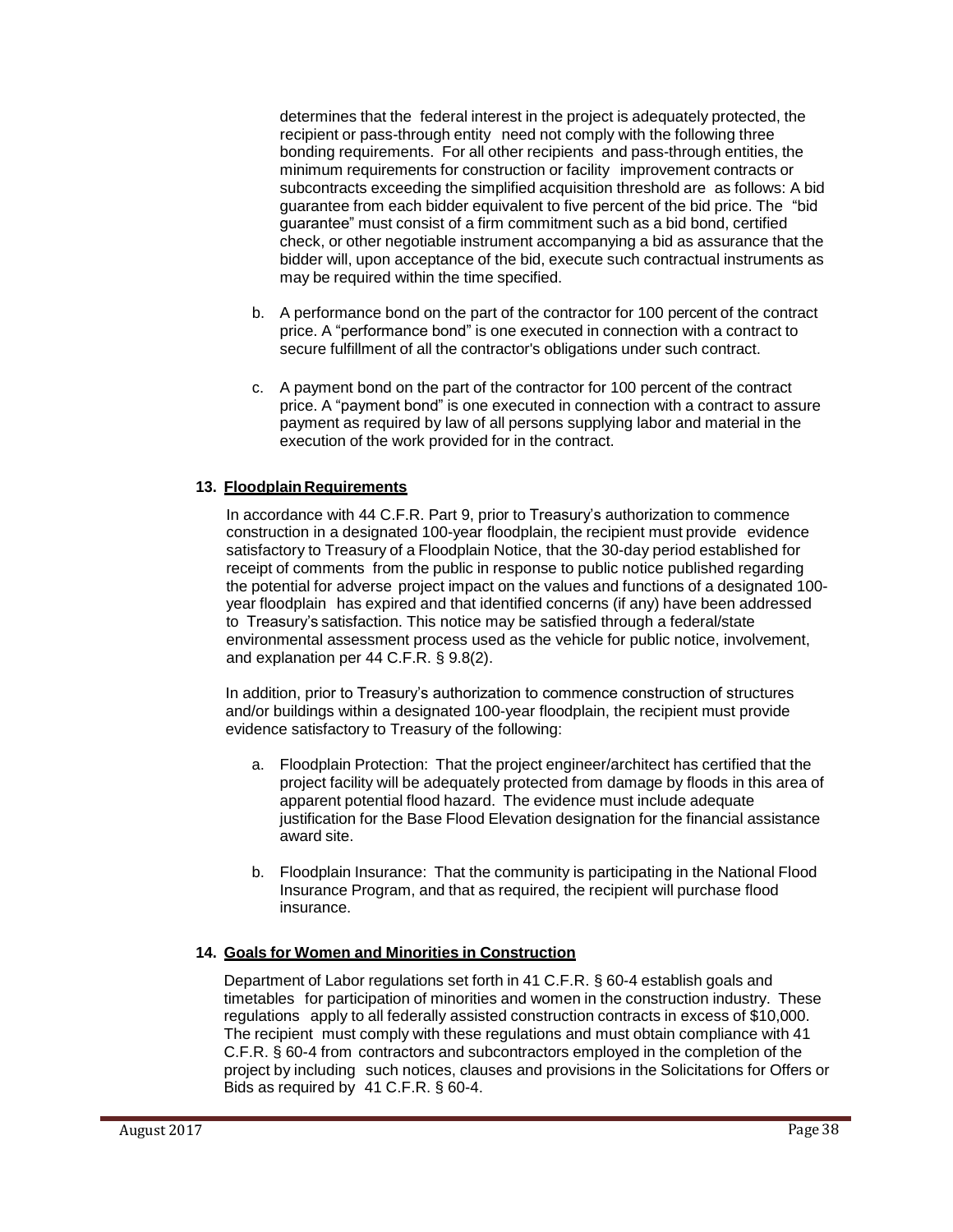determines that the federal interest in the project is adequately protected, the recipient or pass-through entity need not comply with the following three bonding requirements. For all other recipients and pass-through entities, the minimum requirements for construction or facility improvement contracts or subcontracts exceeding the simplified acquisition threshold are as follows: A bid guarantee from each bidder equivalent to five percent of the bid price. The "bid guarantee" must consist of a firm commitment such as a bid bond, certified check, or other negotiable instrument accompanying a bid as assurance that the bidder will, upon acceptance of the bid, execute such contractual instruments as may be required within the time specified.

b. A performance bond on the part of the contractor for 100 percent of the contract price. A "performance bond" is one executed in connection with a contract to secure fulfillment of all the contractor's obligations under such contract.

c. A payment bond on the part of the contractor for 100 percent of the contract price. A "payment bond" is one executed in connection with a contract to assure payment as required by law of all persons supplying labor and material in the execution of the work provided for in the contract.

**13. Floodplain Requirements**

In accordance with 44 C.F.R. Part 9, prior to Treasury's authorization to commence construction in a designated 100-year floodplain, the recipient must provide evidence satisfactory to Treasury of a Floodplain Notice, that the 30-day period established for receipt of comments from the public in response to public notice published regarding the potential for adverse project impact on the values and functions of a designated 100-year floodplain has expired and that identified concerns (if any) have been addressed to Treasury's satisfaction. This notice may be satisfied through a federal/state environmental assessment process used as the vehicle for public notice, involvement, and explanation per 44 C.F.R. § 9.8(2).

In addition, prior to Treasury's authorization to commence construction of structures and/or buildings within a designated 100-year floodplain, the recipient must provide evidence satisfactory to Treasury of the following:

a. Floodplain Protection: That the project engineer/architect has certified that the project facility will be adequately protected from damage by floods in this area of apparent potential flood hazard. The evidence must include adequate justification for the Base Flood Elevation designation for the financial assistance award site.

b. Floodplain Insurance: That the community is participating in the National Flood Insurance Program, and that as required, the recipient will purchase flood insurance.

**14. Goals for Women and Minorities in Construction**

Department of Labor regulations set forth in 41 C.F.R. § 60-4 establish goals and timetables for participation of minorities and women in the construction industry. These regulations apply to all federally assisted construction contracts in excess of $10,000. The recipient must comply with these regulations and must obtain compliance with 41 C.F.R. § 60-4 from contractors and subcontractors employed in the completion of the project by including such notices, clauses and provisions in the Solicitations for Offers or Bids as required by 41 C.F.R. § 60-4.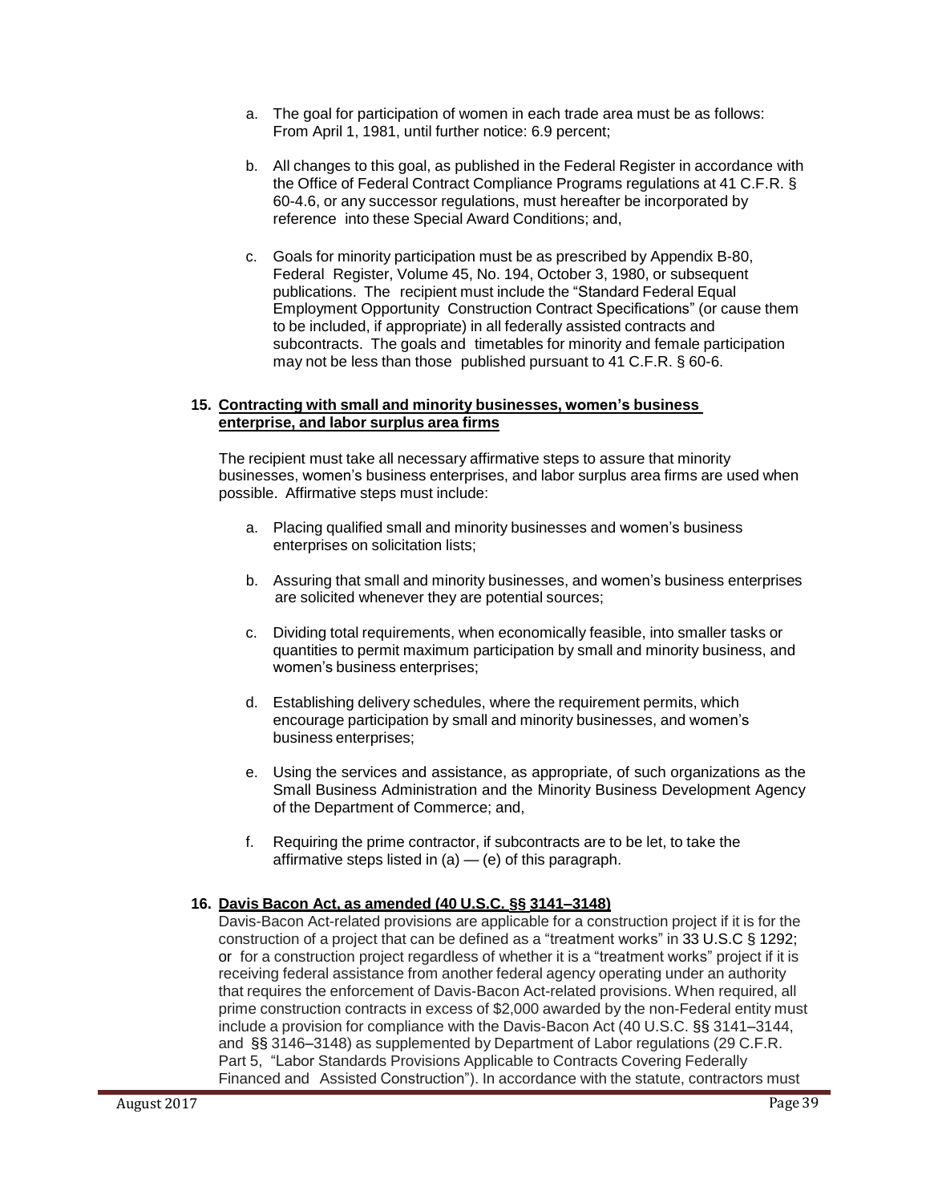a. The goal for participation of women in each trade area must be as follows: From April 1, 1981, until further notice: 6.9 percent;

b. All changes to this goal, as published in the Federal Register in accordance with the Office of Federal Contract Compliance Programs regulations at 41 C.F.R. § 60-4.6, or any successor regulations, must hereafter be incorporated by reference into these Special Award Conditions; and,

c. Goals for minority participation must be as prescribed by Appendix B-80, Federal Register, Volume 45, No. 194, October 3, 1980, or subsequent publications. The recipient must include the "Standard Federal Equal Employment Opportunity Construction Contract Specifications" (or cause them to be included, if appropriate) in all federally assisted contracts and subcontracts. The goals and timetables for minority and female participation may not be less than those published pursuant to 41 C.F.R. § 60-6.

**15. Contracting with small and minority businesses, women's business enterprise, and labor surplus area firms**

The recipient must take all necessary affirmative steps to assure that minority businesses, women's business enterprises, and labor surplus area firms are used when possible. Affirmative steps must include:

a. Placing qualified small and minority businesses and women's business enterprises on solicitation lists;

b. Assuring that small and minority businesses, and women's business enterprises are solicited whenever they are potential sources;

c. Dividing total requirements, when economically feasible, into smaller tasks or quantities to permit maximum participation by small and minority business, and women's business enterprises;

d. Establishing delivery schedules, where the requirement permits, which encourage participation by small and minority businesses, and women's business enterprises;

e. Using the services and assistance, as appropriate, of such organizations as the Small Business Administration and the Minority Business Development Agency of the Department of Commerce; and,

f. Requiring the prime contractor, if subcontracts are to be let, to take the affirmative steps listed in (a) — (e) of this paragraph.

**16. Davis Bacon Act, as amended (40 U.S.C. §§ 3141–3148)**

Davis-Bacon Act-related provisions are applicable for a construction project if it is for the construction of a project that can be defined as a "treatment works" in 33 U.S.C § 1292; or for a construction project regardless of whether it is a "treatment works" project if it is receiving federal assistance from another federal agency operating under an authority that requires the enforcement of Davis-Bacon Act-related provisions. When required, all prime construction contracts in excess of $2,000 awarded by the non-Federal entity must include a provision for compliance with the Davis-Bacon Act (40 U.S.C. §§ 3141–3144, and §§ 3146–3148) as supplemented by Department of Labor regulations (29 C.F.R. Part 5, "Labor Standards Provisions Applicable to Contracts Covering Federally Financed and Assisted Construction"). In accordance with the statute, contractors must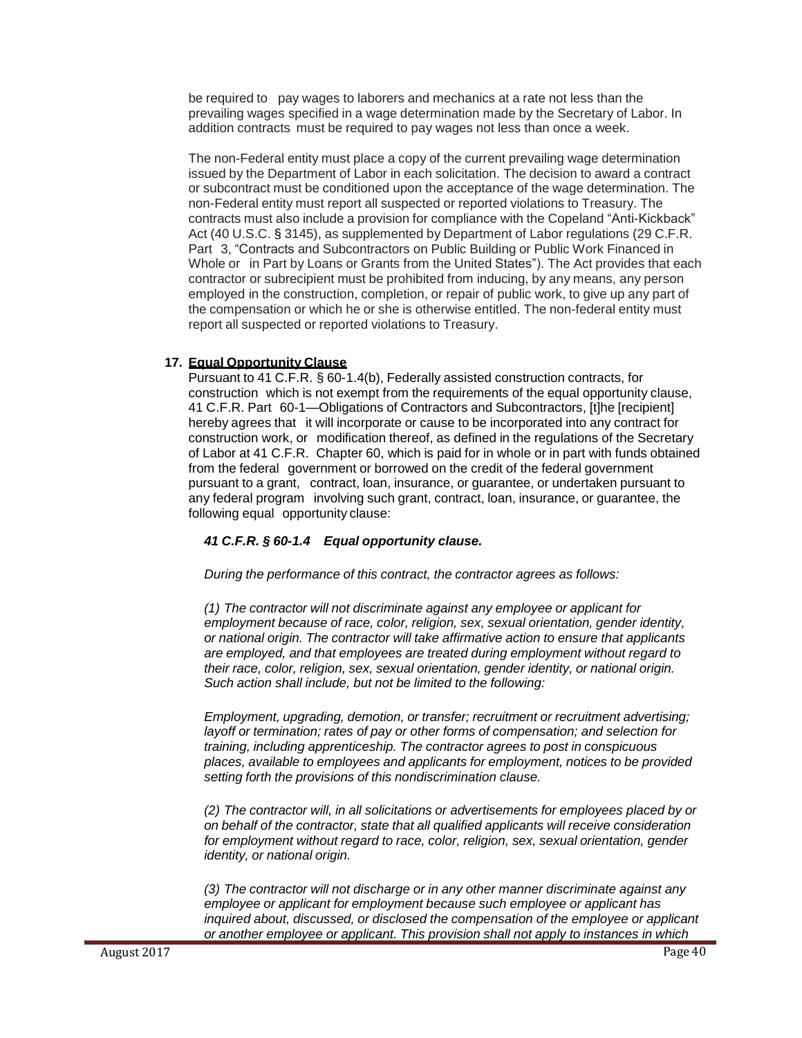be required to pay wages to laborers and mechanics at a rate not less than the prevailing wages specified in a wage determination made by the Secretary of Labor. In addition contracts must be required to pay wages not less than once a week.

The non-Federal entity must place a copy of the current prevailing wage determination issued by the Department of Labor in each solicitation. The decision to award a contract or subcontract must be conditioned upon the acceptance of the wage determination. The non-Federal entity must report all suspected or reported violations to Treasury. The contracts must also include a provision for compliance with the Copeland "Anti-Kickback" Act (40 U.S.C. § 3145), as supplemented by Department of Labor regulations (29 C.F.R. Part 3, "Contracts and Subcontractors on Public Building or Public Work Financed in Whole or in Part by Loans or Grants from the United States"). The Act provides that each contractor or subrecipient must be prohibited from inducing, by any means, any person employed in the construction, completion, or repair of public work, to give up any part of the compensation or which he or she is otherwise entitled. The non-federal entity must report all suspected or reported violations to Treasury.

**17. Equal Opportunity Clause**

Pursuant to 41 C.F.R. § 60-1.4(b), Federally assisted construction contracts, for construction which is not exempt from the requirements of the equal opportunity clause, 41 C.F.R. Part 60-1—Obligations of Contractors and Subcontractors, [t]he [recipient] hereby agrees that it will incorporate or cause to be incorporated into any contract for construction work, or modification thereof, as defined in the regulations of the Secretary of Labor at 41 C.F.R. Chapter 60, which is paid for in whole or in part with funds obtained from the federal government or borrowed on the credit of the federal government pursuant to a grant, contract, loan, insurance, or guarantee, or undertaken pursuant to any federal program involving such grant, contract, loan, insurance, or guarantee, the following equal opportunity clause:

***41 C.F.R. § 60-1.4 Equal opportunity clause.***

*During the performance of this contract, the contractor agrees as follows:*

*(1) The contractor will not discriminate against any employee or applicant for employment because of race, color, religion, sex, sexual orientation, gender identity, or national origin. The contractor will take affirmative action to ensure that applicants are employed, and that employees are treated during employment without regard to their race, color, religion, sex, sexual orientation, gender identity, or national origin. Such action shall include, but not be limited to the following:*

*Employment, upgrading, demotion, or transfer; recruitment or recruitment advertising; layoff or termination; rates of pay or other forms of compensation; and selection for training, including apprenticeship. The contractor agrees to post in conspicuous places, available to employees and applicants for employment, notices to be provided setting forth the provisions of this nondiscrimination clause.*

*(2) The contractor will, in all solicitations or advertisements for employees placed by or on behalf of the contractor, state that all qualified applicants will receive consideration for employment without regard to race, color, religion, sex, sexual orientation, gender identity, or national origin.*

*(3) The contractor will not discharge or in any other manner discriminate against any employee or applicant for employment because such employee or applicant has inquired about, discussed, or disclosed the compensation of the employee or applicant or another employee or applicant. This provision shall not apply to instances in which*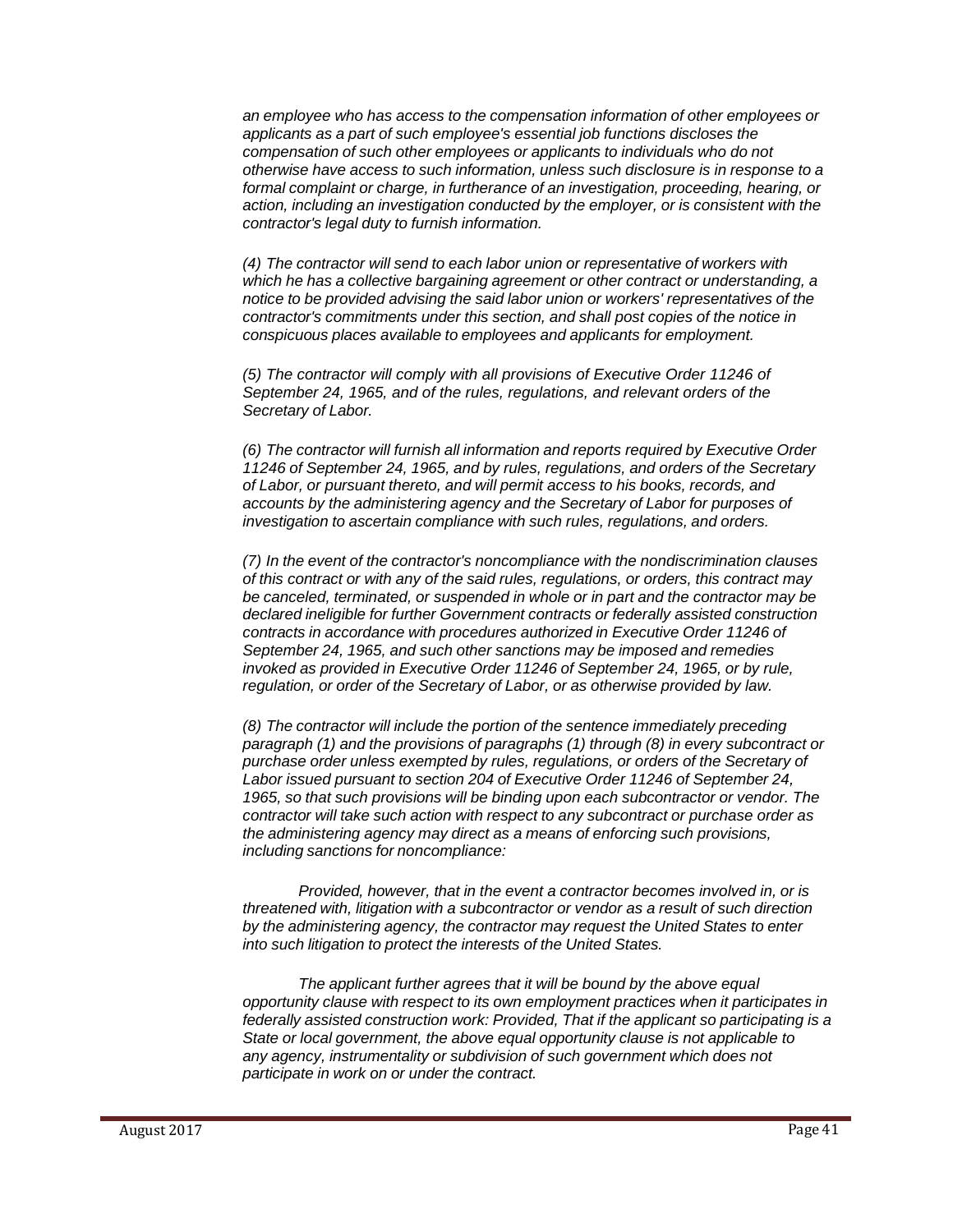*an employee who has access to the compensation information of other employees or applicants as a part of such employee's essential job functions discloses the compensation of such other employees or applicants to individuals who do not otherwise have access to such information, unless such disclosure is in response to a formal complaint or charge, in furtherance of an investigation, proceeding, hearing, or action, including an investigation conducted by the employer, or is consistent with the contractor's legal duty to furnish information.*

*(4) The contractor will send to each labor union or representative of workers with which he has a collective bargaining agreement or other contract or understanding, a notice to be provided advising the said labor union or workers' representatives of the contractor's commitments under this section, and shall post copies of the notice in conspicuous places available to employees and applicants for employment.*

*(5) The contractor will comply with all provisions of Executive Order 11246 of September 24, 1965, and of the rules, regulations, and relevant orders of the Secretary of Labor.*

*(6) The contractor will furnish all information and reports required by Executive Order 11246 of September 24, 1965, and by rules, regulations, and orders of the Secretary of Labor, or pursuant thereto, and will permit access to his books, records, and accounts by the administering agency and the Secretary of Labor for purposes of investigation to ascertain compliance with such rules, regulations, and orders.*

*(7) In the event of the contractor's noncompliance with the nondiscrimination clauses of this contract or with any of the said rules, regulations, or orders, this contract may be canceled, terminated, or suspended in whole or in part and the contractor may be declared ineligible for further Government contracts or federally assisted construction contracts in accordance with procedures authorized in Executive Order 11246 of September 24, 1965, and such other sanctions may be imposed and remedies invoked as provided in Executive Order 11246 of September 24, 1965, or by rule, regulation, or order of the Secretary of Labor, or as otherwise provided by law.*

*(8) The contractor will include the portion of the sentence immediately preceding paragraph (1) and the provisions of paragraphs (1) through (8) in every subcontract or purchase order unless exempted by rules, regulations, or orders of the Secretary of Labor issued pursuant to section 204 of Executive Order 11246 of September 24, 1965, so that such provisions will be binding upon each subcontractor or vendor. The contractor will take such action with respect to any subcontract or purchase order as the administering agency may direct as a means of enforcing such provisions, including sanctions for noncompliance:*

*Provided, however, that in the event a contractor becomes involved in, or is threatened with, litigation with a subcontractor or vendor as a result of such direction by the administering agency, the contractor may request the United States to enter into such litigation to protect the interests of the United States.*

*The applicant further agrees that it will be bound by the above equal opportunity clause with respect to its own employment practices when it participates in federally assisted construction work: Provided, That if the applicant so participating is a State or local government, the above equal opportunity clause is not applicable to any agency, instrumentality or subdivision of such government which does not participate in work on or under the contract.*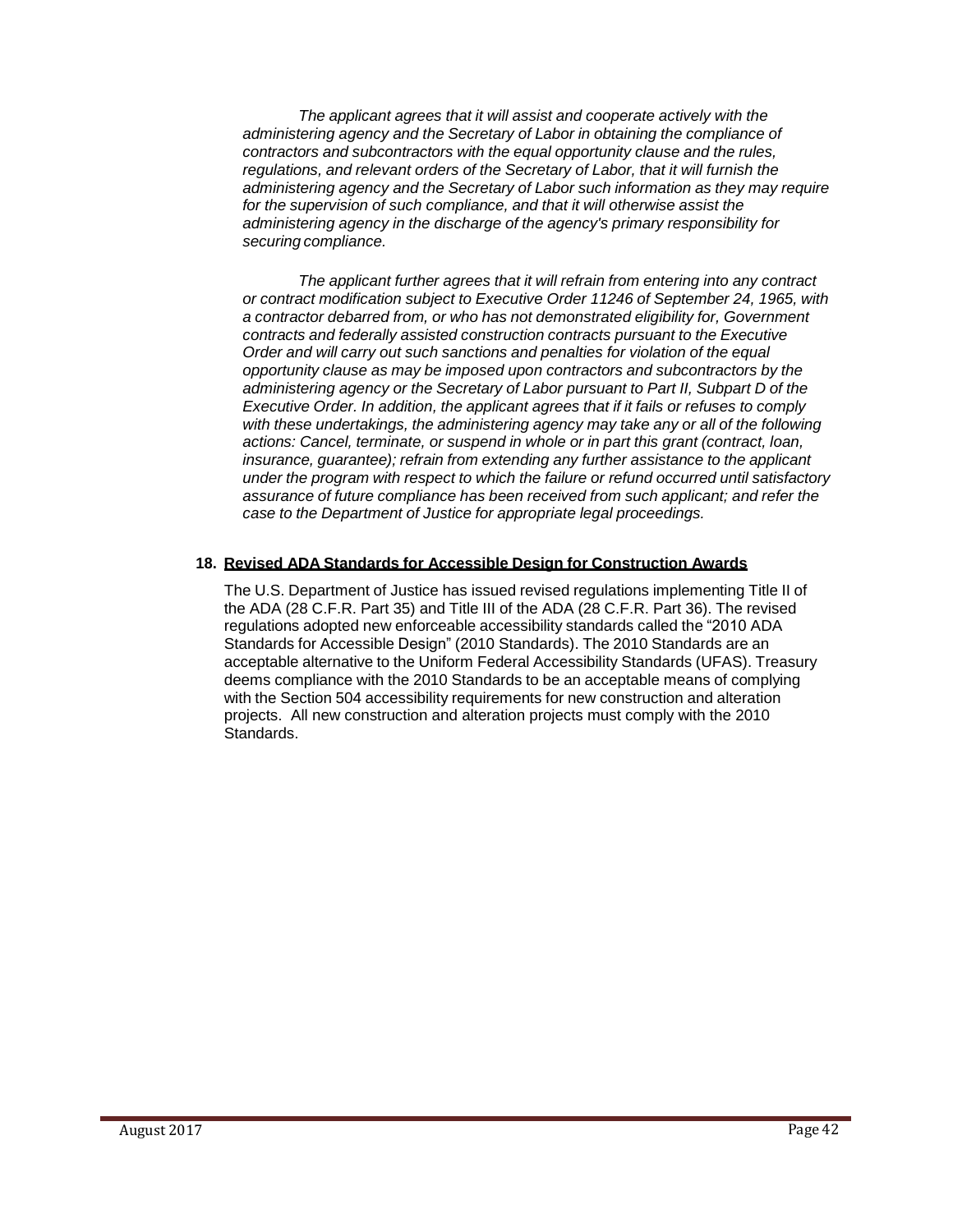*The applicant agrees that it will assist and cooperate actively with the administering agency and the Secretary of Labor in obtaining the compliance of contractors and subcontractors with the equal opportunity clause and the rules, regulations, and relevant orders of the Secretary of Labor, that it will furnish the administering agency and the Secretary of Labor such information as they may require for the supervision of such compliance, and that it will otherwise assist the administering agency in the discharge of the agency's primary responsibility for securing compliance.*

*The applicant further agrees that it will refrain from entering into any contract or contract modification subject to Executive Order 11246 of September 24, 1965, with a contractor debarred from, or who has not demonstrated eligibility for, Government contracts and federally assisted construction contracts pursuant to the Executive Order and will carry out such sanctions and penalties for violation of the equal opportunity clause as may be imposed upon contractors and subcontractors by the administering agency or the Secretary of Labor pursuant to Part II, Subpart D of the Executive Order. In addition, the applicant agrees that if it fails or refuses to comply with these undertakings, the administering agency may take any or all of the following actions: Cancel, terminate, or suspend in whole or in part this grant (contract, loan, insurance, guarantee); refrain from extending any further assistance to the applicant under the program with respect to which the failure or refund occurred until satisfactory assurance of future compliance has been received from such applicant; and refer the case to the Department of Justice for appropriate legal proceedings.*

**18. Revised ADA Standards for Accessible Design for Construction Awards**

The U.S. Department of Justice has issued revised regulations implementing Title II of the ADA (28 C.F.R. Part 35) and Title III of the ADA (28 C.F.R. Part 36). The revised regulations adopted new enforceable accessibility standards called the "2010 ADA Standards for Accessible Design" (2010 Standards). The 2010 Standards are an acceptable alternative to the Uniform Federal Accessibility Standards (UFAS). Treasury deems compliance with the 2010 Standards to be an acceptable means of complying with the Section 504 accessibility requirements for new construction and alteration projects. All new construction and alteration projects must comply with the 2010 Standards.